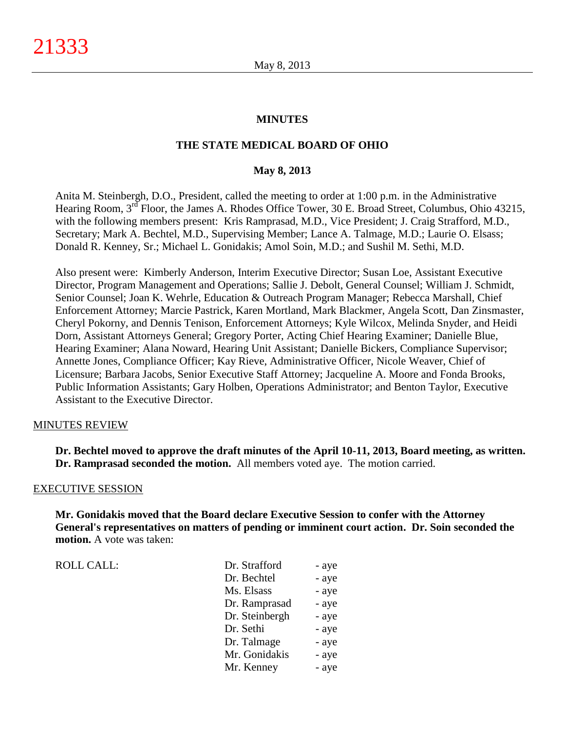**MINUTES**

**THE STATE MEDICAL BOARD OF OHIO**

**May 8, 2013**

Anita M. Steinbergh, D.O., President, called the meeting to order at 1:00 p.m. in the Administrative Hearing Room, 3rd Floor, the James A. Rhodes Office Tower, 30 E. Broad Street, Columbus, Ohio 43215, with the following members present: Kris Ramprasad, M.D., Vice President; J. Craig Strafford, M.D., Secretary; Mark A. Bechtel, M.D., Supervising Member; Lance A. Talmage, M.D.; Laurie O. Elsass; Donald R. Kenney, Sr.; Michael L. Gonidakis; Amol Soin, M.D.; and Sushil M. Sethi, M.D.

Also present were: Kimberly Anderson, Interim Executive Director; Susan Loe, Assistant Executive Director, Program Management and Operations; Sallie J. Debolt, General Counsel; William J. Schmidt, Senior Counsel; Joan K. Wehrle, Education & Outreach Program Manager; Rebecca Marshall, Chief Enforcement Attorney; Marcie Pastrick, Karen Mortland, Mark Blackmer, Angela Scott, Dan Zinsmaster, Cheryl Pokorny, and Dennis Tenison, Enforcement Attorneys; Kyle Wilcox, Melinda Snyder, and Heidi Dorn, Assistant Attorneys General; Gregory Porter, Acting Chief Hearing Examiner; Danielle Blue, Hearing Examiner; Alana Noward, Hearing Unit Assistant; Danielle Bickers, Compliance Supervisor; Annette Jones, Compliance Officer; Kay Rieve, Administrative Officer, Nicole Weaver, Chief of Licensure; Barbara Jacobs, Senior Executive Staff Attorney; Jacqueline A. Moore and Fonda Brooks, Public Information Assistants; Gary Holben, Operations Administrator; and Benton Taylor, Executive Assistant to the Executive Director.

## MINUTES REVIEW

**Dr. Bechtel moved to approve the draft minutes of the April 10-11, 2013, Board meeting, as written. Dr. Ramprasad seconded the motion.** All members voted aye. The motion carried.

## EXECUTIVE SESSION

**Mr. Gonidakis moved that the Board declare Executive Session to confer with the Attorney General's representatives on matters of pending or imminent court action. Dr. Soin seconded the motion.** A vote was taken:

| ROLL CALL: | | |
|---|---|---|
| | Dr. Strafford | - aye |
| | Dr. Bechtel | - aye |
| | Ms. Elsass | - aye |
| | Dr. Ramprasad | - aye |
| | Dr. Steinbergh | - aye |
| | Dr. Sethi | - aye |
| | Dr. Talmage | - aye |
| | Mr. Gonidakis | - aye |
| | Mr. Kenney | - aye |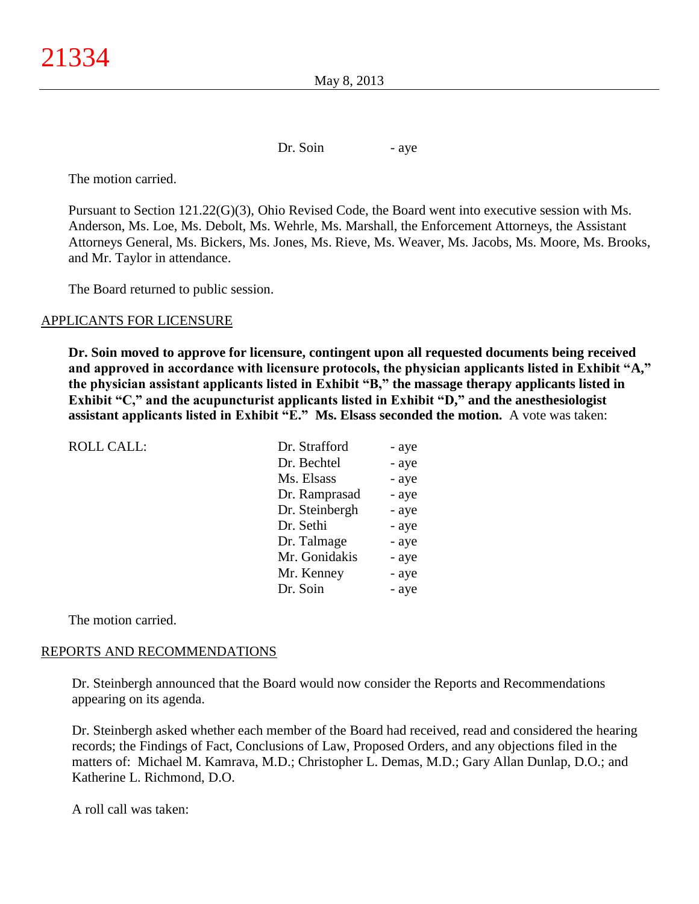Dr. Soin - aye

The motion carried.

Pursuant to Section 121.22(G)(3), Ohio Revised Code, the Board went into executive session with Ms. Anderson, Ms. Loe, Ms. Debolt, Ms. Wehrle, Ms. Marshall, the Enforcement Attorneys, the Assistant Attorneys General, Ms. Bickers, Ms. Jones, Ms. Rieve, Ms. Weaver, Ms. Jacobs, Ms. Moore, Ms. Brooks, and Mr. Taylor in attendance.

The Board returned to public session.

## APPLICANTS FOR LICENSURE

**Dr. Soin moved to approve for licensure, contingent upon all requested documents being received and approved in accordance with licensure protocols, the physician applicants listed in Exhibit "A," the physician assistant applicants listed in Exhibit "B," the massage therapy applicants listed in Exhibit "C," and the acupuncturist applicants listed in Exhibit "D," and the anesthesiologist assistant applicants listed in Exhibit "E." Ms. Elsass seconded the motion.** A vote was taken:

| ROLL CALL: | | |
|---|---|---|
| | Dr. Strafford | - aye |
| | Dr. Bechtel | - aye |
| | Ms. Elsass | - aye |
| | Dr. Ramprasad | - aye |
| | Dr. Steinbergh | - aye |
| | Dr. Sethi | - aye |
| | Dr. Talmage | - aye |
| | Mr. Gonidakis | - aye |
| | Mr. Kenney | - aye |
| | Dr. Soin | - aye |

The motion carried.

## REPORTS AND RECOMMENDATIONS

Dr. Steinbergh announced that the Board would now consider the Reports and Recommendations appearing on its agenda.

Dr. Steinbergh asked whether each member of the Board had received, read and considered the hearing records; the Findings of Fact, Conclusions of Law, Proposed Orders, and any objections filed in the matters of: Michael M. Kamrava, M.D.; Christopher L. Demas, M.D.; Gary Allan Dunlap, D.O.; and Katherine L. Richmond, D.O.

A roll call was taken: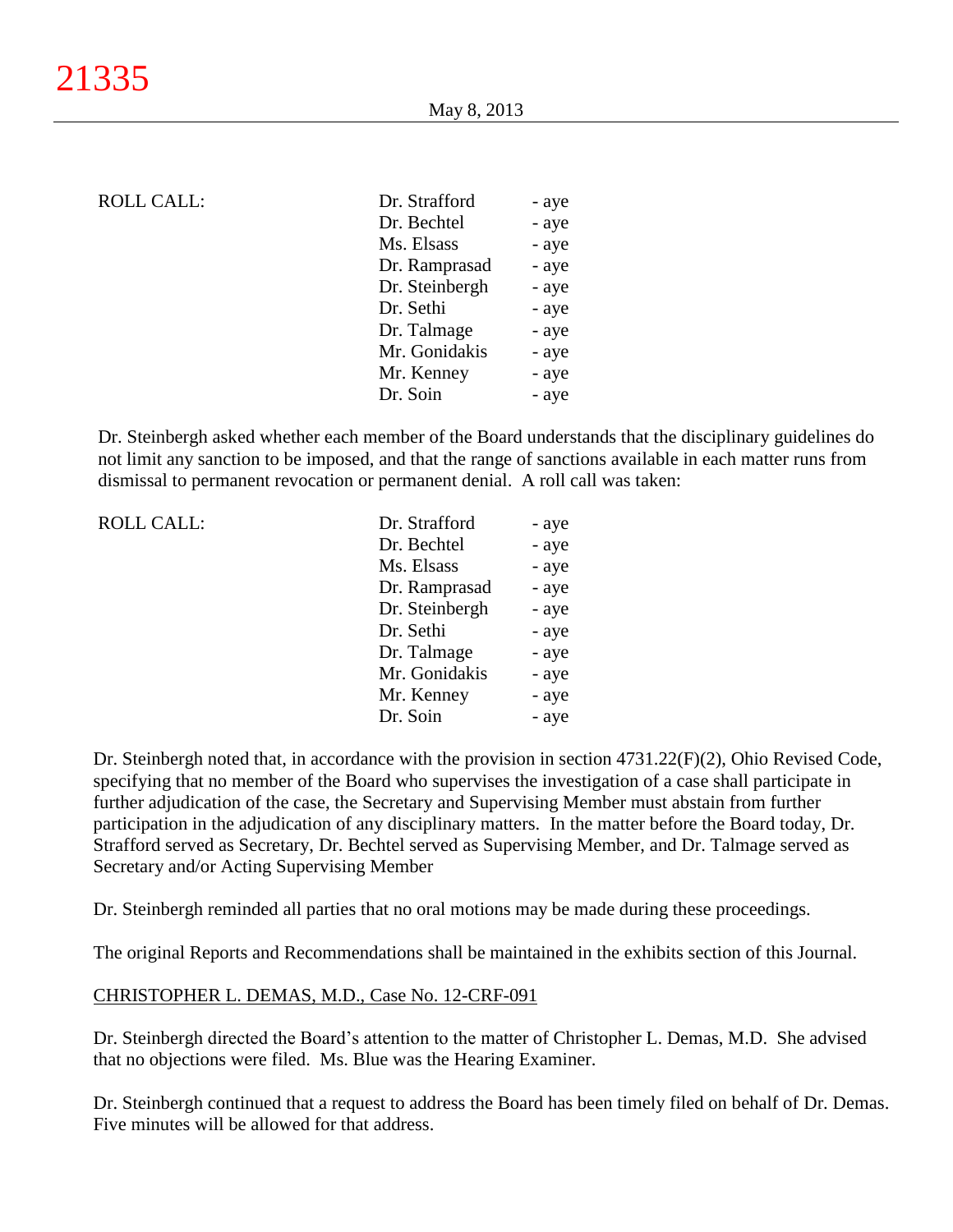ROLL CALL:

| | | |
|---|---|---|
| | Dr. Strafford | - aye |
| | Dr. Bechtel | - aye |
| | Ms. Elsass | - aye |
| | Dr. Ramprasad | - aye |
| | Dr. Steinbergh | - aye |
| | Dr. Sethi | - aye |
| | Dr. Talmage | - aye |
| | Mr. Gonidakis | - aye |
| | Mr. Kenney | - aye |
| | Dr. Soin | - aye |

Dr. Steinbergh asked whether each member of the Board understands that the disciplinary guidelines do not limit any sanction to be imposed, and that the range of sanctions available in each matter runs from dismissal to permanent revocation or permanent denial. A roll call was taken:

ROLL CALL:

| | | |
|---|---|---|
| | Dr. Strafford | - aye |
| | Dr. Bechtel | - aye |
| | Ms. Elsass | - aye |
| | Dr. Ramprasad | - aye |
| | Dr. Steinbergh | - aye |
| | Dr. Sethi | - aye |
| | Dr. Talmage | - aye |
| | Mr. Gonidakis | - aye |
| | Mr. Kenney | - aye |
| | Dr. Soin | - aye |

Dr. Steinbergh noted that, in accordance with the provision in section 4731.22(F)(2), Ohio Revised Code, specifying that no member of the Board who supervises the investigation of a case shall participate in further adjudication of the case, the Secretary and Supervising Member must abstain from further participation in the adjudication of any disciplinary matters. In the matter before the Board today, Dr. Strafford served as Secretary, Dr. Bechtel served as Supervising Member, and Dr. Talmage served as Secretary and/or Acting Supervising Member

Dr. Steinbergh reminded all parties that no oral motions may be made during these proceedings.

The original Reports and Recommendations shall be maintained in the exhibits section of this Journal.

CHRISTOPHER L. DEMAS, M.D., Case No. 12-CRF-091

Dr. Steinbergh directed the Board's attention to the matter of Christopher L. Demas, M.D. She advised that no objections were filed. Ms. Blue was the Hearing Examiner.

Dr. Steinbergh continued that a request to address the Board has been timely filed on behalf of Dr. Demas. Five minutes will be allowed for that address.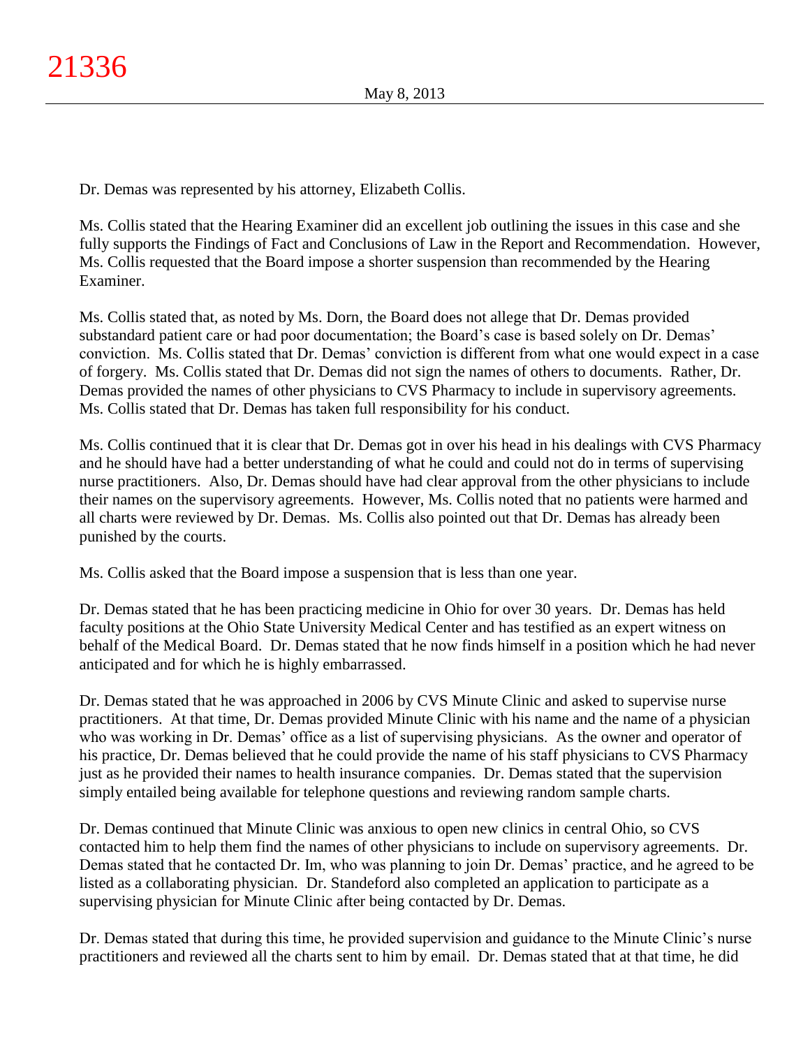Dr. Demas was represented by his attorney, Elizabeth Collis.

Ms. Collis stated that the Hearing Examiner did an excellent job outlining the issues in this case and she fully supports the Findings of Fact and Conclusions of Law in the Report and Recommendation. However, Ms. Collis requested that the Board impose a shorter suspension than recommended by the Hearing Examiner.

Ms. Collis stated that, as noted by Ms. Dorn, the Board does not allege that Dr. Demas provided substandard patient care or had poor documentation; the Board's case is based solely on Dr. Demas' conviction. Ms. Collis stated that Dr. Demas' conviction is different from what one would expect in a case of forgery. Ms. Collis stated that Dr. Demas did not sign the names of others to documents. Rather, Dr. Demas provided the names of other physicians to CVS Pharmacy to include in supervisory agreements. Ms. Collis stated that Dr. Demas has taken full responsibility for his conduct.

Ms. Collis continued that it is clear that Dr. Demas got in over his head in his dealings with CVS Pharmacy and he should have had a better understanding of what he could and could not do in terms of supervising nurse practitioners. Also, Dr. Demas should have had clear approval from the other physicians to include their names on the supervisory agreements. However, Ms. Collis noted that no patients were harmed and all charts were reviewed by Dr. Demas. Ms. Collis also pointed out that Dr. Demas has already been punished by the courts.

Ms. Collis asked that the Board impose a suspension that is less than one year.

Dr. Demas stated that he has been practicing medicine in Ohio for over 30 years. Dr. Demas has held faculty positions at the Ohio State University Medical Center and has testified as an expert witness on behalf of the Medical Board. Dr. Demas stated that he now finds himself in a position which he had never anticipated and for which he is highly embarrassed.

Dr. Demas stated that he was approached in 2006 by CVS Minute Clinic and asked to supervise nurse practitioners. At that time, Dr. Demas provided Minute Clinic with his name and the name of a physician who was working in Dr. Demas' office as a list of supervising physicians. As the owner and operator of his practice, Dr. Demas believed that he could provide the name of his staff physicians to CVS Pharmacy just as he provided their names to health insurance companies. Dr. Demas stated that the supervision simply entailed being available for telephone questions and reviewing random sample charts.

Dr. Demas continued that Minute Clinic was anxious to open new clinics in central Ohio, so CVS contacted him to help them find the names of other physicians to include on supervisory agreements. Dr. Demas stated that he contacted Dr. Im, who was planning to join Dr. Demas' practice, and he agreed to be listed as a collaborating physician. Dr. Standeford also completed an application to participate as a supervising physician for Minute Clinic after being contacted by Dr. Demas.

Dr. Demas stated that during this time, he provided supervision and guidance to the Minute Clinic's nurse practitioners and reviewed all the charts sent to him by email. Dr. Demas stated that at that time, he did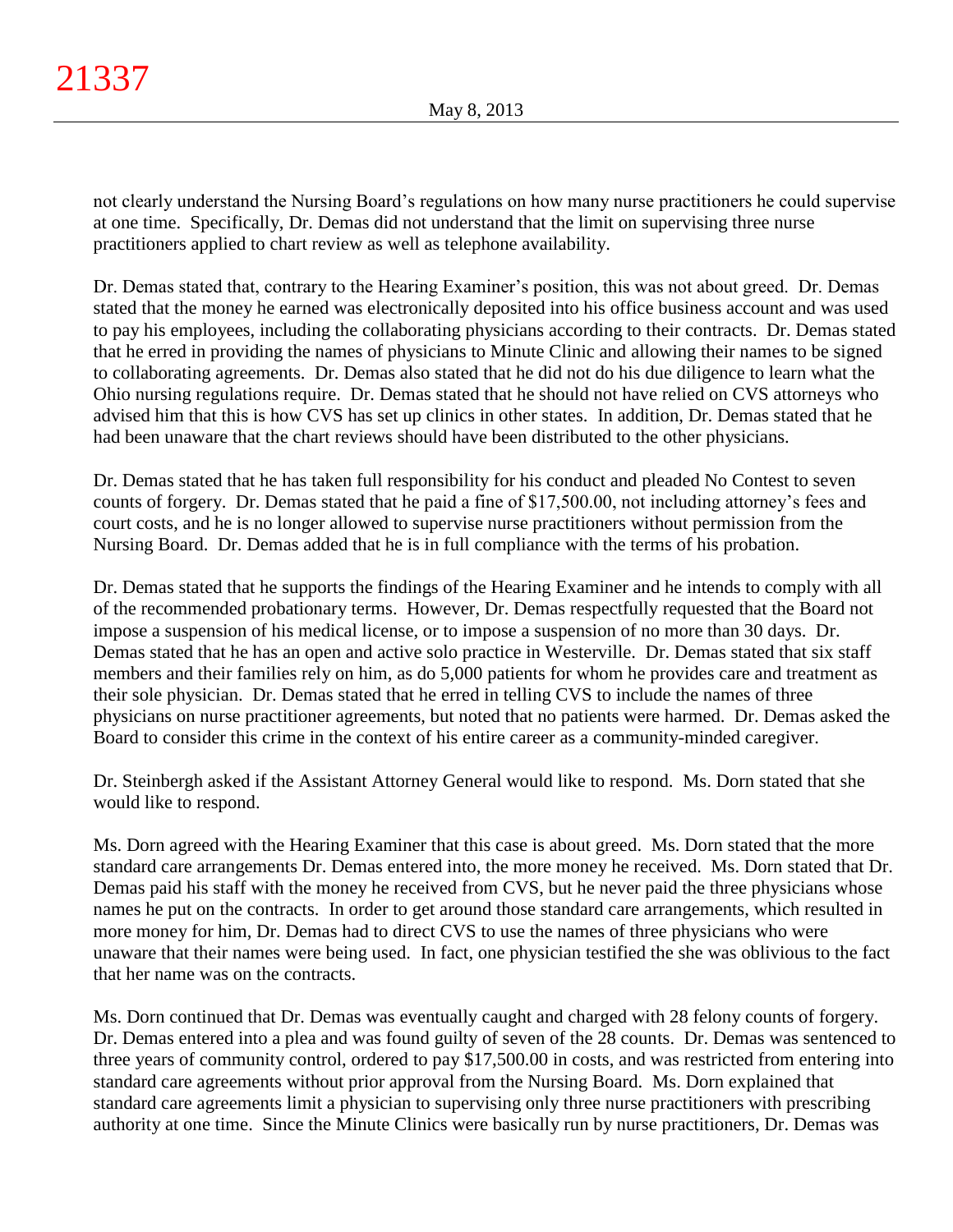not clearly understand the Nursing Board's regulations on how many nurse practitioners he could supervise at one time. Specifically, Dr. Demas did not understand that the limit on supervising three nurse practitioners applied to chart review as well as telephone availability.

Dr. Demas stated that, contrary to the Hearing Examiner's position, this was not about greed. Dr. Demas stated that the money he earned was electronically deposited into his office business account and was used to pay his employees, including the collaborating physicians according to their contracts. Dr. Demas stated that he erred in providing the names of physicians to Minute Clinic and allowing their names to be signed to collaborating agreements. Dr. Demas also stated that he did not do his due diligence to learn what the Ohio nursing regulations require. Dr. Demas stated that he should not have relied on CVS attorneys who advised him that this is how CVS has set up clinics in other states. In addition, Dr. Demas stated that he had been unaware that the chart reviews should have been distributed to the other physicians.

Dr. Demas stated that he has taken full responsibility for his conduct and pleaded No Contest to seven counts of forgery. Dr. Demas stated that he paid a fine of $17,500.00, not including attorney's fees and court costs, and he is no longer allowed to supervise nurse practitioners without permission from the Nursing Board. Dr. Demas added that he is in full compliance with the terms of his probation.

Dr. Demas stated that he supports the findings of the Hearing Examiner and he intends to comply with all of the recommended probationary terms. However, Dr. Demas respectfully requested that the Board not impose a suspension of his medical license, or to impose a suspension of no more than 30 days. Dr. Demas stated that he has an open and active solo practice in Westerville. Dr. Demas stated that six staff members and their families rely on him, as do 5,000 patients for whom he provides care and treatment as their sole physician. Dr. Demas stated that he erred in telling CVS to include the names of three physicians on nurse practitioner agreements, but noted that no patients were harmed. Dr. Demas asked the Board to consider this crime in the context of his entire career as a community-minded caregiver.

Dr. Steinbergh asked if the Assistant Attorney General would like to respond. Ms. Dorn stated that she would like to respond.

Ms. Dorn agreed with the Hearing Examiner that this case is about greed. Ms. Dorn stated that the more standard care arrangements Dr. Demas entered into, the more money he received. Ms. Dorn stated that Dr. Demas paid his staff with the money he received from CVS, but he never paid the three physicians whose names he put on the contracts. In order to get around those standard care arrangements, which resulted in more money for him, Dr. Demas had to direct CVS to use the names of three physicians who were unaware that their names were being used. In fact, one physician testified the she was oblivious to the fact that her name was on the contracts.

Ms. Dorn continued that Dr. Demas was eventually caught and charged with 28 felony counts of forgery. Dr. Demas entered into a plea and was found guilty of seven of the 28 counts. Dr. Demas was sentenced to three years of community control, ordered to pay $17,500.00 in costs, and was restricted from entering into standard care agreements without prior approval from the Nursing Board. Ms. Dorn explained that standard care agreements limit a physician to supervising only three nurse practitioners with prescribing authority at one time. Since the Minute Clinics were basically run by nurse practitioners, Dr. Demas was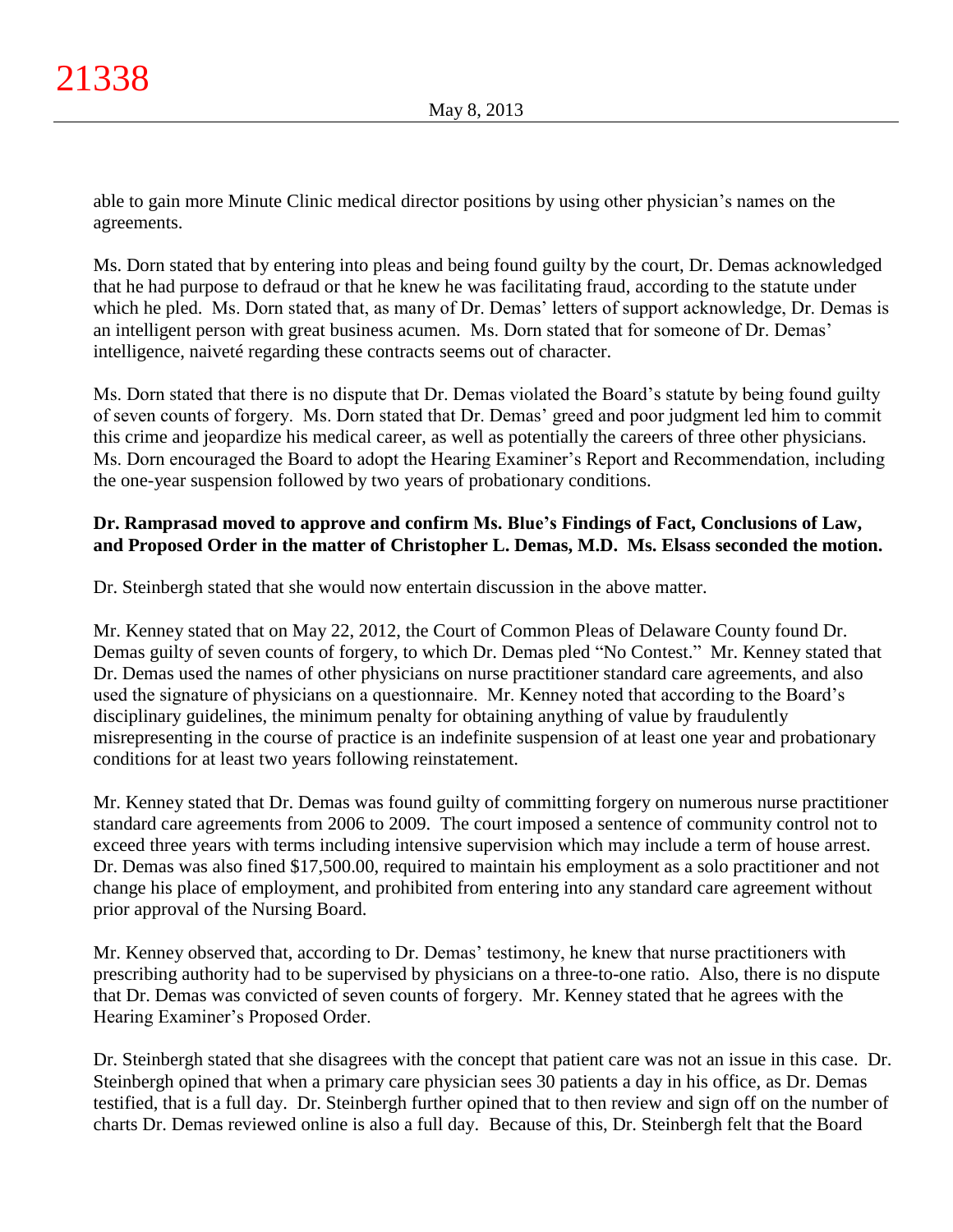able to gain more Minute Clinic medical director positions by using other physician's names on the agreements.

Ms. Dorn stated that by entering into pleas and being found guilty by the court, Dr. Demas acknowledged that he had purpose to defraud or that he knew he was facilitating fraud, according to the statute under which he pled. Ms. Dorn stated that, as many of Dr. Demas' letters of support acknowledge, Dr. Demas is an intelligent person with great business acumen. Ms. Dorn stated that for someone of Dr. Demas' intelligence, naiveté regarding these contracts seems out of character.

Ms. Dorn stated that there is no dispute that Dr. Demas violated the Board's statute by being found guilty of seven counts of forgery. Ms. Dorn stated that Dr. Demas' greed and poor judgment led him to commit this crime and jeopardize his medical career, as well as potentially the careers of three other physicians. Ms. Dorn encouraged the Board to adopt the Hearing Examiner's Report and Recommendation, including the one-year suspension followed by two years of probationary conditions.

**Dr. Ramprasad moved to approve and confirm Ms. Blue's Findings of Fact, Conclusions of Law, and Proposed Order in the matter of Christopher L. Demas, M.D. Ms. Elsass seconded the motion.**

Dr. Steinbergh stated that she would now entertain discussion in the above matter.

Mr. Kenney stated that on May 22, 2012, the Court of Common Pleas of Delaware County found Dr. Demas guilty of seven counts of forgery, to which Dr. Demas pled "No Contest." Mr. Kenney stated that Dr. Demas used the names of other physicians on nurse practitioner standard care agreements, and also used the signature of physicians on a questionnaire. Mr. Kenney noted that according to the Board's disciplinary guidelines, the minimum penalty for obtaining anything of value by fraudulently misrepresenting in the course of practice is an indefinite suspension of at least one year and probationary conditions for at least two years following reinstatement.

Mr. Kenney stated that Dr. Demas was found guilty of committing forgery on numerous nurse practitioner standard care agreements from 2006 to 2009. The court imposed a sentence of community control not to exceed three years with terms including intensive supervision which may include a term of house arrest. Dr. Demas was also fined $17,500.00, required to maintain his employment as a solo practitioner and not change his place of employment, and prohibited from entering into any standard care agreement without prior approval of the Nursing Board.

Mr. Kenney observed that, according to Dr. Demas' testimony, he knew that nurse practitioners with prescribing authority had to be supervised by physicians on a three-to-one ratio. Also, there is no dispute that Dr. Demas was convicted of seven counts of forgery. Mr. Kenney stated that he agrees with the Hearing Examiner's Proposed Order.

Dr. Steinbergh stated that she disagrees with the concept that patient care was not an issue in this case. Dr. Steinbergh opined that when a primary care physician sees 30 patients a day in his office, as Dr. Demas testified, that is a full day. Dr. Steinbergh further opined that to then review and sign off on the number of charts Dr. Demas reviewed online is also a full day. Because of this, Dr. Steinbergh felt that the Board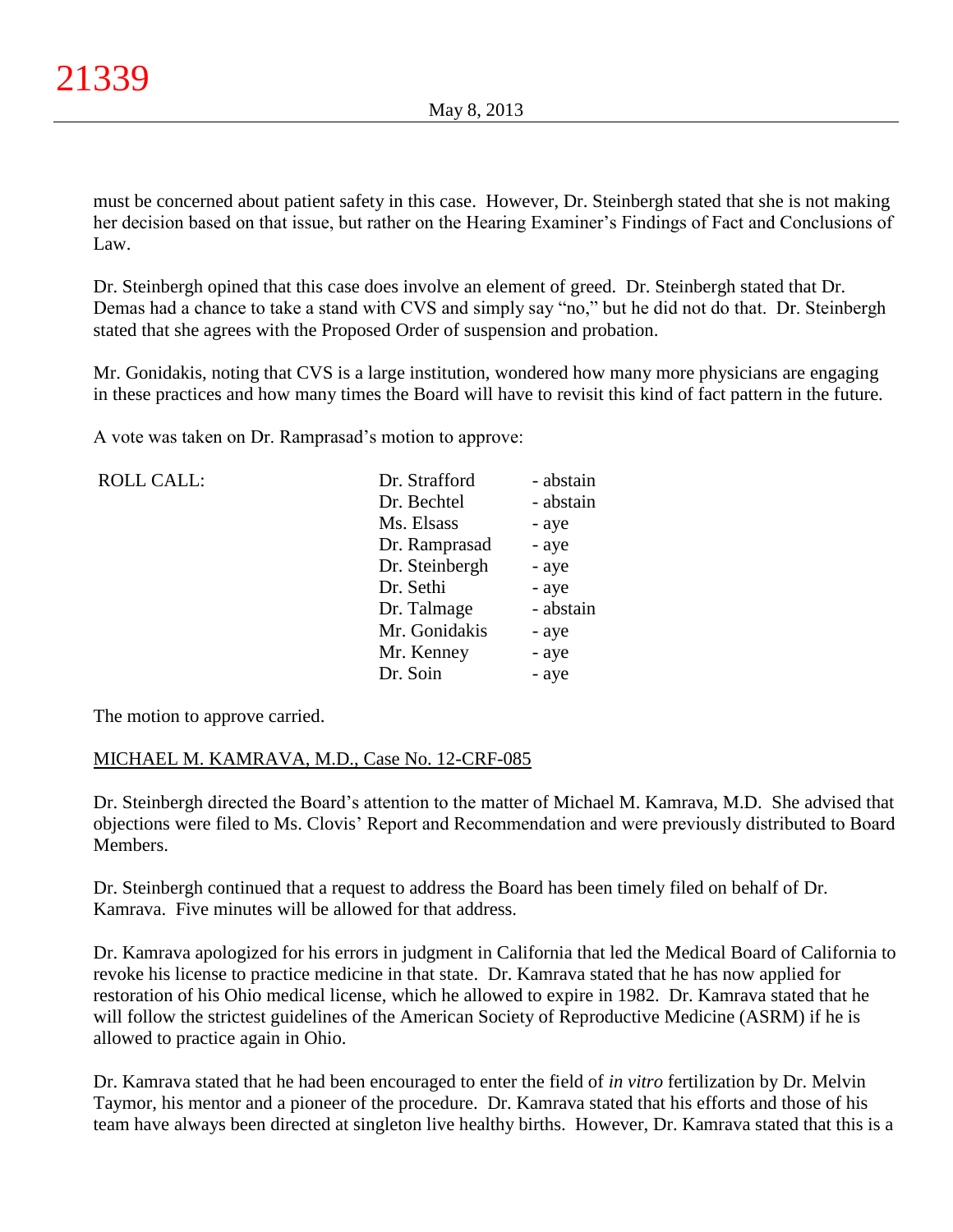must be concerned about patient safety in this case. However, Dr. Steinbergh stated that she is not making her decision based on that issue, but rather on the Hearing Examiner's Findings of Fact and Conclusions of Law.

Dr. Steinbergh opined that this case does involve an element of greed. Dr. Steinbergh stated that Dr. Demas had a chance to take a stand with CVS and simply say "no," but he did not do that. Dr. Steinbergh stated that she agrees with the Proposed Order of suspension and probation.

Mr. Gonidakis, noting that CVS is a large institution, wondered how many more physicians are engaging in these practices and how many times the Board will have to revisit this kind of fact pattern in the future.

A vote was taken on Dr. Ramprasad's motion to approve:

| ROLL CALL: | Dr. Strafford | - abstain |
|---|---|---|
| | Dr. Bechtel | - abstain |
| | Ms. Elsass | - aye |
| | Dr. Ramprasad | - aye |
| | Dr. Steinbergh | - aye |
| | Dr. Sethi | - aye |
| | Dr. Talmage | - abstain |
| | Mr. Gonidakis | - aye |
| | Mr. Kenney | - aye |
| | Dr. Soin | - aye |

The motion to approve carried.

MICHAEL M. KAMRAVA, M.D., Case No. 12-CRF-085

Dr. Steinbergh directed the Board's attention to the matter of Michael M. Kamrava, M.D. She advised that objections were filed to Ms. Clovis' Report and Recommendation and were previously distributed to Board Members.

Dr. Steinbergh continued that a request to address the Board has been timely filed on behalf of Dr. Kamrava. Five minutes will be allowed for that address.

Dr. Kamrava apologized for his errors in judgment in California that led the Medical Board of California to revoke his license to practice medicine in that state. Dr. Kamrava stated that he has now applied for restoration of his Ohio medical license, which he allowed to expire in 1982. Dr. Kamrava stated that he will follow the strictest guidelines of the American Society of Reproductive Medicine (ASRM) if he is allowed to practice again in Ohio.

Dr. Kamrava stated that he had been encouraged to enter the field of *in vitro* fertilization by Dr. Melvin Taymor, his mentor and a pioneer of the procedure. Dr. Kamrava stated that his efforts and those of his team have always been directed at singleton live healthy births. However, Dr. Kamrava stated that this is a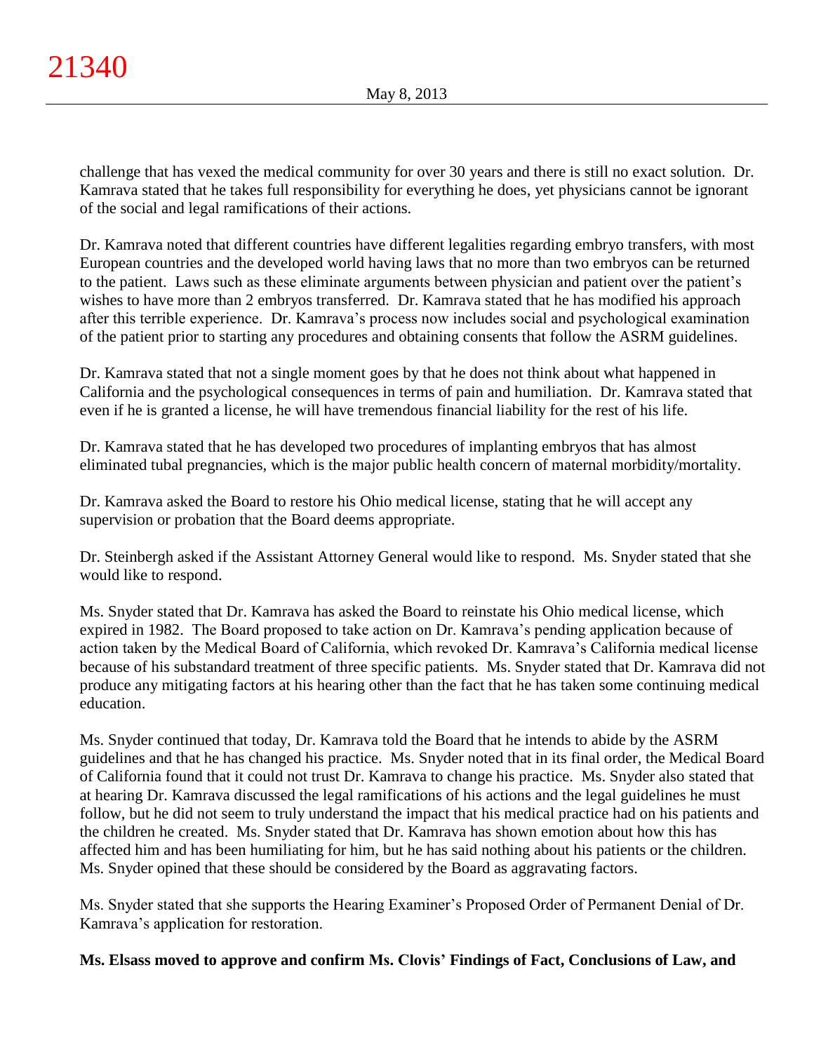challenge that has vexed the medical community for over 30 years and there is still no exact solution. Dr. Kamrava stated that he takes full responsibility for everything he does, yet physicians cannot be ignorant of the social and legal ramifications of their actions.

Dr. Kamrava noted that different countries have different legalities regarding embryo transfers, with most European countries and the developed world having laws that no more than two embryos can be returned to the patient. Laws such as these eliminate arguments between physician and patient over the patient's wishes to have more than 2 embryos transferred. Dr. Kamrava stated that he has modified his approach after this terrible experience. Dr. Kamrava's process now includes social and psychological examination of the patient prior to starting any procedures and obtaining consents that follow the ASRM guidelines.

Dr. Kamrava stated that not a single moment goes by that he does not think about what happened in California and the psychological consequences in terms of pain and humiliation. Dr. Kamrava stated that even if he is granted a license, he will have tremendous financial liability for the rest of his life.

Dr. Kamrava stated that he has developed two procedures of implanting embryos that has almost eliminated tubal pregnancies, which is the major public health concern of maternal morbidity/mortality.

Dr. Kamrava asked the Board to restore his Ohio medical license, stating that he will accept any supervision or probation that the Board deems appropriate.

Dr. Steinbergh asked if the Assistant Attorney General would like to respond. Ms. Snyder stated that she would like to respond.

Ms. Snyder stated that Dr. Kamrava has asked the Board to reinstate his Ohio medical license, which expired in 1982. The Board proposed to take action on Dr. Kamrava's pending application because of action taken by the Medical Board of California, which revoked Dr. Kamrava's California medical license because of his substandard treatment of three specific patients. Ms. Snyder stated that Dr. Kamrava did not produce any mitigating factors at his hearing other than the fact that he has taken some continuing medical education.

Ms. Snyder continued that today, Dr. Kamrava told the Board that he intends to abide by the ASRM guidelines and that he has changed his practice. Ms. Snyder noted that in its final order, the Medical Board of California found that it could not trust Dr. Kamrava to change his practice. Ms. Snyder also stated that at hearing Dr. Kamrava discussed the legal ramifications of his actions and the legal guidelines he must follow, but he did not seem to truly understand the impact that his medical practice had on his patients and the children he created. Ms. Snyder stated that Dr. Kamrava has shown emotion about how this has affected him and has been humiliating for him, but he has said nothing about his patients or the children. Ms. Snyder opined that these should be considered by the Board as aggravating factors.

Ms. Snyder stated that she supports the Hearing Examiner's Proposed Order of Permanent Denial of Dr. Kamrava's application for restoration.

**Ms. Elsass moved to approve and confirm Ms. Clovis' Findings of Fact, Conclusions of Law, and**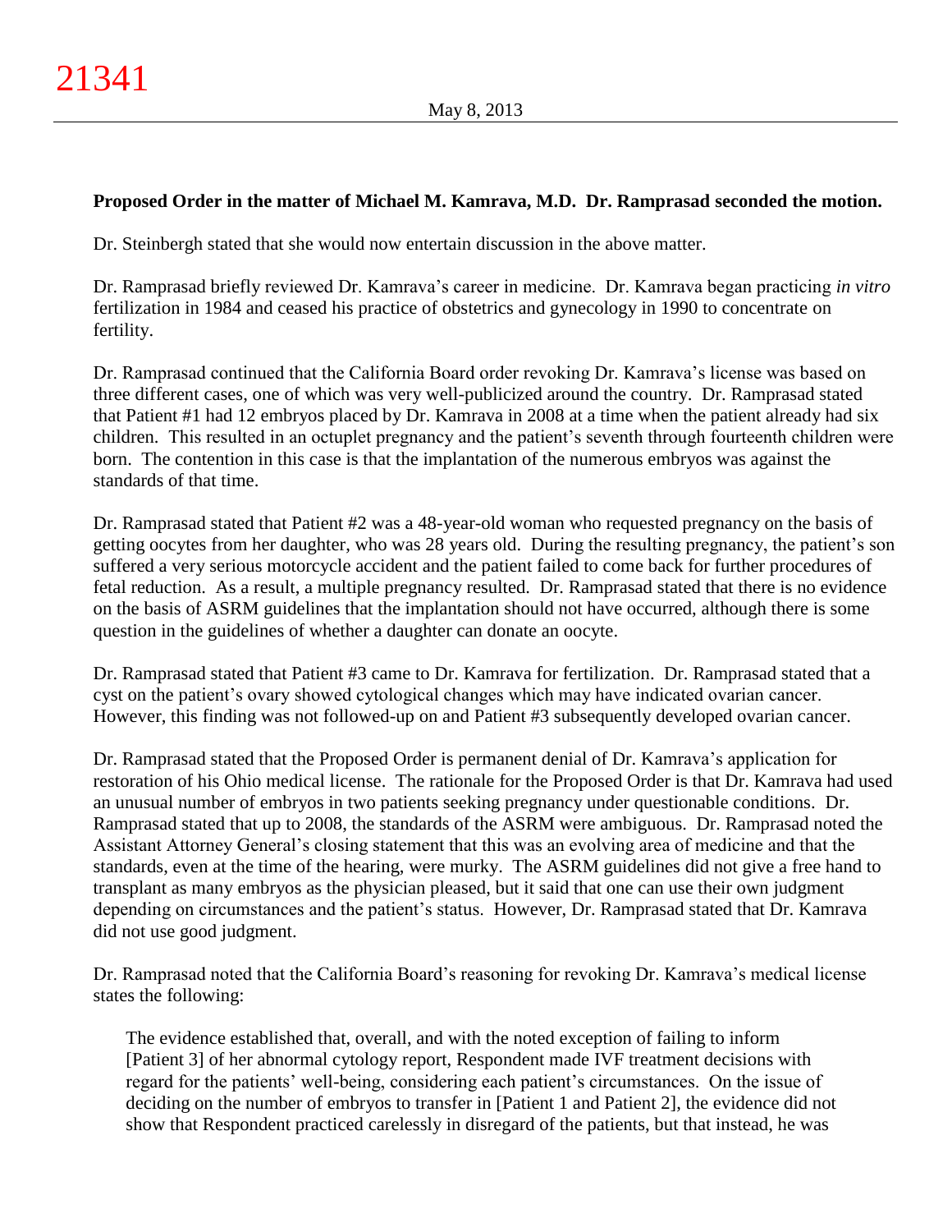**Proposed Order in the matter of Michael M. Kamrava, M.D. Dr. Ramprasad seconded the motion.**

Dr. Steinbergh stated that she would now entertain discussion in the above matter.

Dr. Ramprasad briefly reviewed Dr. Kamrava's career in medicine. Dr. Kamrava began practicing *in vitro* fertilization in 1984 and ceased his practice of obstetrics and gynecology in 1990 to concentrate on fertility.

Dr. Ramprasad continued that the California Board order revoking Dr. Kamrava's license was based on three different cases, one of which was very well-publicized around the country. Dr. Ramprasad stated that Patient #1 had 12 embryos placed by Dr. Kamrava in 2008 at a time when the patient already had six children. This resulted in an octuplet pregnancy and the patient's seventh through fourteenth children were born. The contention in this case is that the implantation of the numerous embryos was against the standards of that time.

Dr. Ramprasad stated that Patient #2 was a 48-year-old woman who requested pregnancy on the basis of getting oocytes from her daughter, who was 28 years old. During the resulting pregnancy, the patient's son suffered a very serious motorcycle accident and the patient failed to come back for further procedures of fetal reduction. As a result, a multiple pregnancy resulted. Dr. Ramprasad stated that there is no evidence on the basis of ASRM guidelines that the implantation should not have occurred, although there is some question in the guidelines of whether a daughter can donate an oocyte.

Dr. Ramprasad stated that Patient #3 came to Dr. Kamrava for fertilization. Dr. Ramprasad stated that a cyst on the patient's ovary showed cytological changes which may have indicated ovarian cancer. However, this finding was not followed-up on and Patient #3 subsequently developed ovarian cancer.

Dr. Ramprasad stated that the Proposed Order is permanent denial of Dr. Kamrava's application for restoration of his Ohio medical license. The rationale for the Proposed Order is that Dr. Kamrava had used an unusual number of embryos in two patients seeking pregnancy under questionable conditions. Dr. Ramprasad stated that up to 2008, the standards of the ASRM were ambiguous. Dr. Ramprasad noted the Assistant Attorney General's closing statement that this was an evolving area of medicine and that the standards, even at the time of the hearing, were murky. The ASRM guidelines did not give a free hand to transplant as many embryos as the physician pleased, but it said that one can use their own judgment depending on circumstances and the patient's status. However, Dr. Ramprasad stated that Dr. Kamrava did not use good judgment.

Dr. Ramprasad noted that the California Board's reasoning for revoking Dr. Kamrava's medical license states the following:

> The evidence established that, overall, and with the noted exception of failing to inform [Patient 3] of her abnormal cytology report, Respondent made IVF treatment decisions with regard for the patients' well-being, considering each patient's circumstances. On the issue of deciding on the number of embryos to transfer in [Patient 1 and Patient 2], the evidence did not show that Respondent practiced carelessly in disregard of the patients, but that instead, he was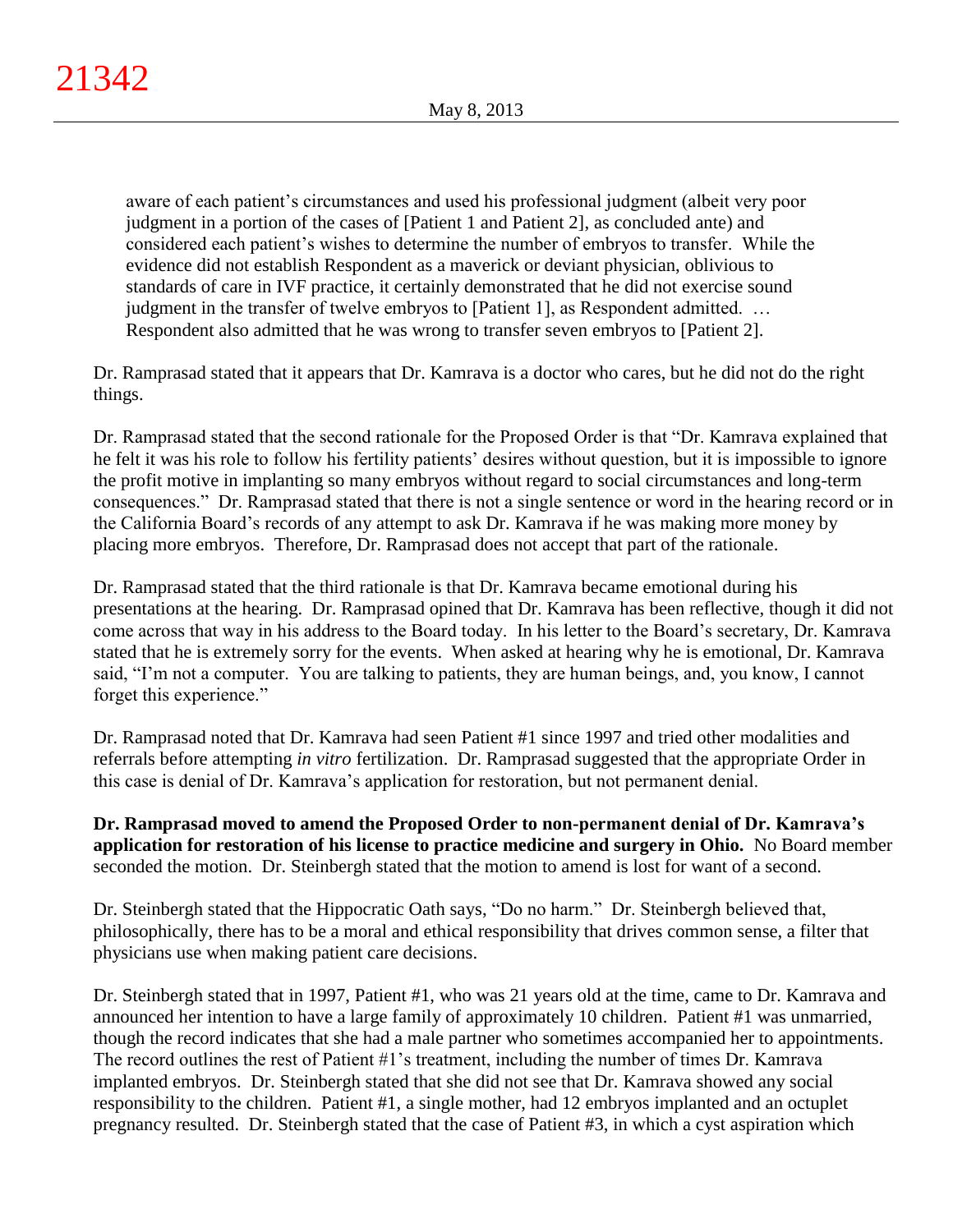> aware of each patient's circumstances and used his professional judgment (albeit very poor judgment in a portion of the cases of [Patient 1 and Patient 2], as concluded ante) and considered each patient's wishes to determine the number of embryos to transfer. While the evidence did not establish Respondent as a maverick or deviant physician, oblivious to standards of care in IVF practice, it certainly demonstrated that he did not exercise sound judgment in the transfer of twelve embryos to [Patient 1], as Respondent admitted. … Respondent also admitted that he was wrong to transfer seven embryos to [Patient 2].

Dr. Ramprasad stated that it appears that Dr. Kamrava is a doctor who cares, but he did not do the right things.

Dr. Ramprasad stated that the second rationale for the Proposed Order is that "Dr. Kamrava explained that he felt it was his role to follow his fertility patients' desires without question, but it is impossible to ignore the profit motive in implanting so many embryos without regard to social circumstances and long-term consequences." Dr. Ramprasad stated that there is not a single sentence or word in the hearing record or in the California Board's records of any attempt to ask Dr. Kamrava if he was making more money by placing more embryos. Therefore, Dr. Ramprasad does not accept that part of the rationale.

Dr. Ramprasad stated that the third rationale is that Dr. Kamrava became emotional during his presentations at the hearing. Dr. Ramprasad opined that Dr. Kamrava has been reflective, though it did not come across that way in his address to the Board today. In his letter to the Board's secretary, Dr. Kamrava stated that he is extremely sorry for the events. When asked at hearing why he is emotional, Dr. Kamrava said, "I'm not a computer. You are talking to patients, they are human beings, and, you know, I cannot forget this experience."

Dr. Ramprasad noted that Dr. Kamrava had seen Patient #1 since 1997 and tried other modalities and referrals before attempting *in vitro* fertilization. Dr. Ramprasad suggested that the appropriate Order in this case is denial of Dr. Kamrava's application for restoration, but not permanent denial.

**Dr. Ramprasad moved to amend the Proposed Order to non-permanent denial of Dr. Kamrava's application for restoration of his license to practice medicine and surgery in Ohio.** No Board member seconded the motion. Dr. Steinbergh stated that the motion to amend is lost for want of a second.

Dr. Steinbergh stated that the Hippocratic Oath says, "Do no harm." Dr. Steinbergh believed that, philosophically, there has to be a moral and ethical responsibility that drives common sense, a filter that physicians use when making patient care decisions.

Dr. Steinbergh stated that in 1997, Patient #1, who was 21 years old at the time, came to Dr. Kamrava and announced her intention to have a large family of approximately 10 children. Patient #1 was unmarried, though the record indicates that she had a male partner who sometimes accompanied her to appointments. The record outlines the rest of Patient #1's treatment, including the number of times Dr. Kamrava implanted embryos. Dr. Steinbergh stated that she did not see that Dr. Kamrava showed any social responsibility to the children. Patient #1, a single mother, had 12 embryos implanted and an octuplet pregnancy resulted. Dr. Steinbergh stated that the case of Patient #3, in which a cyst aspiration which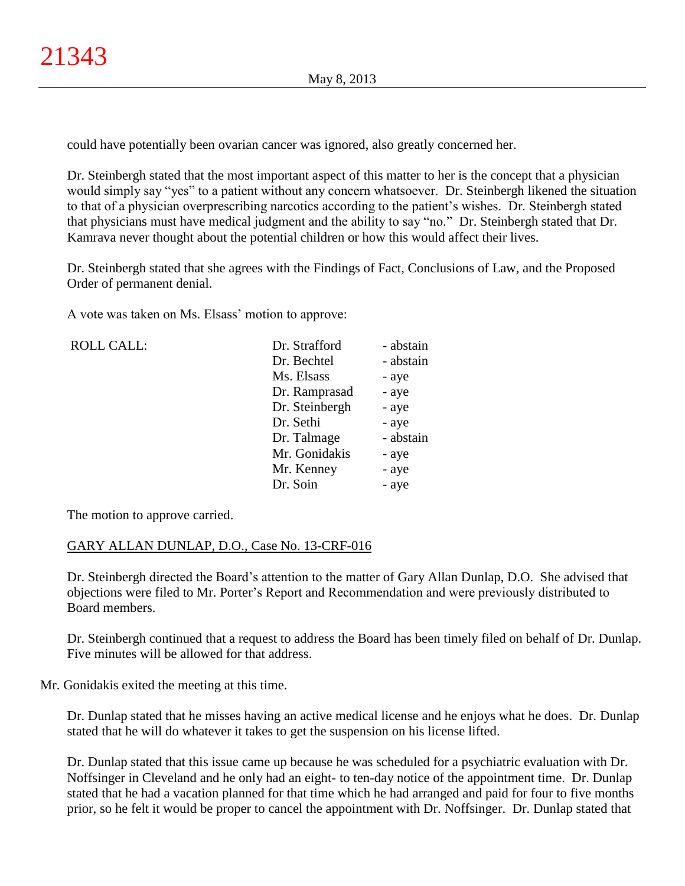could have potentially been ovarian cancer was ignored, also greatly concerned her.

Dr. Steinbergh stated that the most important aspect of this matter to her is the concept that a physician would simply say "yes" to a patient without any concern whatsoever. Dr. Steinbergh likened the situation to that of a physician overprescribing narcotics according to the patient's wishes. Dr. Steinbergh stated that physicians must have medical judgment and the ability to say "no." Dr. Steinbergh stated that Dr. Kamrava never thought about the potential children or how this would affect their lives.

Dr. Steinbergh stated that she agrees with the Findings of Fact, Conclusions of Law, and the Proposed Order of permanent denial.

A vote was taken on Ms. Elsass' motion to approve:

| ROLL CALL: | Dr. Strafford | - abstain |
|---|---|---|
| | Dr. Bechtel | - abstain |
| | Ms. Elsass | - aye |
| | Dr. Ramprasad | - aye |
| | Dr. Steinbergh | - aye |
| | Dr. Sethi | - aye |
| | Dr. Talmage | - abstain |
| | Mr. Gonidakis | - aye |
| | Mr. Kenney | - aye |
| | Dr. Soin | - aye |

The motion to approve carried.

GARY ALLAN DUNLAP, D.O., Case No. 13-CRF-016

Dr. Steinbergh directed the Board's attention to the matter of Gary Allan Dunlap, D.O. She advised that objections were filed to Mr. Porter's Report and Recommendation and were previously distributed to Board members.

Dr. Steinbergh continued that a request to address the Board has been timely filed on behalf of Dr. Dunlap. Five minutes will be allowed for that address.

Mr. Gonidakis exited the meeting at this time.

Dr. Dunlap stated that he misses having an active medical license and he enjoys what he does. Dr. Dunlap stated that he will do whatever it takes to get the suspension on his license lifted.

Dr. Dunlap stated that this issue came up because he was scheduled for a psychiatric evaluation with Dr. Noffsinger in Cleveland and he only had an eight- to ten-day notice of the appointment time. Dr. Dunlap stated that he had a vacation planned for that time which he had arranged and paid for four to five months prior, so he felt it would be proper to cancel the appointment with Dr. Noffsinger. Dr. Dunlap stated that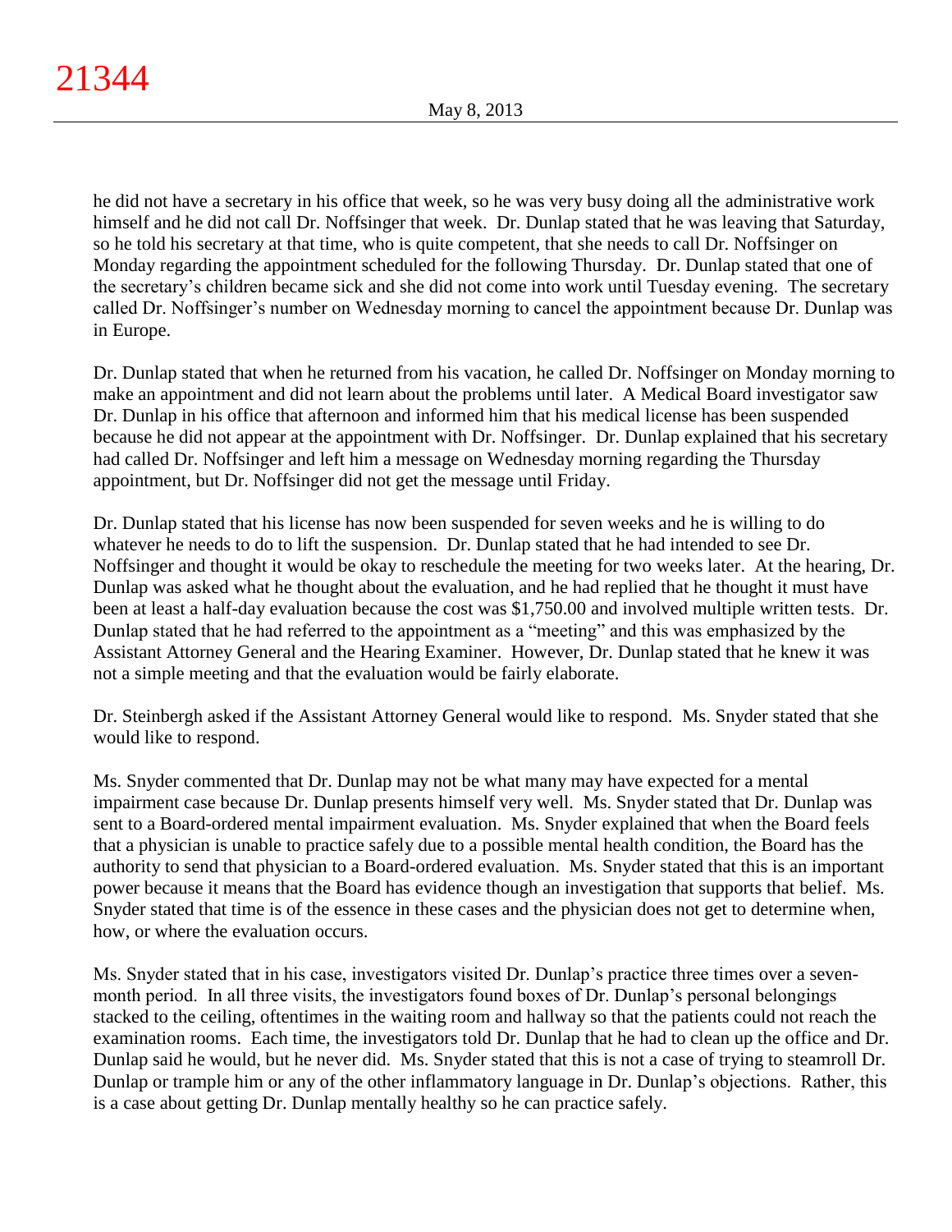he did not have a secretary in his office that week, so he was very busy doing all the administrative work himself and he did not call Dr. Noffsinger that week. Dr. Dunlap stated that he was leaving that Saturday, so he told his secretary at that time, who is quite competent, that she needs to call Dr. Noffsinger on Monday regarding the appointment scheduled for the following Thursday. Dr. Dunlap stated that one of the secretary's children became sick and she did not come into work until Tuesday evening. The secretary called Dr. Noffsinger's number on Wednesday morning to cancel the appointment because Dr. Dunlap was in Europe.

Dr. Dunlap stated that when he returned from his vacation, he called Dr. Noffsinger on Monday morning to make an appointment and did not learn about the problems until later. A Medical Board investigator saw Dr. Dunlap in his office that afternoon and informed him that his medical license has been suspended because he did not appear at the appointment with Dr. Noffsinger. Dr. Dunlap explained that his secretary had called Dr. Noffsinger and left him a message on Wednesday morning regarding the Thursday appointment, but Dr. Noffsinger did not get the message until Friday.

Dr. Dunlap stated that his license has now been suspended for seven weeks and he is willing to do whatever he needs to do to lift the suspension. Dr. Dunlap stated that he had intended to see Dr. Noffsinger and thought it would be okay to reschedule the meeting for two weeks later. At the hearing, Dr. Dunlap was asked what he thought about the evaluation, and he had replied that he thought it must have been at least a half-day evaluation because the cost was $1,750.00 and involved multiple written tests. Dr. Dunlap stated that he had referred to the appointment as a "meeting" and this was emphasized by the Assistant Attorney General and the Hearing Examiner. However, Dr. Dunlap stated that he knew it was not a simple meeting and that the evaluation would be fairly elaborate.

Dr. Steinbergh asked if the Assistant Attorney General would like to respond. Ms. Snyder stated that she would like to respond.

Ms. Snyder commented that Dr. Dunlap may not be what many may have expected for a mental impairment case because Dr. Dunlap presents himself very well. Ms. Snyder stated that Dr. Dunlap was sent to a Board-ordered mental impairment evaluation. Ms. Snyder explained that when the Board feels that a physician is unable to practice safely due to a possible mental health condition, the Board has the authority to send that physician to a Board-ordered evaluation. Ms. Snyder stated that this is an important power because it means that the Board has evidence though an investigation that supports that belief. Ms. Snyder stated that time is of the essence in these cases and the physician does not get to determine when, how, or where the evaluation occurs.

Ms. Snyder stated that in his case, investigators visited Dr. Dunlap's practice three times over a seven-month period. In all three visits, the investigators found boxes of Dr. Dunlap's personal belongings stacked to the ceiling, oftentimes in the waiting room and hallway so that the patients could not reach the examination rooms. Each time, the investigators told Dr. Dunlap that he had to clean up the office and Dr. Dunlap said he would, but he never did. Ms. Snyder stated that this is not a case of trying to steamroll Dr. Dunlap or trample him or any of the other inflammatory language in Dr. Dunlap's objections. Rather, this is a case about getting Dr. Dunlap mentally healthy so he can practice safely.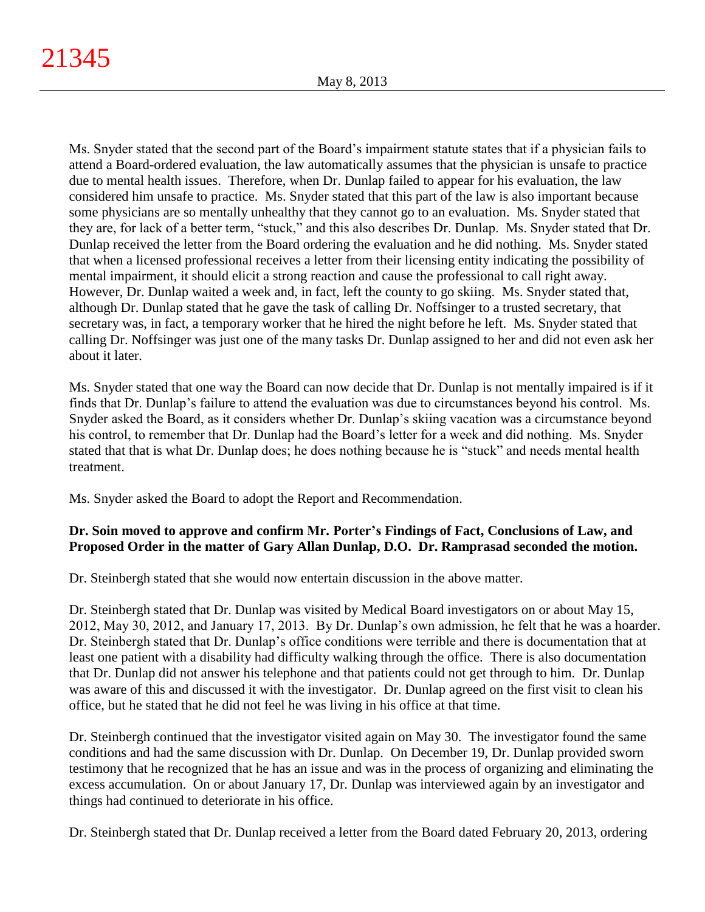Ms. Snyder stated that the second part of the Board's impairment statute states that if a physician fails to attend a Board-ordered evaluation, the law automatically assumes that the physician is unsafe to practice due to mental health issues. Therefore, when Dr. Dunlap failed to appear for his evaluation, the law considered him unsafe to practice. Ms. Snyder stated that this part of the law is also important because some physicians are so mentally unhealthy that they cannot go to an evaluation. Ms. Snyder stated that they are, for lack of a better term, "stuck," and this also describes Dr. Dunlap. Ms. Snyder stated that Dr. Dunlap received the letter from the Board ordering the evaluation and he did nothing. Ms. Snyder stated that when a licensed professional receives a letter from their licensing entity indicating the possibility of mental impairment, it should elicit a strong reaction and cause the professional to call right away. However, Dr. Dunlap waited a week and, in fact, left the county to go skiing. Ms. Snyder stated that, although Dr. Dunlap stated that he gave the task of calling Dr. Noffsinger to a trusted secretary, that secretary was, in fact, a temporary worker that he hired the night before he left. Ms. Snyder stated that calling Dr. Noffsinger was just one of the many tasks Dr. Dunlap assigned to her and did not even ask her about it later.

Ms. Snyder stated that one way the Board can now decide that Dr. Dunlap is not mentally impaired is if it finds that Dr. Dunlap's failure to attend the evaluation was due to circumstances beyond his control. Ms. Snyder asked the Board, as it considers whether Dr. Dunlap's skiing vacation was a circumstance beyond his control, to remember that Dr. Dunlap had the Board's letter for a week and did nothing. Ms. Snyder stated that that is what Dr. Dunlap does; he does nothing because he is "stuck" and needs mental health treatment.

Ms. Snyder asked the Board to adopt the Report and Recommendation.

**Dr. Soin moved to approve and confirm Mr. Porter's Findings of Fact, Conclusions of Law, and Proposed Order in the matter of Gary Allan Dunlap, D.O. Dr. Ramprasad seconded the motion.**

Dr. Steinbergh stated that she would now entertain discussion in the above matter.

Dr. Steinbergh stated that Dr. Dunlap was visited by Medical Board investigators on or about May 15, 2012, May 30, 2012, and January 17, 2013. By Dr. Dunlap's own admission, he felt that he was a hoarder. Dr. Steinbergh stated that Dr. Dunlap's office conditions were terrible and there is documentation that at least one patient with a disability had difficulty walking through the office. There is also documentation that Dr. Dunlap did not answer his telephone and that patients could not get through to him. Dr. Dunlap was aware of this and discussed it with the investigator. Dr. Dunlap agreed on the first visit to clean his office, but he stated that he did not feel he was living in his office at that time.

Dr. Steinbergh continued that the investigator visited again on May 30. The investigator found the same conditions and had the same discussion with Dr. Dunlap. On December 19, Dr. Dunlap provided sworn testimony that he recognized that he has an issue and was in the process of organizing and eliminating the excess accumulation. On or about January 17, Dr. Dunlap was interviewed again by an investigator and things had continued to deteriorate in his office.

Dr. Steinbergh stated that Dr. Dunlap received a letter from the Board dated February 20, 2013, ordering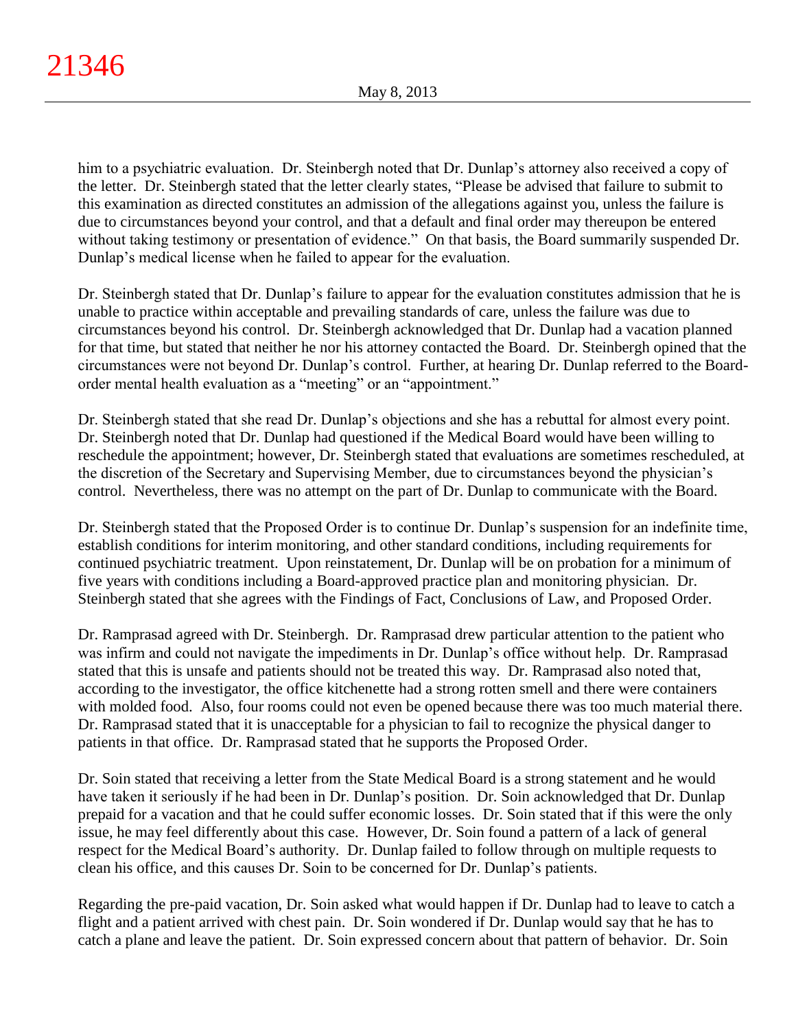him to a psychiatric evaluation. Dr. Steinbergh noted that Dr. Dunlap's attorney also received a copy of the letter. Dr. Steinbergh stated that the letter clearly states, "Please be advised that failure to submit to this examination as directed constitutes an admission of the allegations against you, unless the failure is due to circumstances beyond your control, and that a default and final order may thereupon be entered without taking testimony or presentation of evidence." On that basis, the Board summarily suspended Dr. Dunlap's medical license when he failed to appear for the evaluation.

Dr. Steinbergh stated that Dr. Dunlap's failure to appear for the evaluation constitutes admission that he is unable to practice within acceptable and prevailing standards of care, unless the failure was due to circumstances beyond his control. Dr. Steinbergh acknowledged that Dr. Dunlap had a vacation planned for that time, but stated that neither he nor his attorney contacted the Board. Dr. Steinbergh opined that the circumstances were not beyond Dr. Dunlap's control. Further, at hearing Dr. Dunlap referred to the Board-order mental health evaluation as a "meeting" or an "appointment."

Dr. Steinbergh stated that she read Dr. Dunlap's objections and she has a rebuttal for almost every point. Dr. Steinbergh noted that Dr. Dunlap had questioned if the Medical Board would have been willing to reschedule the appointment; however, Dr. Steinbergh stated that evaluations are sometimes rescheduled, at the discretion of the Secretary and Supervising Member, due to circumstances beyond the physician's control. Nevertheless, there was no attempt on the part of Dr. Dunlap to communicate with the Board.

Dr. Steinbergh stated that the Proposed Order is to continue Dr. Dunlap's suspension for an indefinite time, establish conditions for interim monitoring, and other standard conditions, including requirements for continued psychiatric treatment. Upon reinstatement, Dr. Dunlap will be on probation for a minimum of five years with conditions including a Board-approved practice plan and monitoring physician. Dr. Steinbergh stated that she agrees with the Findings of Fact, Conclusions of Law, and Proposed Order.

Dr. Ramprasad agreed with Dr. Steinbergh. Dr. Ramprasad drew particular attention to the patient who was infirm and could not navigate the impediments in Dr. Dunlap's office without help. Dr. Ramprasad stated that this is unsafe and patients should not be treated this way. Dr. Ramprasad also noted that, according to the investigator, the office kitchenette had a strong rotten smell and there were containers with molded food. Also, four rooms could not even be opened because there was too much material there. Dr. Ramprasad stated that it is unacceptable for a physician to fail to recognize the physical danger to patients in that office. Dr. Ramprasad stated that he supports the Proposed Order.

Dr. Soin stated that receiving a letter from the State Medical Board is a strong statement and he would have taken it seriously if he had been in Dr. Dunlap's position. Dr. Soin acknowledged that Dr. Dunlap prepaid for a vacation and that he could suffer economic losses. Dr. Soin stated that if this were the only issue, he may feel differently about this case. However, Dr. Soin found a pattern of a lack of general respect for the Medical Board's authority. Dr. Dunlap failed to follow through on multiple requests to clean his office, and this causes Dr. Soin to be concerned for Dr. Dunlap's patients.

Regarding the pre-paid vacation, Dr. Soin asked what would happen if Dr. Dunlap had to leave to catch a flight and a patient arrived with chest pain. Dr. Soin wondered if Dr. Dunlap would say that he has to catch a plane and leave the patient. Dr. Soin expressed concern about that pattern of behavior. Dr. Soin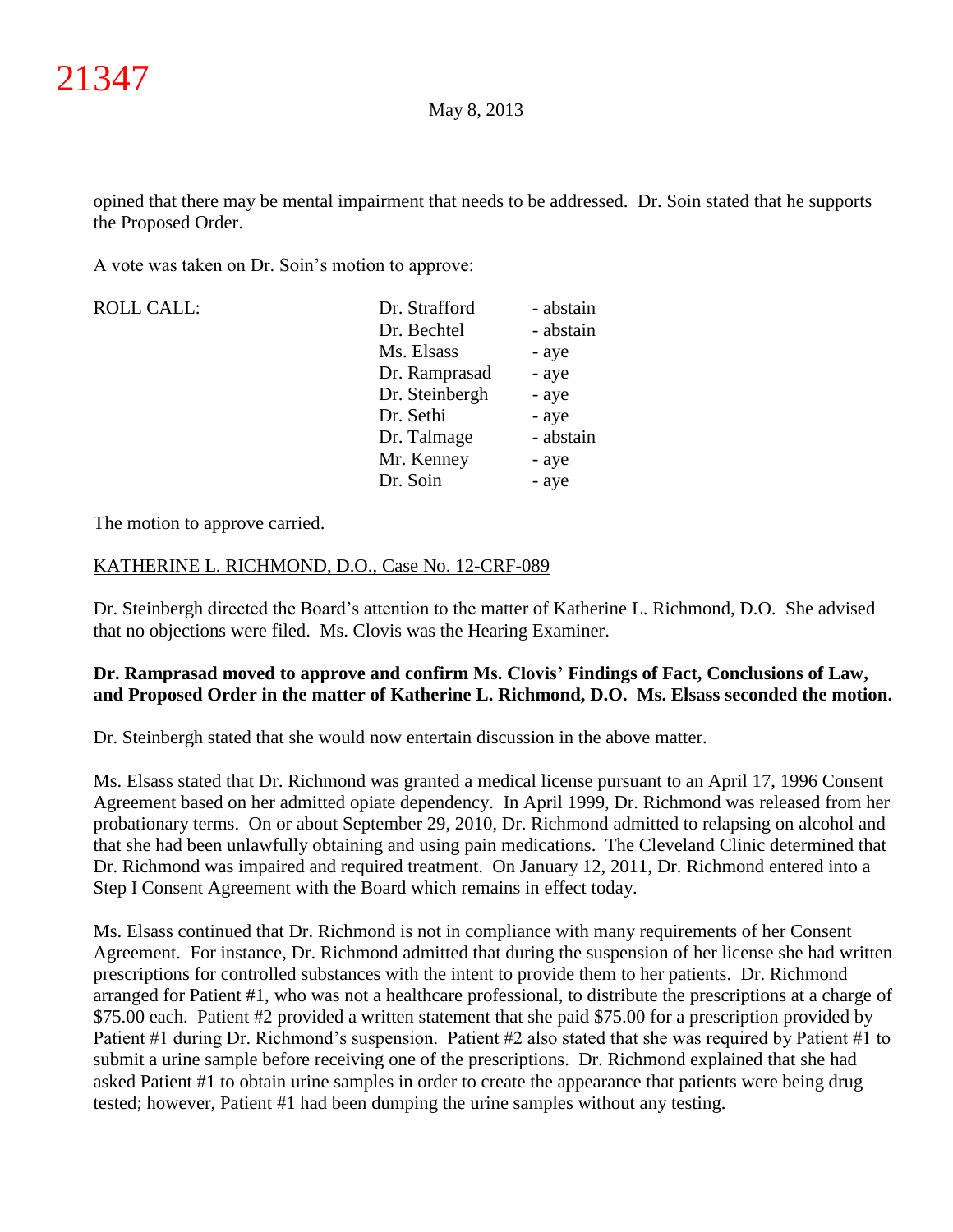opined that there may be mental impairment that needs to be addressed. Dr. Soin stated that he supports the Proposed Order.

A vote was taken on Dr. Soin's motion to approve:

| ROLL CALL: | | |
|---|---|---|
| | Dr. Strafford | - abstain |
| | Dr. Bechtel | - abstain |
| | Ms. Elsass | - aye |
| | Dr. Ramprasad | - aye |
| | Dr. Steinbergh | - aye |
| | Dr. Sethi | - aye |
| | Dr. Talmage | - abstain |
| | Mr. Kenney | - aye |
| | Dr. Soin | - aye |

The motion to approve carried.

KATHERINE L. RICHMOND, D.O., Case No. 12-CRF-089

Dr. Steinbergh directed the Board's attention to the matter of Katherine L. Richmond, D.O. She advised that no objections were filed. Ms. Clovis was the Hearing Examiner.

**Dr. Ramprasad moved to approve and confirm Ms. Clovis' Findings of Fact, Conclusions of Law, and Proposed Order in the matter of Katherine L. Richmond, D.O. Ms. Elsass seconded the motion.**

Dr. Steinbergh stated that she would now entertain discussion in the above matter.

Ms. Elsass stated that Dr. Richmond was granted a medical license pursuant to an April 17, 1996 Consent Agreement based on her admitted opiate dependency. In April 1999, Dr. Richmond was released from her probationary terms. On or about September 29, 2010, Dr. Richmond admitted to relapsing on alcohol and that she had been unlawfully obtaining and using pain medications. The Cleveland Clinic determined that Dr. Richmond was impaired and required treatment. On January 12, 2011, Dr. Richmond entered into a Step I Consent Agreement with the Board which remains in effect today.

Ms. Elsass continued that Dr. Richmond is not in compliance with many requirements of her Consent Agreement. For instance, Dr. Richmond admitted that during the suspension of her license she had written prescriptions for controlled substances with the intent to provide them to her patients. Dr. Richmond arranged for Patient #1, who was not a healthcare professional, to distribute the prescriptions at a charge of $75.00 each. Patient #2 provided a written statement that she paid $75.00 for a prescription provided by Patient #1 during Dr. Richmond's suspension. Patient #2 also stated that she was required by Patient #1 to submit a urine sample before receiving one of the prescriptions. Dr. Richmond explained that she had asked Patient #1 to obtain urine samples in order to create the appearance that patients were being drug tested; however, Patient #1 had been dumping the urine samples without any testing.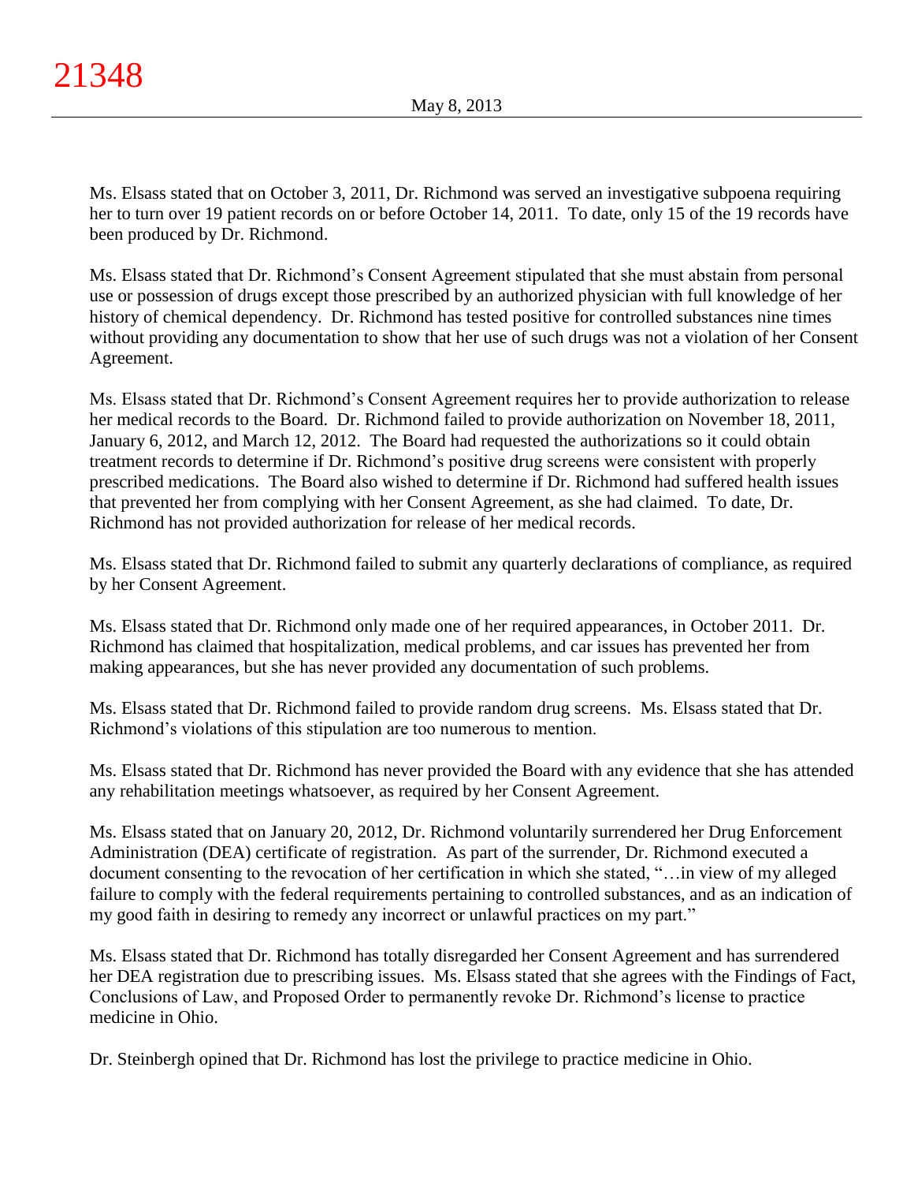Ms. Elsass stated that on October 3, 2011, Dr. Richmond was served an investigative subpoena requiring her to turn over 19 patient records on or before October 14, 2011. To date, only 15 of the 19 records have been produced by Dr. Richmond.

Ms. Elsass stated that Dr. Richmond's Consent Agreement stipulated that she must abstain from personal use or possession of drugs except those prescribed by an authorized physician with full knowledge of her history of chemical dependency. Dr. Richmond has tested positive for controlled substances nine times without providing any documentation to show that her use of such drugs was not a violation of her Consent Agreement.

Ms. Elsass stated that Dr. Richmond's Consent Agreement requires her to provide authorization to release her medical records to the Board. Dr. Richmond failed to provide authorization on November 18, 2011, January 6, 2012, and March 12, 2012. The Board had requested the authorizations so it could obtain treatment records to determine if Dr. Richmond's positive drug screens were consistent with properly prescribed medications. The Board also wished to determine if Dr. Richmond had suffered health issues that prevented her from complying with her Consent Agreement, as she had claimed. To date, Dr. Richmond has not provided authorization for release of her medical records.

Ms. Elsass stated that Dr. Richmond failed to submit any quarterly declarations of compliance, as required by her Consent Agreement.

Ms. Elsass stated that Dr. Richmond only made one of her required appearances, in October 2011. Dr. Richmond has claimed that hospitalization, medical problems, and car issues has prevented her from making appearances, but she has never provided any documentation of such problems.

Ms. Elsass stated that Dr. Richmond failed to provide random drug screens. Ms. Elsass stated that Dr. Richmond's violations of this stipulation are too numerous to mention.

Ms. Elsass stated that Dr. Richmond has never provided the Board with any evidence that she has attended any rehabilitation meetings whatsoever, as required by her Consent Agreement.

Ms. Elsass stated that on January 20, 2012, Dr. Richmond voluntarily surrendered her Drug Enforcement Administration (DEA) certificate of registration. As part of the surrender, Dr. Richmond executed a document consenting to the revocation of her certification in which she stated, "…in view of my alleged failure to comply with the federal requirements pertaining to controlled substances, and as an indication of my good faith in desiring to remedy any incorrect or unlawful practices on my part."

Ms. Elsass stated that Dr. Richmond has totally disregarded her Consent Agreement and has surrendered her DEA registration due to prescribing issues. Ms. Elsass stated that she agrees with the Findings of Fact, Conclusions of Law, and Proposed Order to permanently revoke Dr. Richmond's license to practice medicine in Ohio.

Dr. Steinbergh opined that Dr. Richmond has lost the privilege to practice medicine in Ohio.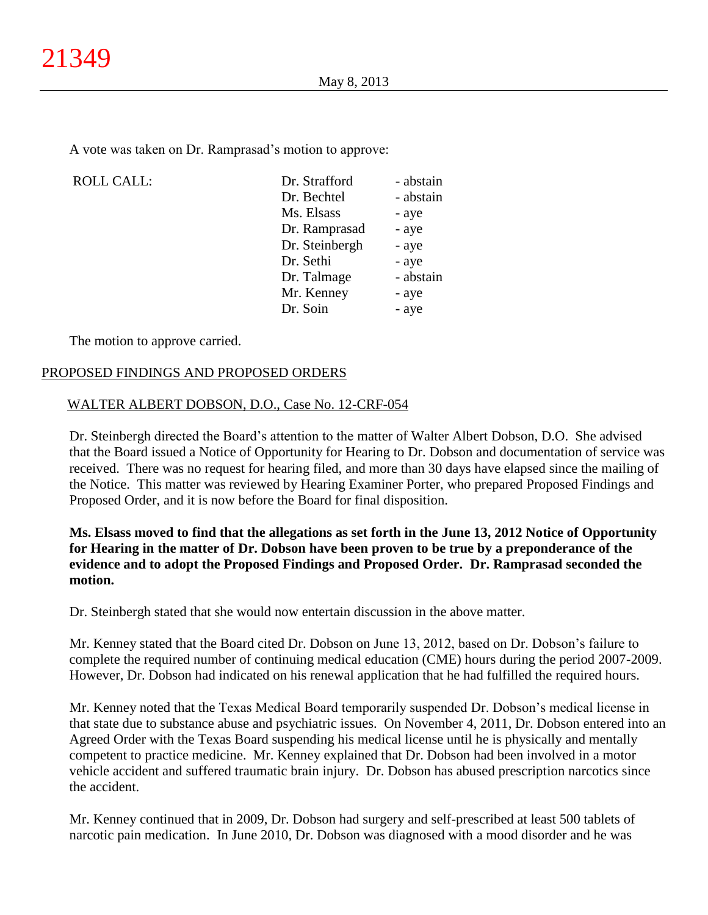A vote was taken on Dr. Ramprasad's motion to approve:

| ROLL CALL: | Dr. Strafford | - abstain |
|---|---|---|
| | Dr. Bechtel | - abstain |
| | Ms. Elsass | - aye |
| | Dr. Ramprasad | - aye |
| | Dr. Steinbergh | - aye |
| | Dr. Sethi | - aye |
| | Dr. Talmage | - abstain |
| | Mr. Kenney | - aye |
| | Dr. Soin | - aye |

The motion to approve carried.

## PROPOSED FINDINGS AND PROPOSED ORDERS

### WALTER ALBERT DOBSON, D.O., Case No. 12-CRF-054

Dr. Steinbergh directed the Board's attention to the matter of Walter Albert Dobson, D.O. She advised that the Board issued a Notice of Opportunity for Hearing to Dr. Dobson and documentation of service was received. There was no request for hearing filed, and more than 30 days have elapsed since the mailing of the Notice. This matter was reviewed by Hearing Examiner Porter, who prepared Proposed Findings and Proposed Order, and it is now before the Board for final disposition.

**Ms. Elsass moved to find that the allegations as set forth in the June 13, 2012 Notice of Opportunity for Hearing in the matter of Dr. Dobson have been proven to be true by a preponderance of the evidence and to adopt the Proposed Findings and Proposed Order. Dr. Ramprasad seconded the motion.**

Dr. Steinbergh stated that she would now entertain discussion in the above matter.

Mr. Kenney stated that the Board cited Dr. Dobson on June 13, 2012, based on Dr. Dobson's failure to complete the required number of continuing medical education (CME) hours during the period 2007-2009. However, Dr. Dobson had indicated on his renewal application that he had fulfilled the required hours.

Mr. Kenney noted that the Texas Medical Board temporarily suspended Dr. Dobson's medical license in that state due to substance abuse and psychiatric issues. On November 4, 2011, Dr. Dobson entered into an Agreed Order with the Texas Board suspending his medical license until he is physically and mentally competent to practice medicine. Mr. Kenney explained that Dr. Dobson had been involved in a motor vehicle accident and suffered traumatic brain injury. Dr. Dobson has abused prescription narcotics since the accident.

Mr. Kenney continued that in 2009, Dr. Dobson had surgery and self-prescribed at least 500 tablets of narcotic pain medication. In June 2010, Dr. Dobson was diagnosed with a mood disorder and he was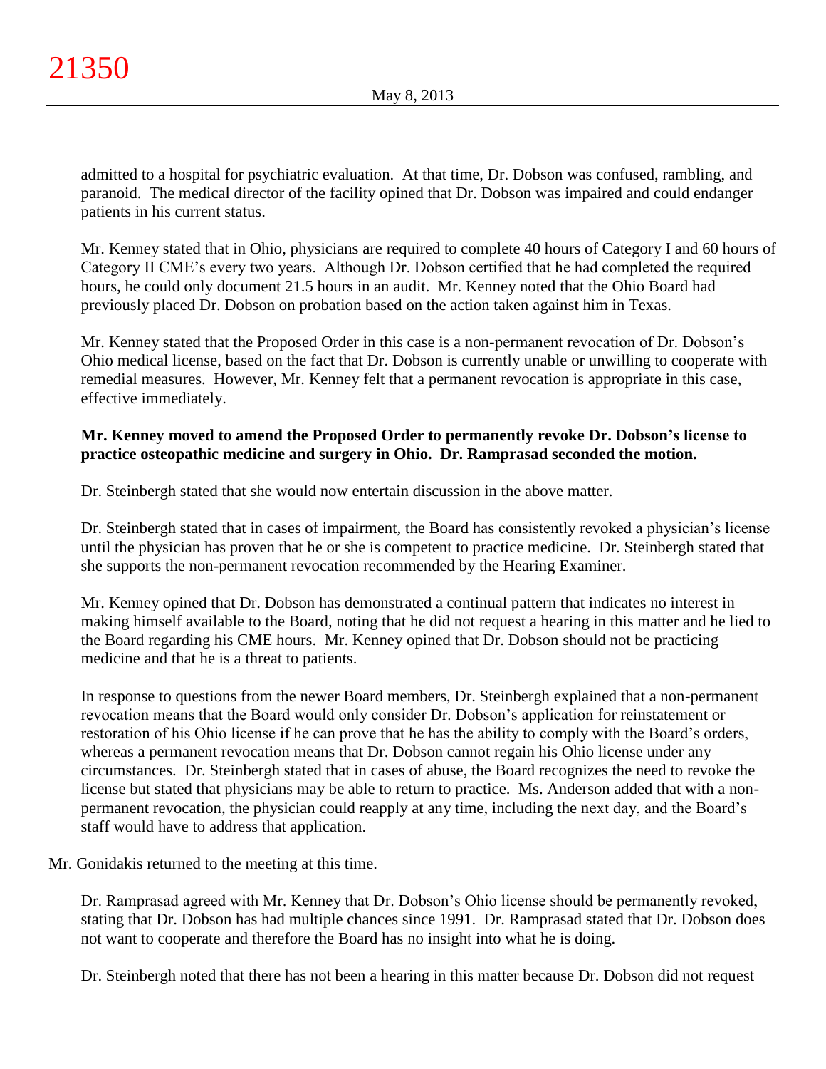admitted to a hospital for psychiatric evaluation. At that time, Dr. Dobson was confused, rambling, and paranoid. The medical director of the facility opined that Dr. Dobson was impaired and could endanger patients in his current status.

Mr. Kenney stated that in Ohio, physicians are required to complete 40 hours of Category I and 60 hours of Category II CME's every two years. Although Dr. Dobson certified that he had completed the required hours, he could only document 21.5 hours in an audit. Mr. Kenney noted that the Ohio Board had previously placed Dr. Dobson on probation based on the action taken against him in Texas.

Mr. Kenney stated that the Proposed Order in this case is a non-permanent revocation of Dr. Dobson's Ohio medical license, based on the fact that Dr. Dobson is currently unable or unwilling to cooperate with remedial measures. However, Mr. Kenney felt that a permanent revocation is appropriate in this case, effective immediately.

**Mr. Kenney moved to amend the Proposed Order to permanently revoke Dr. Dobson's license to practice osteopathic medicine and surgery in Ohio. Dr. Ramprasad seconded the motion.**

Dr. Steinbergh stated that she would now entertain discussion in the above matter.

Dr. Steinbergh stated that in cases of impairment, the Board has consistently revoked a physician's license until the physician has proven that he or she is competent to practice medicine. Dr. Steinbergh stated that she supports the non-permanent revocation recommended by the Hearing Examiner.

Mr. Kenney opined that Dr. Dobson has demonstrated a continual pattern that indicates no interest in making himself available to the Board, noting that he did not request a hearing in this matter and he lied to the Board regarding his CME hours. Mr. Kenney opined that Dr. Dobson should not be practicing medicine and that he is a threat to patients.

In response to questions from the newer Board members, Dr. Steinbergh explained that a non-permanent revocation means that the Board would only consider Dr. Dobson's application for reinstatement or restoration of his Ohio license if he can prove that he has the ability to comply with the Board's orders, whereas a permanent revocation means that Dr. Dobson cannot regain his Ohio license under any circumstances. Dr. Steinbergh stated that in cases of abuse, the Board recognizes the need to revoke the license but stated that physicians may be able to return to practice. Ms. Anderson added that with a non-permanent revocation, the physician could reapply at any time, including the next day, and the Board's staff would have to address that application.

Mr. Gonidakis returned to the meeting at this time.

Dr. Ramprasad agreed with Mr. Kenney that Dr. Dobson's Ohio license should be permanently revoked, stating that Dr. Dobson has had multiple chances since 1991. Dr. Ramprasad stated that Dr. Dobson does not want to cooperate and therefore the Board has no insight into what he is doing.

Dr. Steinbergh noted that there has not been a hearing in this matter because Dr. Dobson did not request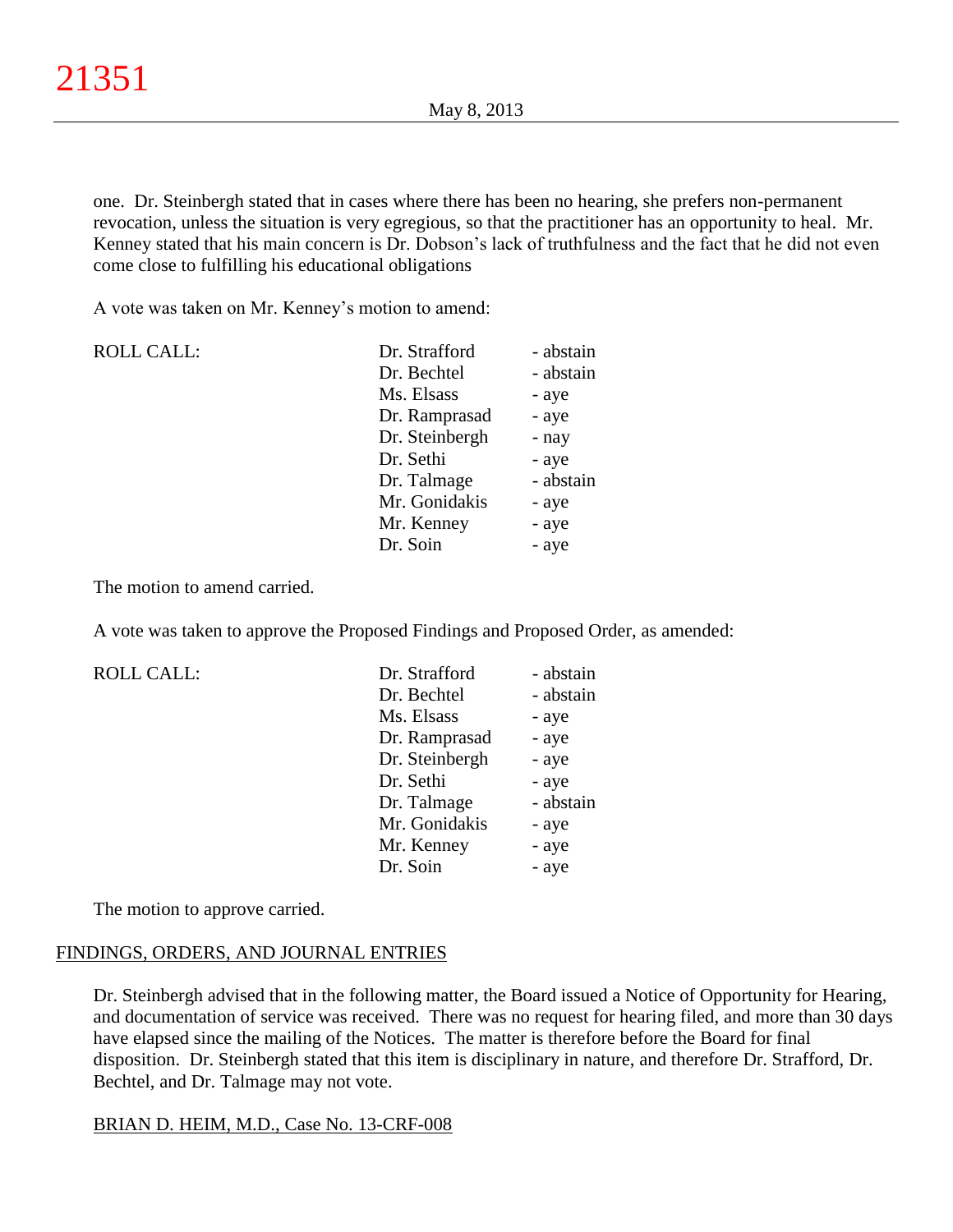one. Dr. Steinbergh stated that in cases where there has been no hearing, she prefers non-permanent revocation, unless the situation is very egregious, so that the practitioner has an opportunity to heal. Mr. Kenney stated that his main concern is Dr. Dobson's lack of truthfulness and the fact that he did not even come close to fulfilling his educational obligations

A vote was taken on Mr. Kenney's motion to amend:

| ROLL CALL: | Dr. Strafford | - abstain |
|---|---|---|
| | Dr. Bechtel | - abstain |
| | Ms. Elsass | - aye |
| | Dr. Ramprasad | - aye |
| | Dr. Steinbergh | - nay |
| | Dr. Sethi | - aye |
| | Dr. Talmage | - abstain |
| | Mr. Gonidakis | - aye |
| | Mr. Kenney | - aye |
| | Dr. Soin | - aye |

The motion to amend carried.

A vote was taken to approve the Proposed Findings and Proposed Order, as amended:

| ROLL CALL: | Dr. Strafford | - abstain |
|---|---|---|
| | Dr. Bechtel | - abstain |
| | Ms. Elsass | - aye |
| | Dr. Ramprasad | - aye |
| | Dr. Steinbergh | - aye |
| | Dr. Sethi | - aye |
| | Dr. Talmage | - abstain |
| | Mr. Gonidakis | - aye |
| | Mr. Kenney | - aye |
| | Dr. Soin | - aye |

The motion to approve carried.

## FINDINGS, ORDERS, AND JOURNAL ENTRIES

Dr. Steinbergh advised that in the following matter, the Board issued a Notice of Opportunity for Hearing, and documentation of service was received. There was no request for hearing filed, and more than 30 days have elapsed since the mailing of the Notices. The matter is therefore before the Board for final disposition. Dr. Steinbergh stated that this item is disciplinary in nature, and therefore Dr. Strafford, Dr. Bechtel, and Dr. Talmage may not vote.

### BRIAN D. HEIM, M.D., Case No. 13-CRF-008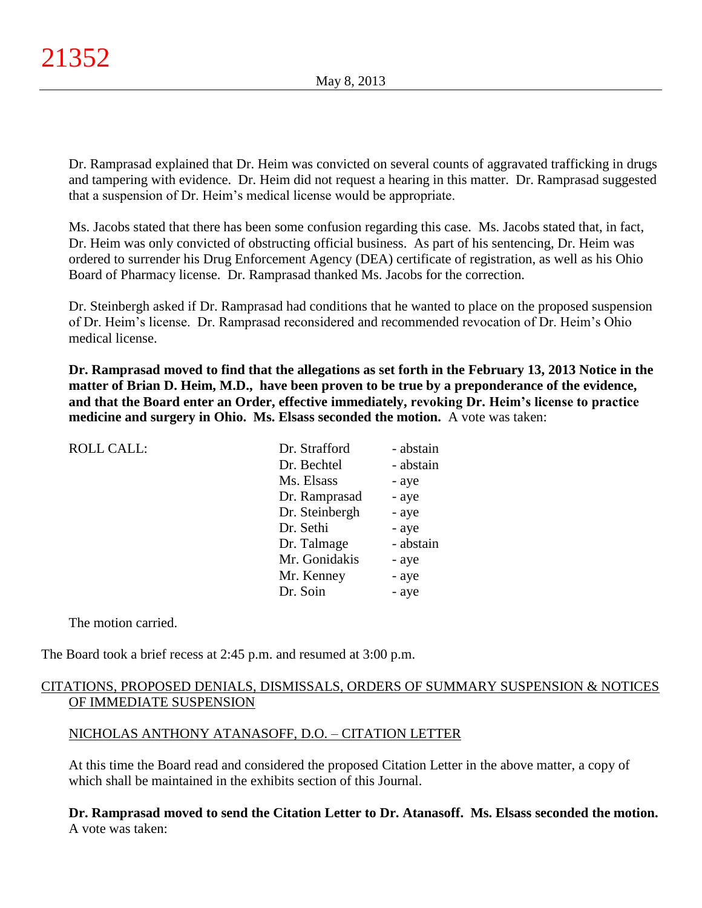Dr. Ramprasad explained that Dr. Heim was convicted on several counts of aggravated trafficking in drugs and tampering with evidence. Dr. Heim did not request a hearing in this matter. Dr. Ramprasad suggested that a suspension of Dr. Heim's medical license would be appropriate.

Ms. Jacobs stated that there has been some confusion regarding this case. Ms. Jacobs stated that, in fact, Dr. Heim was only convicted of obstructing official business. As part of his sentencing, Dr. Heim was ordered to surrender his Drug Enforcement Agency (DEA) certificate of registration, as well as his Ohio Board of Pharmacy license. Dr. Ramprasad thanked Ms. Jacobs for the correction.

Dr. Steinbergh asked if Dr. Ramprasad had conditions that he wanted to place on the proposed suspension of Dr. Heim's license. Dr. Ramprasad reconsidered and recommended revocation of Dr. Heim's Ohio medical license.

**Dr. Ramprasad moved to find that the allegations as set forth in the February 13, 2013 Notice in the matter of Brian D. Heim, M.D., have been proven to be true by a preponderance of the evidence, and that the Board enter an Order, effective immediately, revoking Dr. Heim's license to practice medicine and surgery in Ohio. Ms. Elsass seconded the motion.** A vote was taken:

| ROLL CALL: | | |
|---|---|---|
| | Dr. Strafford | - abstain |
| | Dr. Bechtel | - abstain |
| | Ms. Elsass | - aye |
| | Dr. Ramprasad | - aye |
| | Dr. Steinbergh | - aye |
| | Dr. Sethi | - aye |
| | Dr. Talmage | - abstain |
| | Mr. Gonidakis | - aye |
| | Mr. Kenney | - aye |
| | Dr. Soin | - aye |

The motion carried.

The Board took a brief recess at 2:45 p.m. and resumed at 3:00 p.m.

## CITATIONS, PROPOSED DENIALS, DISMISSALS, ORDERS OF SUMMARY SUSPENSION & NOTICES OF IMMEDIATE SUSPENSION

### NICHOLAS ANTHONY ATANASOFF, D.O. – CITATION LETTER

At this time the Board read and considered the proposed Citation Letter in the above matter, a copy of which shall be maintained in the exhibits section of this Journal.

**Dr. Ramprasad moved to send the Citation Letter to Dr. Atanasoff. Ms. Elsass seconded the motion.** A vote was taken: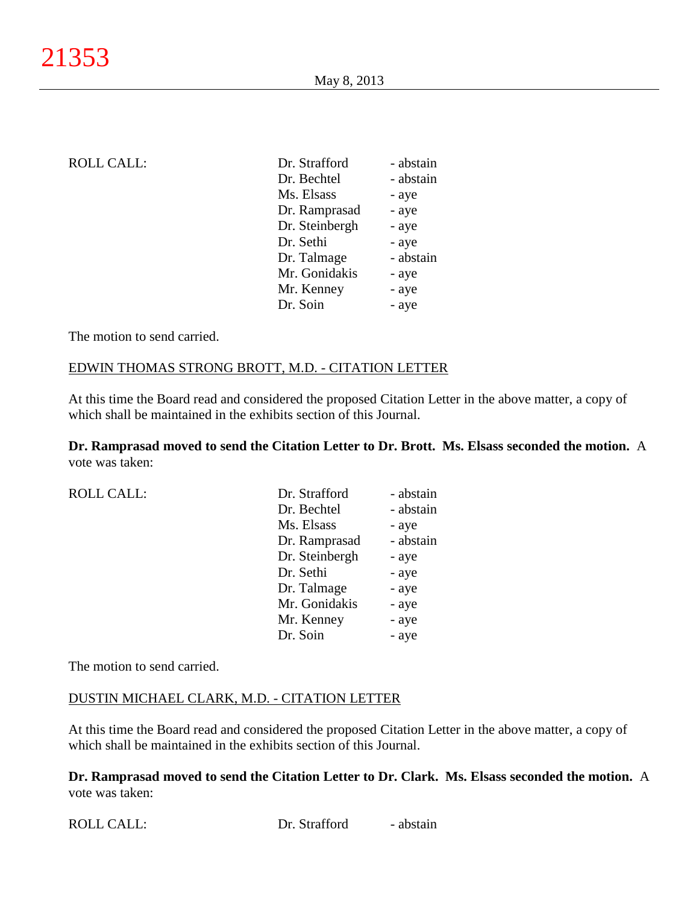ROLL CALL:

| | |
|---|---|
| Dr. Strafford | - abstain |
| Dr. Bechtel | - abstain |
| Ms. Elsass | - aye |
| Dr. Ramprasad | - aye |
| Dr. Steinbergh | - aye |
| Dr. Sethi | - aye |
| Dr. Talmage | - abstain |
| Mr. Gonidakis | - aye |
| Mr. Kenney | - aye |
| Dr. Soin | - aye |

The motion to send carried.

EDWIN THOMAS STRONG BROTT, M.D. - CITATION LETTER

At this time the Board read and considered the proposed Citation Letter in the above matter, a copy of which shall be maintained in the exhibits section of this Journal.

**Dr. Ramprasad moved to send the Citation Letter to Dr. Brott. Ms. Elsass seconded the motion.** A vote was taken:

ROLL CALL:

| | |
|---|---|
| Dr. Strafford | - abstain |
| Dr. Bechtel | - abstain |
| Ms. Elsass | - aye |
| Dr. Ramprasad | - abstain |
| Dr. Steinbergh | - aye |
| Dr. Sethi | - aye |
| Dr. Talmage | - aye |
| Mr. Gonidakis | - aye |
| Mr. Kenney | - aye |
| Dr. Soin | - aye |

The motion to send carried.

DUSTIN MICHAEL CLARK, M.D. - CITATION LETTER

At this time the Board read and considered the proposed Citation Letter in the above matter, a copy of which shall be maintained in the exhibits section of this Journal.

**Dr. Ramprasad moved to send the Citation Letter to Dr. Clark. Ms. Elsass seconded the motion.** A vote was taken:

ROLL CALL:

| | |
|---|---|
| Dr. Strafford | - abstain |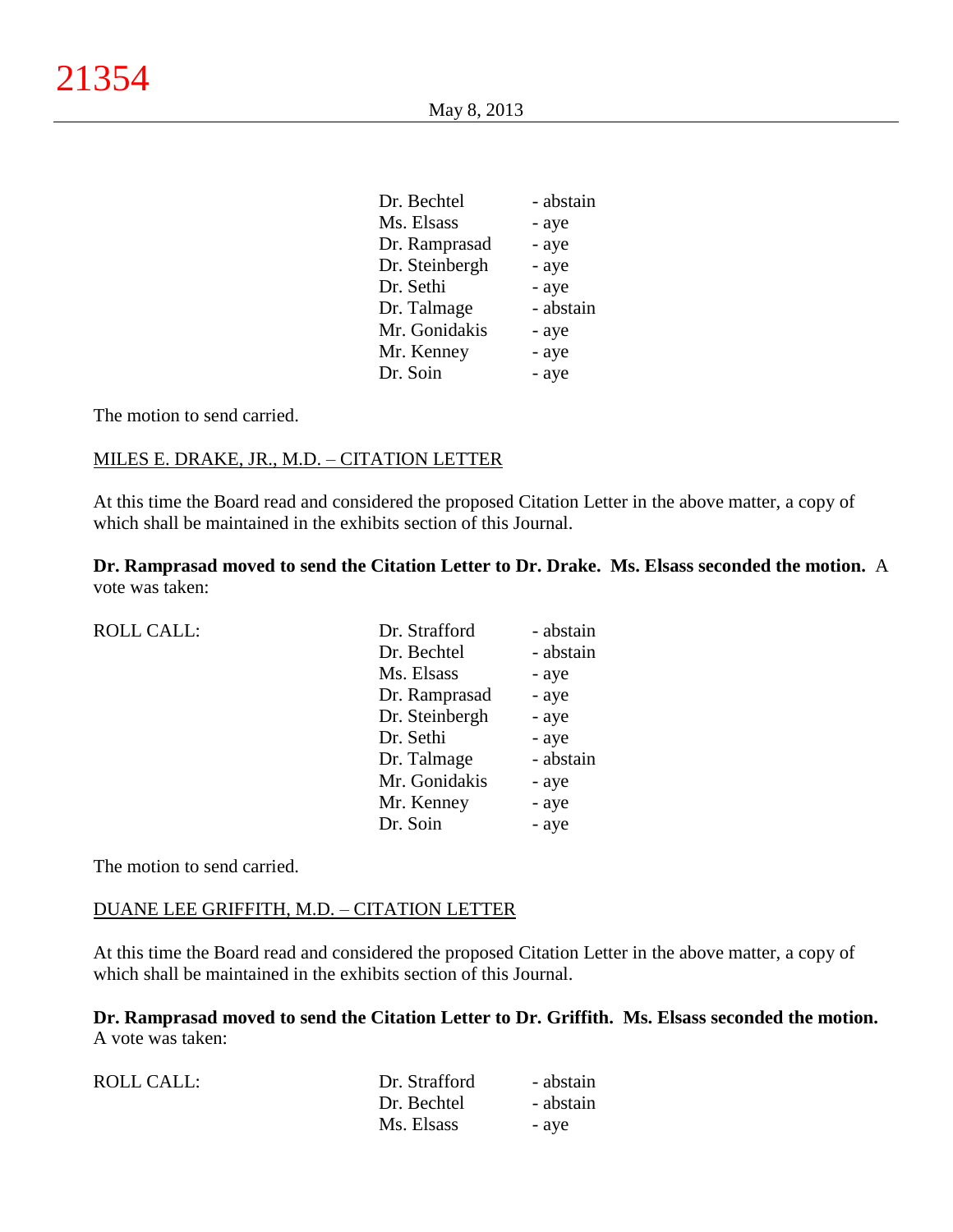| | | |
|---|---|---|
| | Dr. Bechtel | - abstain |
| | Ms. Elsass | - aye |
| | Dr. Ramprasad | - aye |
| | Dr. Steinbergh | - aye |
| | Dr. Sethi | - aye |
| | Dr. Talmage | - abstain |
| | Mr. Gonidakis | - aye |
| | Mr. Kenney | - aye |
| | Dr. Soin | - aye |

The motion to send carried.

MILES E. DRAKE, JR., M.D. – CITATION LETTER

At this time the Board read and considered the proposed Citation Letter in the above matter, a copy of which shall be maintained in the exhibits section of this Journal.

**Dr. Ramprasad moved to send the Citation Letter to Dr. Drake. Ms. Elsass seconded the motion.** A vote was taken:

| | | |
|---|---|---|
| ROLL CALL: | Dr. Strafford | - abstain |
| | Dr. Bechtel | - abstain |
| | Ms. Elsass | - aye |
| | Dr. Ramprasad | - aye |
| | Dr. Steinbergh | - aye |
| | Dr. Sethi | - aye |
| | Dr. Talmage | - abstain |
| | Mr. Gonidakis | - aye |
| | Mr. Kenney | - aye |
| | Dr. Soin | - aye |

The motion to send carried.

DUANE LEE GRIFFITH, M.D. – CITATION LETTER

At this time the Board read and considered the proposed Citation Letter in the above matter, a copy of which shall be maintained in the exhibits section of this Journal.

**Dr. Ramprasad moved to send the Citation Letter to Dr. Griffith. Ms. Elsass seconded the motion.** A vote was taken:

| | | |
|---|---|---|
| ROLL CALL: | Dr. Strafford | - abstain |
| | Dr. Bechtel | - abstain |
| | Ms. Elsass | - aye |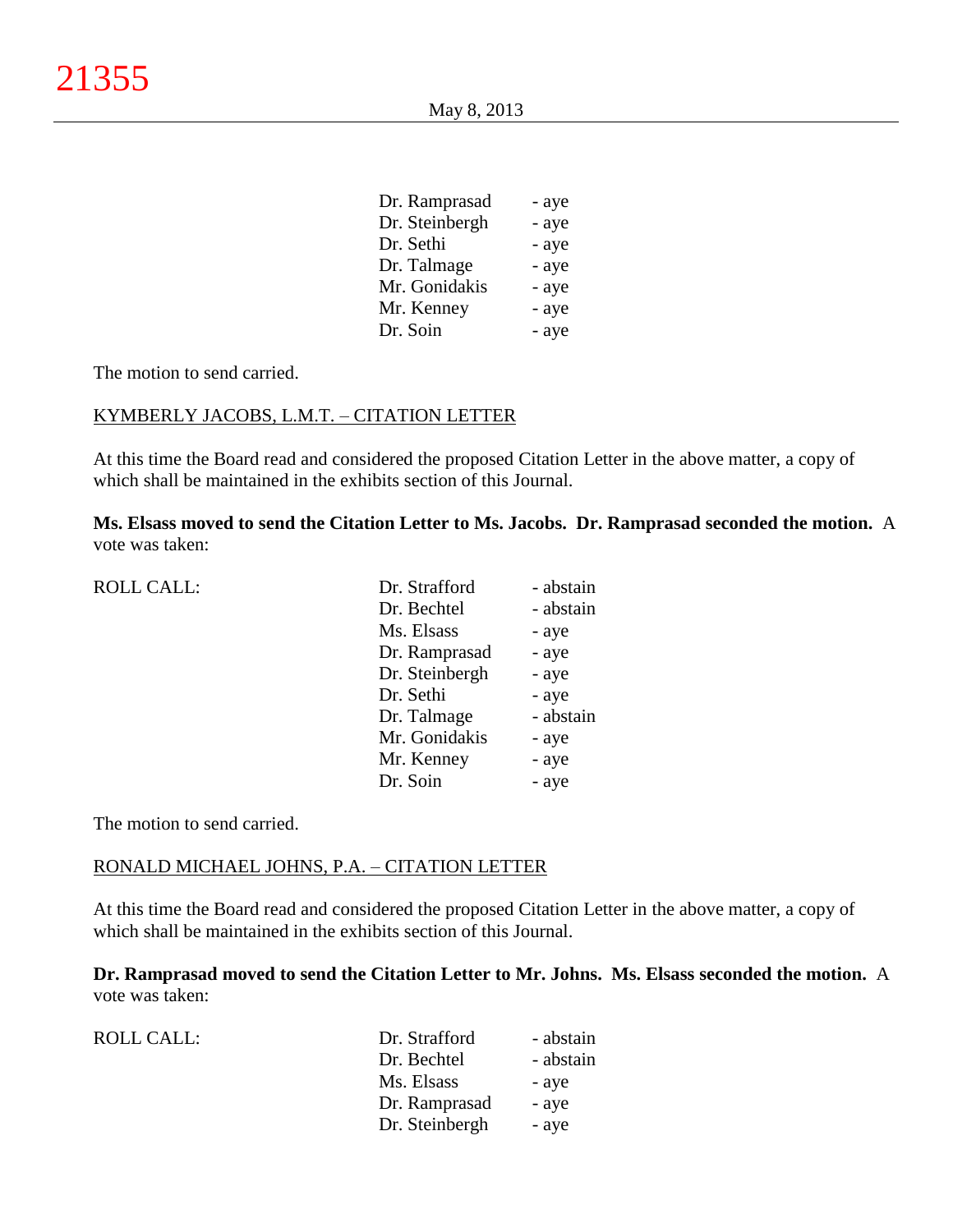| | |
|---|---|
| Dr. Ramprasad | - aye |
| Dr. Steinbergh | - aye |
| Dr. Sethi | - aye |
| Dr. Talmage | - aye |
| Mr. Gonidakis | - aye |
| Mr. Kenney | - aye |
| Dr. Soin | - aye |

The motion to send carried.

KYMBERLY JACOBS, L.M.T. – CITATION LETTER

At this time the Board read and considered the proposed Citation Letter in the above matter, a copy of which shall be maintained in the exhibits section of this Journal.

**Ms. Elsass moved to send the Citation Letter to Ms. Jacobs. Dr. Ramprasad seconded the motion.** A vote was taken:

| ROLL CALL: | | |
|---|---|---|
| | Dr. Strafford | - abstain |
| | Dr. Bechtel | - abstain |
| | Ms. Elsass | - aye |
| | Dr. Ramprasad | - aye |
| | Dr. Steinbergh | - aye |
| | Dr. Sethi | - aye |
| | Dr. Talmage | - abstain |
| | Mr. Gonidakis | - aye |
| | Mr. Kenney | - aye |
| | Dr. Soin | - aye |

The motion to send carried.

RONALD MICHAEL JOHNS, P.A. – CITATION LETTER

At this time the Board read and considered the proposed Citation Letter in the above matter, a copy of which shall be maintained in the exhibits section of this Journal.

**Dr. Ramprasad moved to send the Citation Letter to Mr. Johns. Ms. Elsass seconded the motion.** A vote was taken:

| ROLL CALL: | | |
|---|---|---|
| | Dr. Strafford | - abstain |
| | Dr. Bechtel | - abstain |
| | Ms. Elsass | - aye |
| | Dr. Ramprasad | - aye |
| | Dr. Steinbergh | - aye |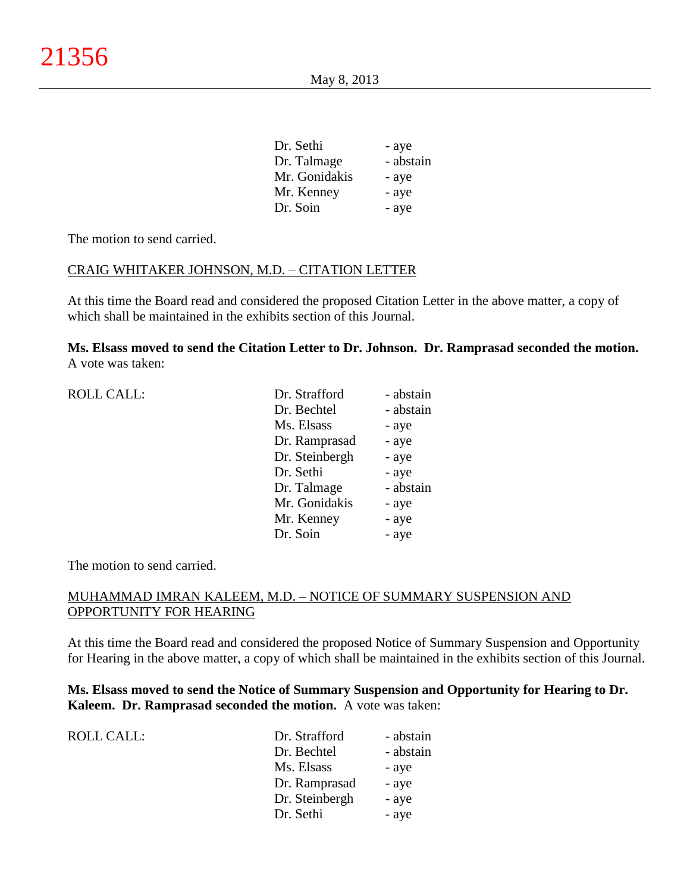| | |
|---|---|
| Dr. Sethi | - aye |
| Dr. Talmage | - abstain |
| Mr. Gonidakis | - aye |
| Mr. Kenney | - aye |
| Dr. Soin | - aye |

The motion to send carried.

CRAIG WHITAKER JOHNSON, M.D. – CITATION LETTER

At this time the Board read and considered the proposed Citation Letter in the above matter, a copy of which shall be maintained in the exhibits section of this Journal.

**Ms. Elsass moved to send the Citation Letter to Dr. Johnson. Dr. Ramprasad seconded the motion.** A vote was taken:

| ROLL CALL: | | |
|---|---|---|
| | Dr. Strafford | - abstain |
| | Dr. Bechtel | - abstain |
| | Ms. Elsass | - aye |
| | Dr. Ramprasad | - aye |
| | Dr. Steinbergh | - aye |
| | Dr. Sethi | - aye |
| | Dr. Talmage | - abstain |
| | Mr. Gonidakis | - aye |
| | Mr. Kenney | - aye |
| | Dr. Soin | - aye |

The motion to send carried.

MUHAMMAD IMRAN KALEEM, M.D. – NOTICE OF SUMMARY SUSPENSION AND OPPORTUNITY FOR HEARING

At this time the Board read and considered the proposed Notice of Summary Suspension and Opportunity for Hearing in the above matter, a copy of which shall be maintained in the exhibits section of this Journal.

**Ms. Elsass moved to send the Notice of Summary Suspension and Opportunity for Hearing to Dr. Kaleem. Dr. Ramprasad seconded the motion.** A vote was taken:

| ROLL CALL: | | |
|---|---|---|
| | Dr. Strafford | - abstain |
| | Dr. Bechtel | - abstain |
| | Ms. Elsass | - aye |
| | Dr. Ramprasad | - aye |
| | Dr. Steinbergh | - aye |
| | Dr. Sethi | - aye |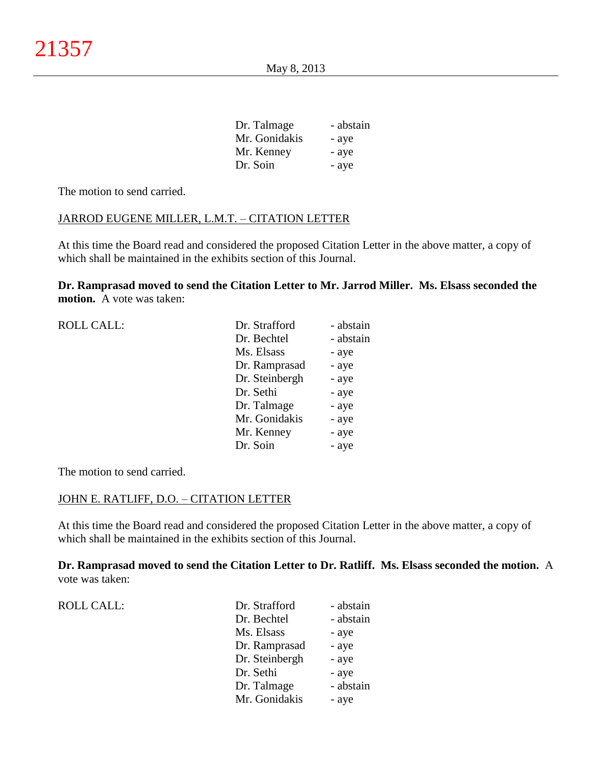| | | |
|---|---|---|
| | Dr. Talmage | - abstain |
| | Mr. Gonidakis | - aye |
| | Mr. Kenney | - aye |
| | Dr. Soin | - aye |

The motion to send carried.

JARROD EUGENE MILLER, L.M.T. – CITATION LETTER

At this time the Board read and considered the proposed Citation Letter in the above matter, a copy of which shall be maintained in the exhibits section of this Journal.

**Dr. Ramprasad moved to send the Citation Letter to Mr. Jarrod Miller. Ms. Elsass seconded the motion.** A vote was taken:

| | | |
|---|---|---|
| ROLL CALL: | Dr. Strafford | - abstain |
| | Dr. Bechtel | - abstain |
| | Ms. Elsass | - aye |
| | Dr. Ramprasad | - aye |
| | Dr. Steinbergh | - aye |
| | Dr. Sethi | - aye |
| | Dr. Talmage | - aye |
| | Mr. Gonidakis | - aye |
| | Mr. Kenney | - aye |
| | Dr. Soin | - aye |

The motion to send carried.

JOHN E. RATLIFF, D.O. – CITATION LETTER

At this time the Board read and considered the proposed Citation Letter in the above matter, a copy of which shall be maintained in the exhibits section of this Journal.

**Dr. Ramprasad moved to send the Citation Letter to Dr. Ratliff. Ms. Elsass seconded the motion.** A vote was taken:

| | | |
|---|---|---|
| ROLL CALL: | Dr. Strafford | - abstain |
| | Dr. Bechtel | - abstain |
| | Ms. Elsass | - aye |
| | Dr. Ramprasad | - aye |
| | Dr. Steinbergh | - aye |
| | Dr. Sethi | - aye |
| | Dr. Talmage | - abstain |
| | Mr. Gonidakis | - aye |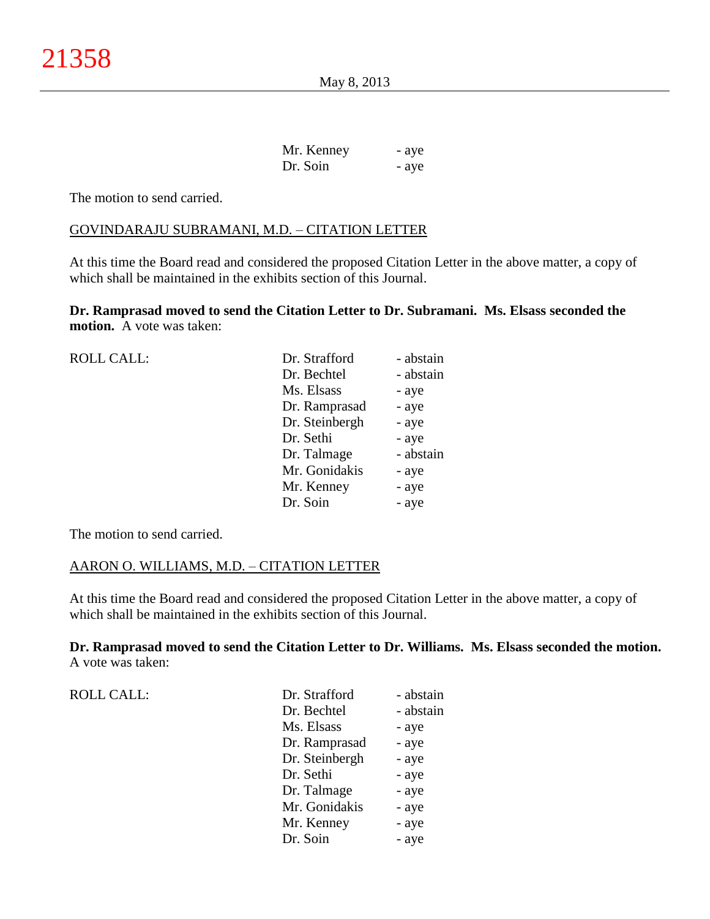| | | |
|---|---|---|
| | Mr. Kenney | - aye |
| | Dr. Soin | - aye |

The motion to send carried.

GOVINDARAJU SUBRAMANI, M.D. – CITATION LETTER

At this time the Board read and considered the proposed Citation Letter in the above matter, a copy of which shall be maintained in the exhibits section of this Journal.

**Dr. Ramprasad moved to send the Citation Letter to Dr. Subramani. Ms. Elsass seconded the motion.** A vote was taken:

| | | |
|---|---|---|
| ROLL CALL: | Dr. Strafford | - abstain |
| | Dr. Bechtel | - abstain |
| | Ms. Elsass | - aye |
| | Dr. Ramprasad | - aye |
| | Dr. Steinbergh | - aye |
| | Dr. Sethi | - aye |
| | Dr. Talmage | - abstain |
| | Mr. Gonidakis | - aye |
| | Mr. Kenney | - aye |
| | Dr. Soin | - aye |

The motion to send carried.

AARON O. WILLIAMS, M.D. – CITATION LETTER

At this time the Board read and considered the proposed Citation Letter in the above matter, a copy of which shall be maintained in the exhibits section of this Journal.

**Dr. Ramprasad moved to send the Citation Letter to Dr. Williams. Ms. Elsass seconded the motion.** A vote was taken:

| | | |
|---|---|---|
| ROLL CALL: | Dr. Strafford | - abstain |
| | Dr. Bechtel | - abstain |
| | Ms. Elsass | - aye |
| | Dr. Ramprasad | - aye |
| | Dr. Steinbergh | - aye |
| | Dr. Sethi | - aye |
| | Dr. Talmage | - aye |
| | Mr. Gonidakis | - aye |
| | Mr. Kenney | - aye |
| | Dr. Soin | - aye |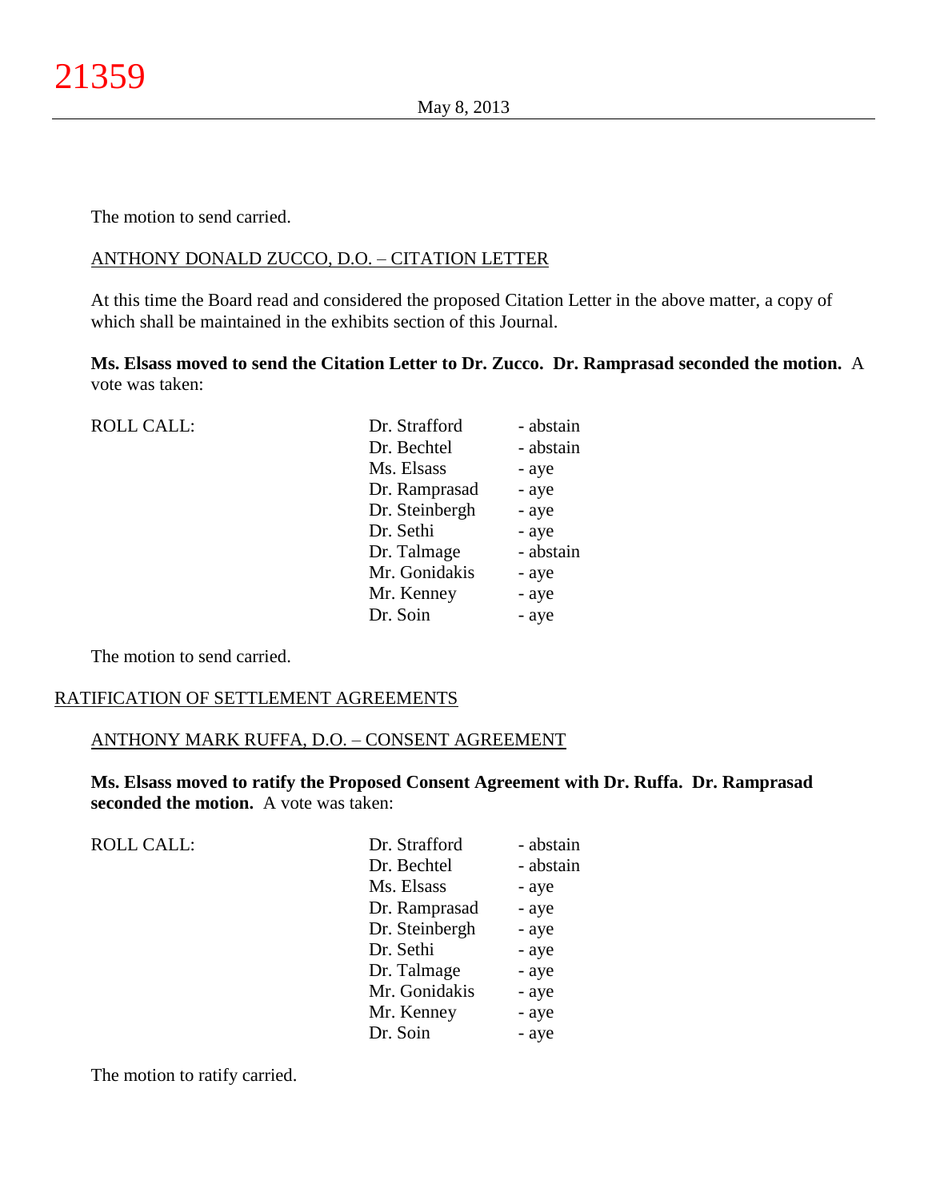The motion to send carried.

ANTHONY DONALD ZUCCO, D.O. – CITATION LETTER

At this time the Board read and considered the proposed Citation Letter in the above matter, a copy of which shall be maintained in the exhibits section of this Journal.

**Ms. Elsass moved to send the Citation Letter to Dr. Zucco. Dr. Ramprasad seconded the motion.** A vote was taken:

| ROLL CALL: | | |
|---|---|---|
| | Dr. Strafford | - abstain |
| | Dr. Bechtel | - abstain |
| | Ms. Elsass | - aye |
| | Dr. Ramprasad | - aye |
| | Dr. Steinbergh | - aye |
| | Dr. Sethi | - aye |
| | Dr. Talmage | - abstain |
| | Mr. Gonidakis | - aye |
| | Mr. Kenney | - aye |
| | Dr. Soin | - aye |

The motion to send carried.

RATIFICATION OF SETTLEMENT AGREEMENTS

ANTHONY MARK RUFFA, D.O. – CONSENT AGREEMENT

**Ms. Elsass moved to ratify the Proposed Consent Agreement with Dr. Ruffa. Dr. Ramprasad seconded the motion.** A vote was taken:

| ROLL CALL: | | |
|---|---|---|
| | Dr. Strafford | - abstain |
| | Dr. Bechtel | - abstain |
| | Ms. Elsass | - aye |
| | Dr. Ramprasad | - aye |
| | Dr. Steinbergh | - aye |
| | Dr. Sethi | - aye |
| | Dr. Talmage | - aye |
| | Mr. Gonidakis | - aye |
| | Mr. Kenney | - aye |
| | Dr. Soin | - aye |

The motion to ratify carried.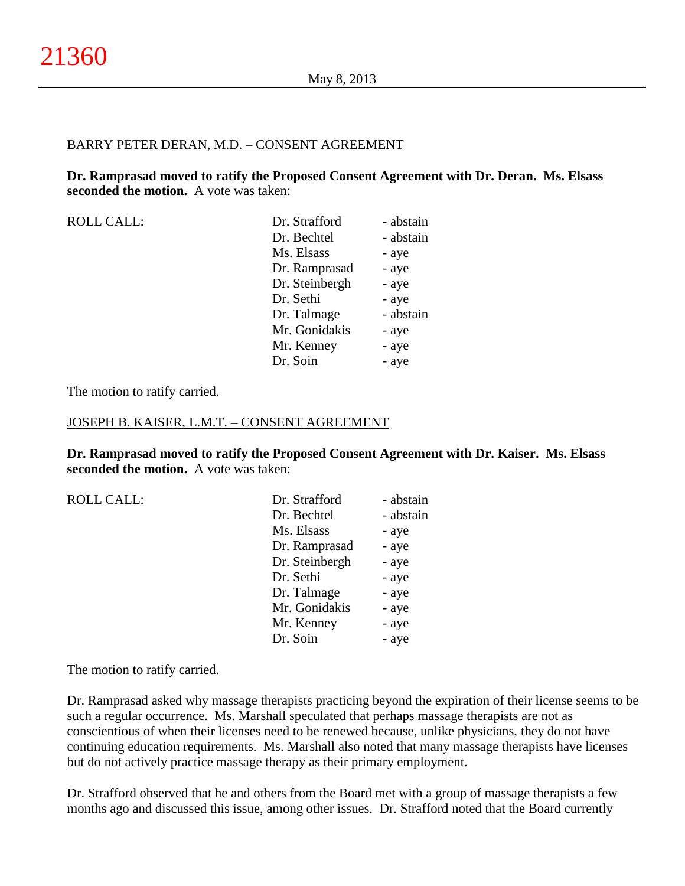BARRY PETER DERAN, M.D. – CONSENT AGREEMENT

**Dr. Ramprasad moved to ratify the Proposed Consent Agreement with Dr. Deran. Ms. Elsass seconded the motion.** A vote was taken:

| ROLL CALL: | | |
|---|---|---|
| | Dr. Strafford | - abstain |
| | Dr. Bechtel | - abstain |
| | Ms. Elsass | - aye |
| | Dr. Ramprasad | - aye |
| | Dr. Steinbergh | - aye |
| | Dr. Sethi | - aye |
| | Dr. Talmage | - abstain |
| | Mr. Gonidakis | - aye |
| | Mr. Kenney | - aye |
| | Dr. Soin | - aye |

The motion to ratify carried.

JOSEPH B. KAISER, L.M.T. – CONSENT AGREEMENT

**Dr. Ramprasad moved to ratify the Proposed Consent Agreement with Dr. Kaiser. Ms. Elsass seconded the motion.** A vote was taken:

| ROLL CALL: | | |
|---|---|---|
| | Dr. Strafford | - abstain |
| | Dr. Bechtel | - abstain |
| | Ms. Elsass | - aye |
| | Dr. Ramprasad | - aye |
| | Dr. Steinbergh | - aye |
| | Dr. Sethi | - aye |
| | Dr. Talmage | - aye |
| | Mr. Gonidakis | - aye |
| | Mr. Kenney | - aye |
| | Dr. Soin | - aye |

The motion to ratify carried.

Dr. Ramprasad asked why massage therapists practicing beyond the expiration of their license seems to be such a regular occurrence. Ms. Marshall speculated that perhaps massage therapists are not as conscientious of when their licenses need to be renewed because, unlike physicians, they do not have continuing education requirements. Ms. Marshall also noted that many massage therapists have licenses but do not actively practice massage therapy as their primary employment.

Dr. Strafford observed that he and others from the Board met with a group of massage therapists a few months ago and discussed this issue, among other issues. Dr. Strafford noted that the Board currently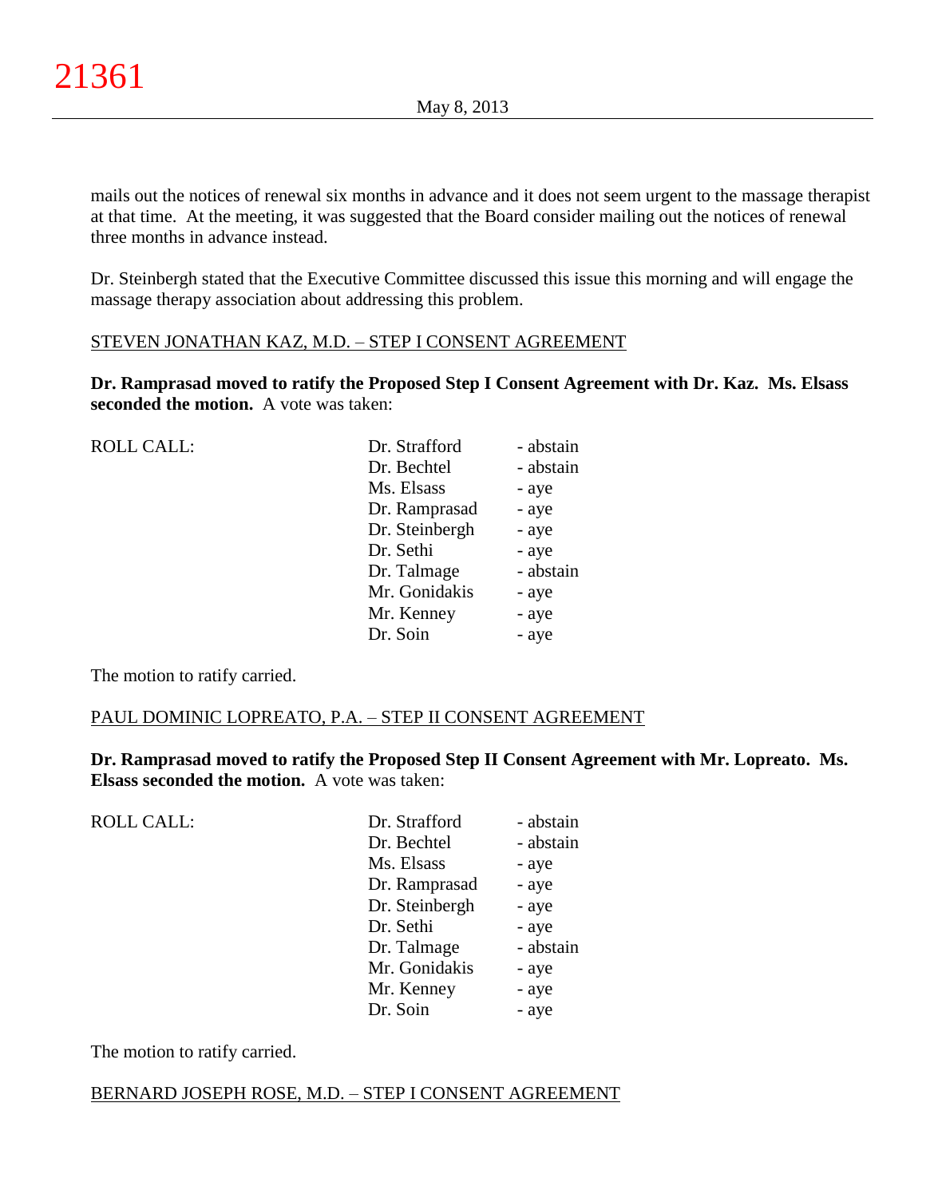mails out the notices of renewal six months in advance and it does not seem urgent to the massage therapist at that time. At the meeting, it was suggested that the Board consider mailing out the notices of renewal three months in advance instead.

Dr. Steinbergh stated that the Executive Committee discussed this issue this morning and will engage the massage therapy association about addressing this problem.

STEVEN JONATHAN KAZ, M.D. – STEP I CONSENT AGREEMENT

**Dr. Ramprasad moved to ratify the Proposed Step I Consent Agreement with Dr. Kaz. Ms. Elsass seconded the motion.** A vote was taken:

| ROLL CALL: | Dr. Strafford | - abstain |
|---|---|---|
| | Dr. Bechtel | - abstain |
| | Ms. Elsass | - aye |
| | Dr. Ramprasad | - aye |
| | Dr. Steinbergh | - aye |
| | Dr. Sethi | - aye |
| | Dr. Talmage | - abstain |
| | Mr. Gonidakis | - aye |
| | Mr. Kenney | - aye |
| | Dr. Soin | - aye |

The motion to ratify carried.

PAUL DOMINIC LOPREATO, P.A. – STEP II CONSENT AGREEMENT

**Dr. Ramprasad moved to ratify the Proposed Step II Consent Agreement with Mr. Lopreato. Ms. Elsass seconded the motion.** A vote was taken:

| ROLL CALL: | Dr. Strafford | - abstain |
|---|---|---|
| | Dr. Bechtel | - abstain |
| | Ms. Elsass | - aye |
| | Dr. Ramprasad | - aye |
| | Dr. Steinbergh | - aye |
| | Dr. Sethi | - aye |
| | Dr. Talmage | - abstain |
| | Mr. Gonidakis | - aye |
| | Mr. Kenney | - aye |
| | Dr. Soin | - aye |

The motion to ratify carried.

BERNARD JOSEPH ROSE, M.D. – STEP I CONSENT AGREEMENT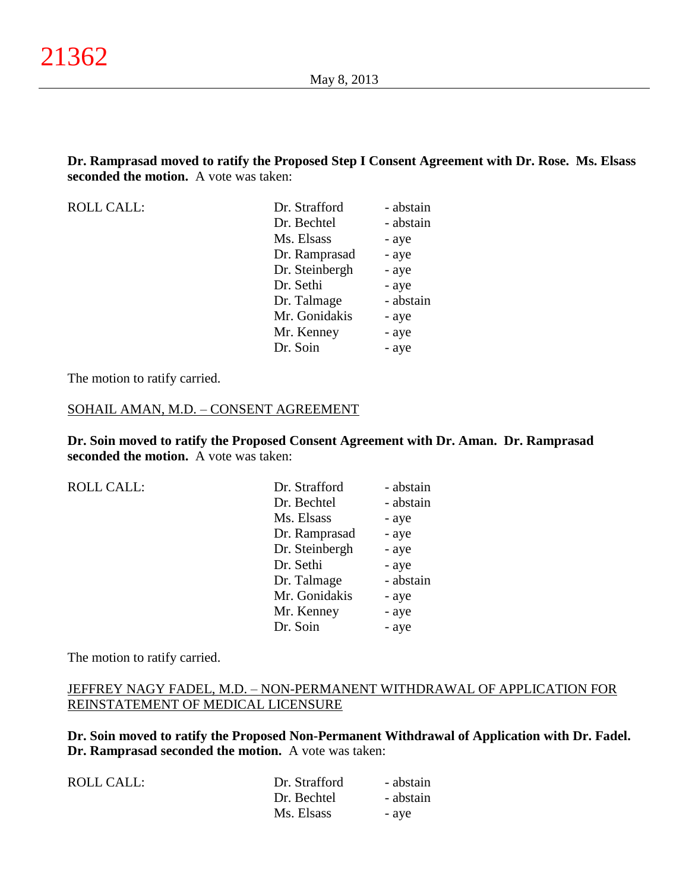**Dr. Ramprasad moved to ratify the Proposed Step I Consent Agreement with Dr. Rose. Ms. Elsass seconded the motion.** A vote was taken:

| ROLL CALL: | Dr. Strafford | - abstain |
|---|---|---|
| | Dr. Bechtel | - abstain |
| | Ms. Elsass | - aye |
| | Dr. Ramprasad | - aye |
| | Dr. Steinbergh | - aye |
| | Dr. Sethi | - aye |
| | Dr. Talmage | - abstain |
| | Mr. Gonidakis | - aye |
| | Mr. Kenney | - aye |
| | Dr. Soin | - aye |

The motion to ratify carried.

SOHAIL AMAN, M.D. – CONSENT AGREEMENT

**Dr. Soin moved to ratify the Proposed Consent Agreement with Dr. Aman. Dr. Ramprasad seconded the motion.** A vote was taken:

| ROLL CALL: | Dr. Strafford | - abstain |
|---|---|---|
| | Dr. Bechtel | - abstain |
| | Ms. Elsass | - aye |
| | Dr. Ramprasad | - aye |
| | Dr. Steinbergh | - aye |
| | Dr. Sethi | - aye |
| | Dr. Talmage | - abstain |
| | Mr. Gonidakis | - aye |
| | Mr. Kenney | - aye |
| | Dr. Soin | - aye |

The motion to ratify carried.

JEFFREY NAGY FADEL, M.D. – NON-PERMANENT WITHDRAWAL OF APPLICATION FOR REINSTATEMENT OF MEDICAL LICENSURE

**Dr. Soin moved to ratify the Proposed Non-Permanent Withdrawal of Application with Dr. Fadel. Dr. Ramprasad seconded the motion.** A vote was taken:

| ROLL CALL: | Dr. Strafford | - abstain |
|---|---|---|
| | Dr. Bechtel | - abstain |
| | Ms. Elsass | - aye |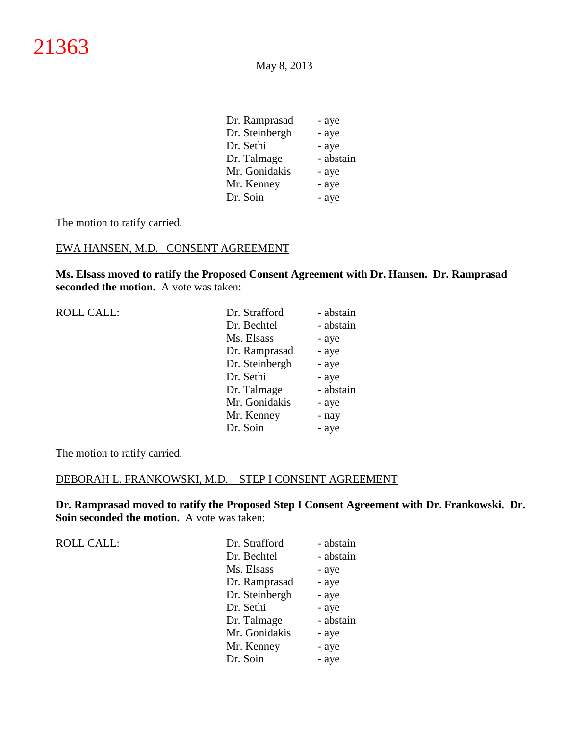| | |
|---|---|
| Dr. Ramprasad | - aye |
| Dr. Steinbergh | - aye |
| Dr. Sethi | - aye |
| Dr. Talmage | - abstain |
| Mr. Gonidakis | - aye |
| Mr. Kenney | - aye |
| Dr. Soin | - aye |

The motion to ratify carried.

EWA HANSEN, M.D. –CONSENT AGREEMENT

**Ms. Elsass moved to ratify the Proposed Consent Agreement with Dr. Hansen. Dr. Ramprasad seconded the motion.** A vote was taken:

| ROLL CALL: | | |
|---|---|---|
| | Dr. Strafford | - abstain |
| | Dr. Bechtel | - abstain |
| | Ms. Elsass | - aye |
| | Dr. Ramprasad | - aye |
| | Dr. Steinbergh | - aye |
| | Dr. Sethi | - aye |
| | Dr. Talmage | - abstain |
| | Mr. Gonidakis | - aye |
| | Mr. Kenney | - nay |
| | Dr. Soin | - aye |

The motion to ratify carried.

DEBORAH L. FRANKOWSKI, M.D. – STEP I CONSENT AGREEMENT

**Dr. Ramprasad moved to ratify the Proposed Step I Consent Agreement with Dr. Frankowski. Dr. Soin seconded the motion.** A vote was taken:

| ROLL CALL: | | |
|---|---|---|
| | Dr. Strafford | - abstain |
| | Dr. Bechtel | - abstain |
| | Ms. Elsass | - aye |
| | Dr. Ramprasad | - aye |
| | Dr. Steinbergh | - aye |
| | Dr. Sethi | - aye |
| | Dr. Talmage | - abstain |
| | Mr. Gonidakis | - aye |
| | Mr. Kenney | - aye |
| | Dr. Soin | - aye |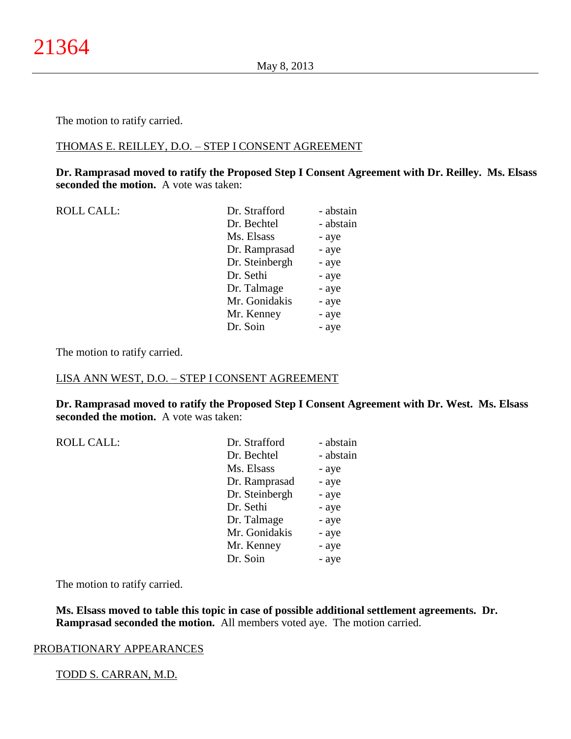The motion to ratify carried.

THOMAS E. REILLEY, D.O. – STEP I CONSENT AGREEMENT

**Dr. Ramprasad moved to ratify the Proposed Step I Consent Agreement with Dr. Reilley. Ms. Elsass seconded the motion.** A vote was taken:

| ROLL CALL: | Dr. Strafford | - abstain |
|---|---|---|
| | Dr. Bechtel | - abstain |
| | Ms. Elsass | - aye |
| | Dr. Ramprasad | - aye |
| | Dr. Steinbergh | - aye |
| | Dr. Sethi | - aye |
| | Dr. Talmage | - aye |
| | Mr. Gonidakis | - aye |
| | Mr. Kenney | - aye |
| | Dr. Soin | - aye |

The motion to ratify carried.

LISA ANN WEST, D.O. – STEP I CONSENT AGREEMENT

**Dr. Ramprasad moved to ratify the Proposed Step I Consent Agreement with Dr. West. Ms. Elsass seconded the motion.** A vote was taken:

| ROLL CALL: | Dr. Strafford | - abstain |
|---|---|---|
| | Dr. Bechtel | - abstain |
| | Ms. Elsass | - aye |
| | Dr. Ramprasad | - aye |
| | Dr. Steinbergh | - aye |
| | Dr. Sethi | - aye |
| | Dr. Talmage | - aye |
| | Mr. Gonidakis | - aye |
| | Mr. Kenney | - aye |
| | Dr. Soin | - aye |

The motion to ratify carried.

**Ms. Elsass moved to table this topic in case of possible additional settlement agreements. Dr. Ramprasad seconded the motion.** All members voted aye. The motion carried.

PROBATIONARY APPEARANCES

TODD S. CARRAN, M.D.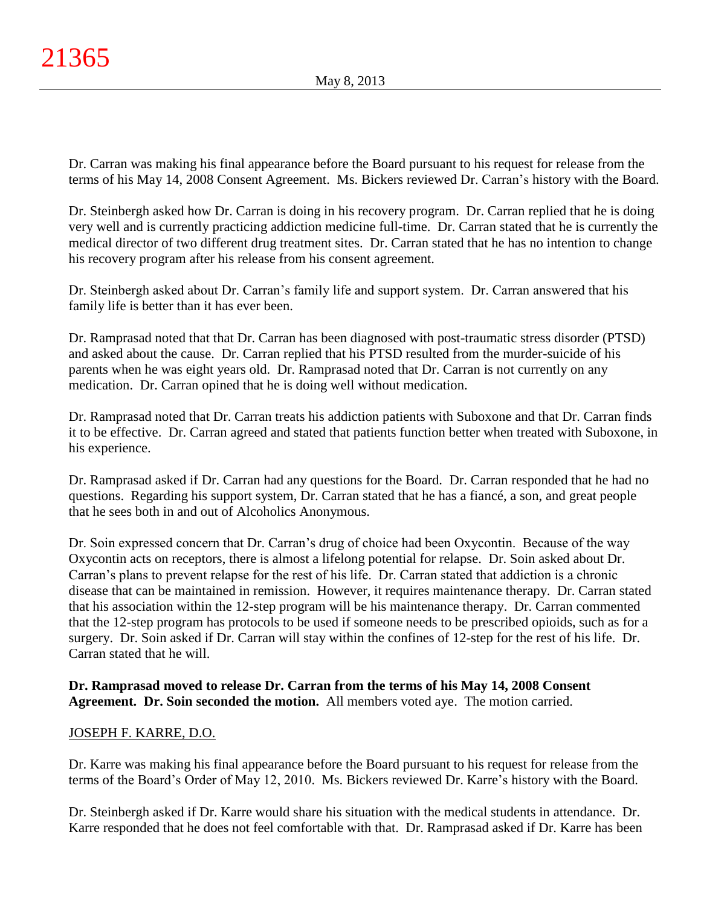Dr. Carran was making his final appearance before the Board pursuant to his request for release from the terms of his May 14, 2008 Consent Agreement. Ms. Bickers reviewed Dr. Carran's history with the Board.

Dr. Steinbergh asked how Dr. Carran is doing in his recovery program. Dr. Carran replied that he is doing very well and is currently practicing addiction medicine full-time. Dr. Carran stated that he is currently the medical director of two different drug treatment sites. Dr. Carran stated that he has no intention to change his recovery program after his release from his consent agreement.

Dr. Steinbergh asked about Dr. Carran's family life and support system. Dr. Carran answered that his family life is better than it has ever been.

Dr. Ramprasad noted that that Dr. Carran has been diagnosed with post-traumatic stress disorder (PTSD) and asked about the cause. Dr. Carran replied that his PTSD resulted from the murder-suicide of his parents when he was eight years old. Dr. Ramprasad noted that Dr. Carran is not currently on any medication. Dr. Carran opined that he is doing well without medication.

Dr. Ramprasad noted that Dr. Carran treats his addiction patients with Suboxone and that Dr. Carran finds it to be effective. Dr. Carran agreed and stated that patients function better when treated with Suboxone, in his experience.

Dr. Ramprasad asked if Dr. Carran had any questions for the Board. Dr. Carran responded that he had no questions. Regarding his support system, Dr. Carran stated that he has a fiancé, a son, and great people that he sees both in and out of Alcoholics Anonymous.

Dr. Soin expressed concern that Dr. Carran's drug of choice had been Oxycontin. Because of the way Oxycontin acts on receptors, there is almost a lifelong potential for relapse. Dr. Soin asked about Dr. Carran's plans to prevent relapse for the rest of his life. Dr. Carran stated that addiction is a chronic disease that can be maintained in remission. However, it requires maintenance therapy. Dr. Carran stated that his association within the 12-step program will be his maintenance therapy. Dr. Carran commented that the 12-step program has protocols to be used if someone needs to be prescribed opioids, such as for a surgery. Dr. Soin asked if Dr. Carran will stay within the confines of 12-step for the rest of his life. Dr. Carran stated that he will.

**Dr. Ramprasad moved to release Dr. Carran from the terms of his May 14, 2008 Consent Agreement. Dr. Soin seconded the motion.** All members voted aye. The motion carried.

JOSEPH F. KARRE, D.O.

Dr. Karre was making his final appearance before the Board pursuant to his request for release from the terms of the Board's Order of May 12, 2010. Ms. Bickers reviewed Dr. Karre's history with the Board.

Dr. Steinbergh asked if Dr. Karre would share his situation with the medical students in attendance. Dr. Karre responded that he does not feel comfortable with that. Dr. Ramprasad asked if Dr. Karre has been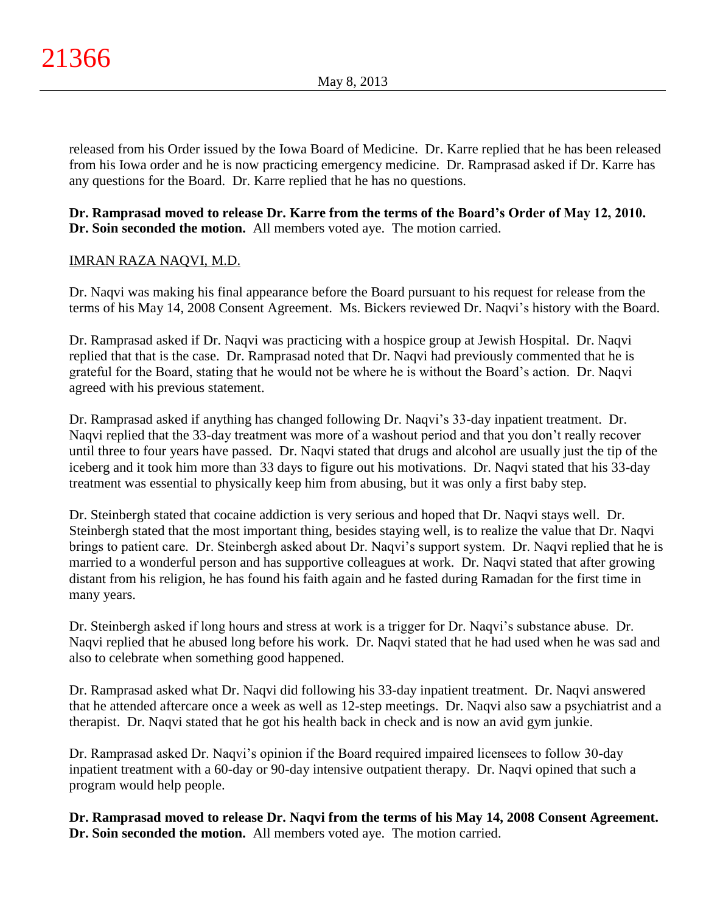released from his Order issued by the Iowa Board of Medicine. Dr. Karre replied that he has been released from his Iowa order and he is now practicing emergency medicine. Dr. Ramprasad asked if Dr. Karre has any questions for the Board. Dr. Karre replied that he has no questions.

**Dr. Ramprasad moved to release Dr. Karre from the terms of the Board's Order of May 12, 2010. Dr. Soin seconded the motion.** All members voted aye. The motion carried.

IMRAN RAZA NAQVI, M.D.

Dr. Naqvi was making his final appearance before the Board pursuant to his request for release from the terms of his May 14, 2008 Consent Agreement. Ms. Bickers reviewed Dr. Naqvi's history with the Board.

Dr. Ramprasad asked if Dr. Naqvi was practicing with a hospice group at Jewish Hospital. Dr. Naqvi replied that that is the case. Dr. Ramprasad noted that Dr. Naqvi had previously commented that he is grateful for the Board, stating that he would not be where he is without the Board's action. Dr. Naqvi agreed with his previous statement.

Dr. Ramprasad asked if anything has changed following Dr. Naqvi's 33-day inpatient treatment. Dr. Naqvi replied that the 33-day treatment was more of a washout period and that you don't really recover until three to four years have passed. Dr. Naqvi stated that drugs and alcohol are usually just the tip of the iceberg and it took him more than 33 days to figure out his motivations. Dr. Naqvi stated that his 33-day treatment was essential to physically keep him from abusing, but it was only a first baby step.

Dr. Steinbergh stated that cocaine addiction is very serious and hoped that Dr. Naqvi stays well. Dr. Steinbergh stated that the most important thing, besides staying well, is to realize the value that Dr. Naqvi brings to patient care. Dr. Steinbergh asked about Dr. Naqvi's support system. Dr. Naqvi replied that he is married to a wonderful person and has supportive colleagues at work. Dr. Naqvi stated that after growing distant from his religion, he has found his faith again and he fasted during Ramadan for the first time in many years.

Dr. Steinbergh asked if long hours and stress at work is a trigger for Dr. Naqvi's substance abuse. Dr. Naqvi replied that he abused long before his work. Dr. Naqvi stated that he had used when he was sad and also to celebrate when something good happened.

Dr. Ramprasad asked what Dr. Naqvi did following his 33-day inpatient treatment. Dr. Naqvi answered that he attended aftercare once a week as well as 12-step meetings. Dr. Naqvi also saw a psychiatrist and a therapist. Dr. Naqvi stated that he got his health back in check and is now an avid gym junkie.

Dr. Ramprasad asked Dr. Naqvi's opinion if the Board required impaired licensees to follow 30-day inpatient treatment with a 60-day or 90-day intensive outpatient therapy. Dr. Naqvi opined that such a program would help people.

**Dr. Ramprasad moved to release Dr. Naqvi from the terms of his May 14, 2008 Consent Agreement. Dr. Soin seconded the motion.** All members voted aye. The motion carried.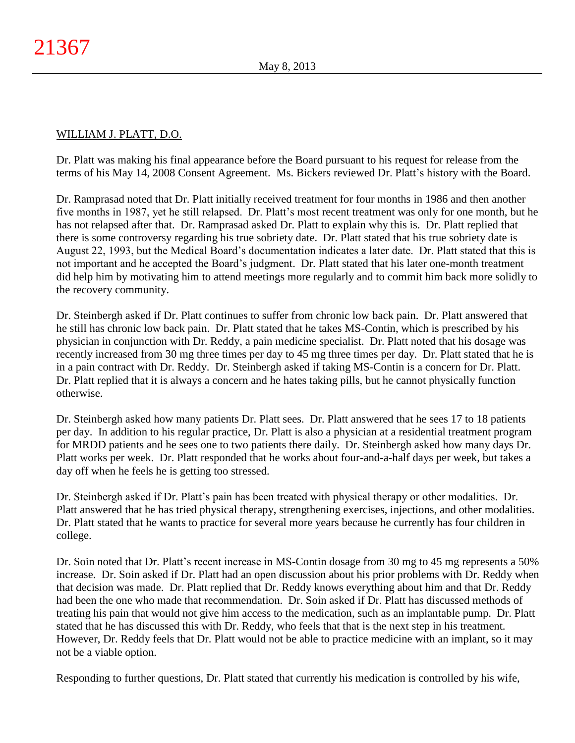WILLIAM J. PLATT, D.O.

Dr. Platt was making his final appearance before the Board pursuant to his request for release from the terms of his May 14, 2008 Consent Agreement. Ms. Bickers reviewed Dr. Platt's history with the Board.

Dr. Ramprasad noted that Dr. Platt initially received treatment for four months in 1986 and then another five months in 1987, yet he still relapsed. Dr. Platt's most recent treatment was only for one month, but he has not relapsed after that. Dr. Ramprasad asked Dr. Platt to explain why this is. Dr. Platt replied that there is some controversy regarding his true sobriety date. Dr. Platt stated that his true sobriety date is August 22, 1993, but the Medical Board's documentation indicates a later date. Dr. Platt stated that this is not important and he accepted the Board's judgment. Dr. Platt stated that his later one-month treatment did help him by motivating him to attend meetings more regularly and to commit him back more solidly to the recovery community.

Dr. Steinbergh asked if Dr. Platt continues to suffer from chronic low back pain. Dr. Platt answered that he still has chronic low back pain. Dr. Platt stated that he takes MS-Contin, which is prescribed by his physician in conjunction with Dr. Reddy, a pain medicine specialist. Dr. Platt noted that his dosage was recently increased from 30 mg three times per day to 45 mg three times per day. Dr. Platt stated that he is in a pain contract with Dr. Reddy. Dr. Steinbergh asked if taking MS-Contin is a concern for Dr. Platt. Dr. Platt replied that it is always a concern and he hates taking pills, but he cannot physically function otherwise.

Dr. Steinbergh asked how many patients Dr. Platt sees. Dr. Platt answered that he sees 17 to 18 patients per day. In addition to his regular practice, Dr. Platt is also a physician at a residential treatment program for MRDD patients and he sees one to two patients there daily. Dr. Steinbergh asked how many days Dr. Platt works per week. Dr. Platt responded that he works about four-and-a-half days per week, but takes a day off when he feels he is getting too stressed.

Dr. Steinbergh asked if Dr. Platt's pain has been treated with physical therapy or other modalities. Dr. Platt answered that he has tried physical therapy, strengthening exercises, injections, and other modalities. Dr. Platt stated that he wants to practice for several more years because he currently has four children in college.

Dr. Soin noted that Dr. Platt's recent increase in MS-Contin dosage from 30 mg to 45 mg represents a 50% increase. Dr. Soin asked if Dr. Platt had an open discussion about his prior problems with Dr. Reddy when that decision was made. Dr. Platt replied that Dr. Reddy knows everything about him and that Dr. Reddy had been the one who made that recommendation. Dr. Soin asked if Dr. Platt has discussed methods of treating his pain that would not give him access to the medication, such as an implantable pump. Dr. Platt stated that he has discussed this with Dr. Reddy, who feels that that is the next step in his treatment. However, Dr. Reddy feels that Dr. Platt would not be able to practice medicine with an implant, so it may not be a viable option.

Responding to further questions, Dr. Platt stated that currently his medication is controlled by his wife,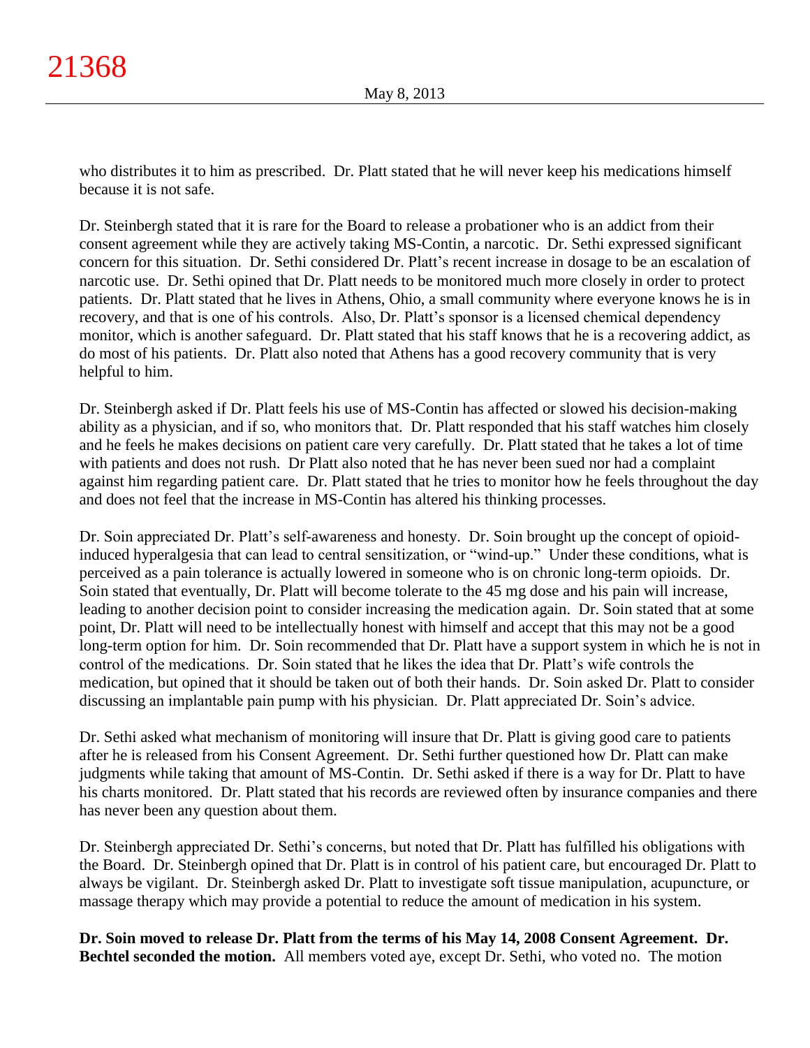who distributes it to him as prescribed. Dr. Platt stated that he will never keep his medications himself because it is not safe.

Dr. Steinbergh stated that it is rare for the Board to release a probationer who is an addict from their consent agreement while they are actively taking MS-Contin, a narcotic. Dr. Sethi expressed significant concern for this situation. Dr. Sethi considered Dr. Platt's recent increase in dosage to be an escalation of narcotic use. Dr. Sethi opined that Dr. Platt needs to be monitored much more closely in order to protect patients. Dr. Platt stated that he lives in Athens, Ohio, a small community where everyone knows he is in recovery, and that is one of his controls. Also, Dr. Platt's sponsor is a licensed chemical dependency monitor, which is another safeguard. Dr. Platt stated that his staff knows that he is a recovering addict, as do most of his patients. Dr. Platt also noted that Athens has a good recovery community that is very helpful to him.

Dr. Steinbergh asked if Dr. Platt feels his use of MS-Contin has affected or slowed his decision-making ability as a physician, and if so, who monitors that. Dr. Platt responded that his staff watches him closely and he feels he makes decisions on patient care very carefully. Dr. Platt stated that he takes a lot of time with patients and does not rush. Dr Platt also noted that he has never been sued nor had a complaint against him regarding patient care. Dr. Platt stated that he tries to monitor how he feels throughout the day and does not feel that the increase in MS-Contin has altered his thinking processes.

Dr. Soin appreciated Dr. Platt's self-awareness and honesty. Dr. Soin brought up the concept of opioid-induced hyperalgesia that can lead to central sensitization, or "wind-up." Under these conditions, what is perceived as a pain tolerance is actually lowered in someone who is on chronic long-term opioids. Dr. Soin stated that eventually, Dr. Platt will become tolerate to the 45 mg dose and his pain will increase, leading to another decision point to consider increasing the medication again. Dr. Soin stated that at some point, Dr. Platt will need to be intellectually honest with himself and accept that this may not be a good long-term option for him. Dr. Soin recommended that Dr. Platt have a support system in which he is not in control of the medications. Dr. Soin stated that he likes the idea that Dr. Platt's wife controls the medication, but opined that it should be taken out of both their hands. Dr. Soin asked Dr. Platt to consider discussing an implantable pain pump with his physician. Dr. Platt appreciated Dr. Soin's advice.

Dr. Sethi asked what mechanism of monitoring will insure that Dr. Platt is giving good care to patients after he is released from his Consent Agreement. Dr. Sethi further questioned how Dr. Platt can make judgments while taking that amount of MS-Contin. Dr. Sethi asked if there is a way for Dr. Platt to have his charts monitored. Dr. Platt stated that his records are reviewed often by insurance companies and there has never been any question about them.

Dr. Steinbergh appreciated Dr. Sethi's concerns, but noted that Dr. Platt has fulfilled his obligations with the Board. Dr. Steinbergh opined that Dr. Platt is in control of his patient care, but encouraged Dr. Platt to always be vigilant. Dr. Steinbergh asked Dr. Platt to investigate soft tissue manipulation, acupuncture, or massage therapy which may provide a potential to reduce the amount of medication in his system.

**Dr. Soin moved to release Dr. Platt from the terms of his May 14, 2008 Consent Agreement. Dr. Bechtel seconded the motion.** All members voted aye, except Dr. Sethi, who voted no. The motion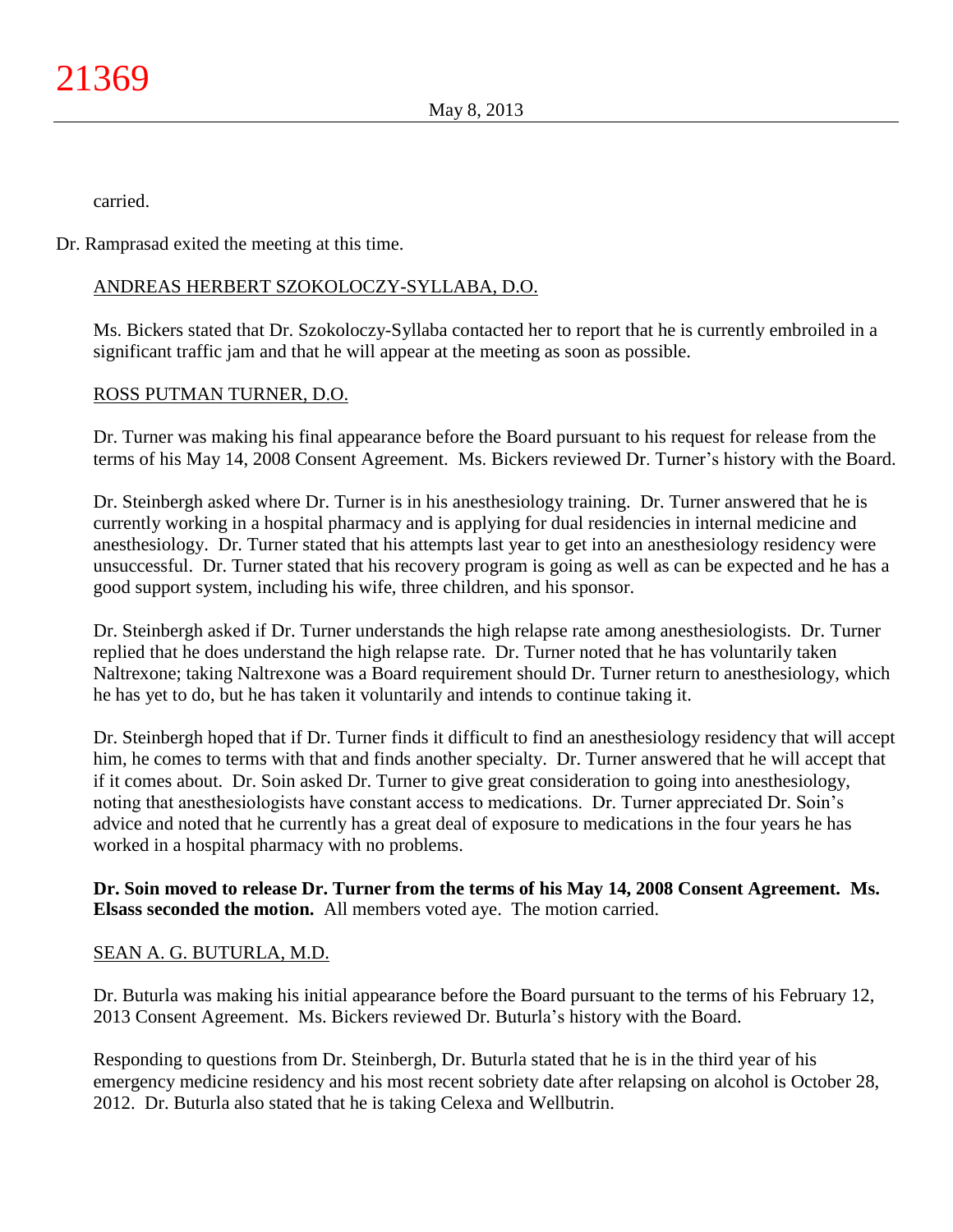carried.

Dr. Ramprasad exited the meeting at this time.

ANDREAS HERBERT SZOKOLOCZY-SYLLABA, D.O.

Ms. Bickers stated that Dr. Szokoloczy-Syllaba contacted her to report that he is currently embroiled in a significant traffic jam and that he will appear at the meeting as soon as possible.

ROSS PUTMAN TURNER, D.O.

Dr. Turner was making his final appearance before the Board pursuant to his request for release from the terms of his May 14, 2008 Consent Agreement. Ms. Bickers reviewed Dr. Turner's history with the Board.

Dr. Steinbergh asked where Dr. Turner is in his anesthesiology training. Dr. Turner answered that he is currently working in a hospital pharmacy and is applying for dual residencies in internal medicine and anesthesiology. Dr. Turner stated that his attempts last year to get into an anesthesiology residency were unsuccessful. Dr. Turner stated that his recovery program is going as well as can be expected and he has a good support system, including his wife, three children, and his sponsor.

Dr. Steinbergh asked if Dr. Turner understands the high relapse rate among anesthesiologists. Dr. Turner replied that he does understand the high relapse rate. Dr. Turner noted that he has voluntarily taken Naltrexone; taking Naltrexone was a Board requirement should Dr. Turner return to anesthesiology, which he has yet to do, but he has taken it voluntarily and intends to continue taking it.

Dr. Steinbergh hoped that if Dr. Turner finds it difficult to find an anesthesiology residency that will accept him, he comes to terms with that and finds another specialty. Dr. Turner answered that he will accept that if it comes about. Dr. Soin asked Dr. Turner to give great consideration to going into anesthesiology, noting that anesthesiologists have constant access to medications. Dr. Turner appreciated Dr. Soin's advice and noted that he currently has a great deal of exposure to medications in the four years he has worked in a hospital pharmacy with no problems.

**Dr. Soin moved to release Dr. Turner from the terms of his May 14, 2008 Consent Agreement. Ms. Elsass seconded the motion.** All members voted aye. The motion carried.

SEAN A. G. BUTURLA, M.D.

Dr. Buturla was making his initial appearance before the Board pursuant to the terms of his February 12, 2013 Consent Agreement. Ms. Bickers reviewed Dr. Buturla's history with the Board.

Responding to questions from Dr. Steinbergh, Dr. Buturla stated that he is in the third year of his emergency medicine residency and his most recent sobriety date after relapsing on alcohol is October 28, 2012. Dr. Buturla also stated that he is taking Celexa and Wellbutrin.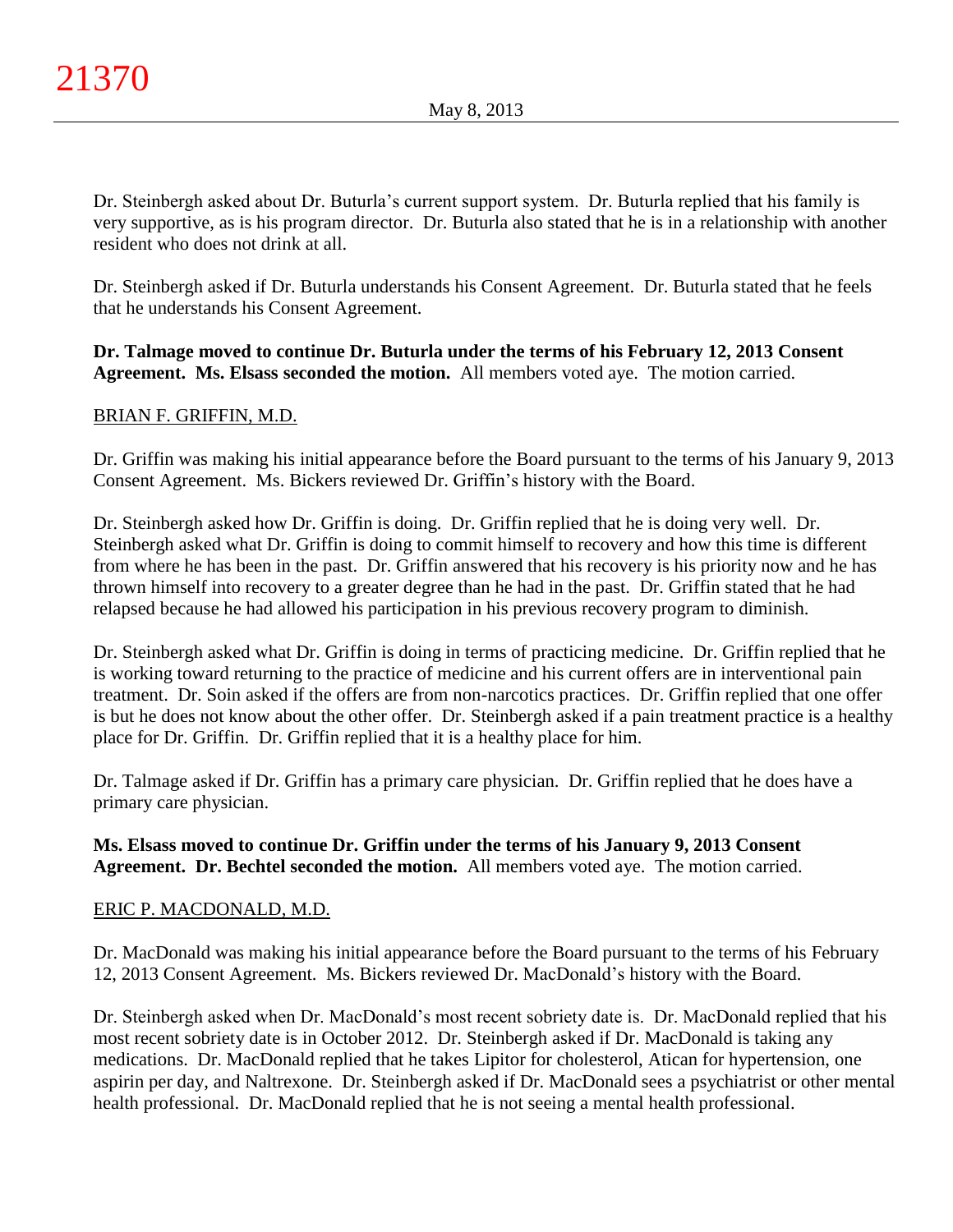Dr. Steinbergh asked about Dr. Buturla's current support system. Dr. Buturla replied that his family is very supportive, as is his program director. Dr. Buturla also stated that he is in a relationship with another resident who does not drink at all.

Dr. Steinbergh asked if Dr. Buturla understands his Consent Agreement. Dr. Buturla stated that he feels that he understands his Consent Agreement.

**Dr. Talmage moved to continue Dr. Buturla under the terms of his February 12, 2013 Consent Agreement. Ms. Elsass seconded the motion.** All members voted aye. The motion carried.

BRIAN F. GRIFFIN, M.D.

Dr. Griffin was making his initial appearance before the Board pursuant to the terms of his January 9, 2013 Consent Agreement. Ms. Bickers reviewed Dr. Griffin's history with the Board.

Dr. Steinbergh asked how Dr. Griffin is doing. Dr. Griffin replied that he is doing very well. Dr. Steinbergh asked what Dr. Griffin is doing to commit himself to recovery and how this time is different from where he has been in the past. Dr. Griffin answered that his recovery is his priority now and he has thrown himself into recovery to a greater degree than he had in the past. Dr. Griffin stated that he had relapsed because he had allowed his participation in his previous recovery program to diminish.

Dr. Steinbergh asked what Dr. Griffin is doing in terms of practicing medicine. Dr. Griffin replied that he is working toward returning to the practice of medicine and his current offers are in interventional pain treatment. Dr. Soin asked if the offers are from non-narcotics practices. Dr. Griffin replied that one offer is but he does not know about the other offer. Dr. Steinbergh asked if a pain treatment practice is a healthy place for Dr. Griffin. Dr. Griffin replied that it is a healthy place for him.

Dr. Talmage asked if Dr. Griffin has a primary care physician. Dr. Griffin replied that he does have a primary care physician.

**Ms. Elsass moved to continue Dr. Griffin under the terms of his January 9, 2013 Consent Agreement. Dr. Bechtel seconded the motion.** All members voted aye. The motion carried.

ERIC P. MACDONALD, M.D.

Dr. MacDonald was making his initial appearance before the Board pursuant to the terms of his February 12, 2013 Consent Agreement. Ms. Bickers reviewed Dr. MacDonald's history with the Board.

Dr. Steinbergh asked when Dr. MacDonald's most recent sobriety date is. Dr. MacDonald replied that his most recent sobriety date is in October 2012. Dr. Steinbergh asked if Dr. MacDonald is taking any medications. Dr. MacDonald replied that he takes Lipitor for cholesterol, Atican for hypertension, one aspirin per day, and Naltrexone. Dr. Steinbergh asked if Dr. MacDonald sees a psychiatrist or other mental health professional. Dr. MacDonald replied that he is not seeing a mental health professional.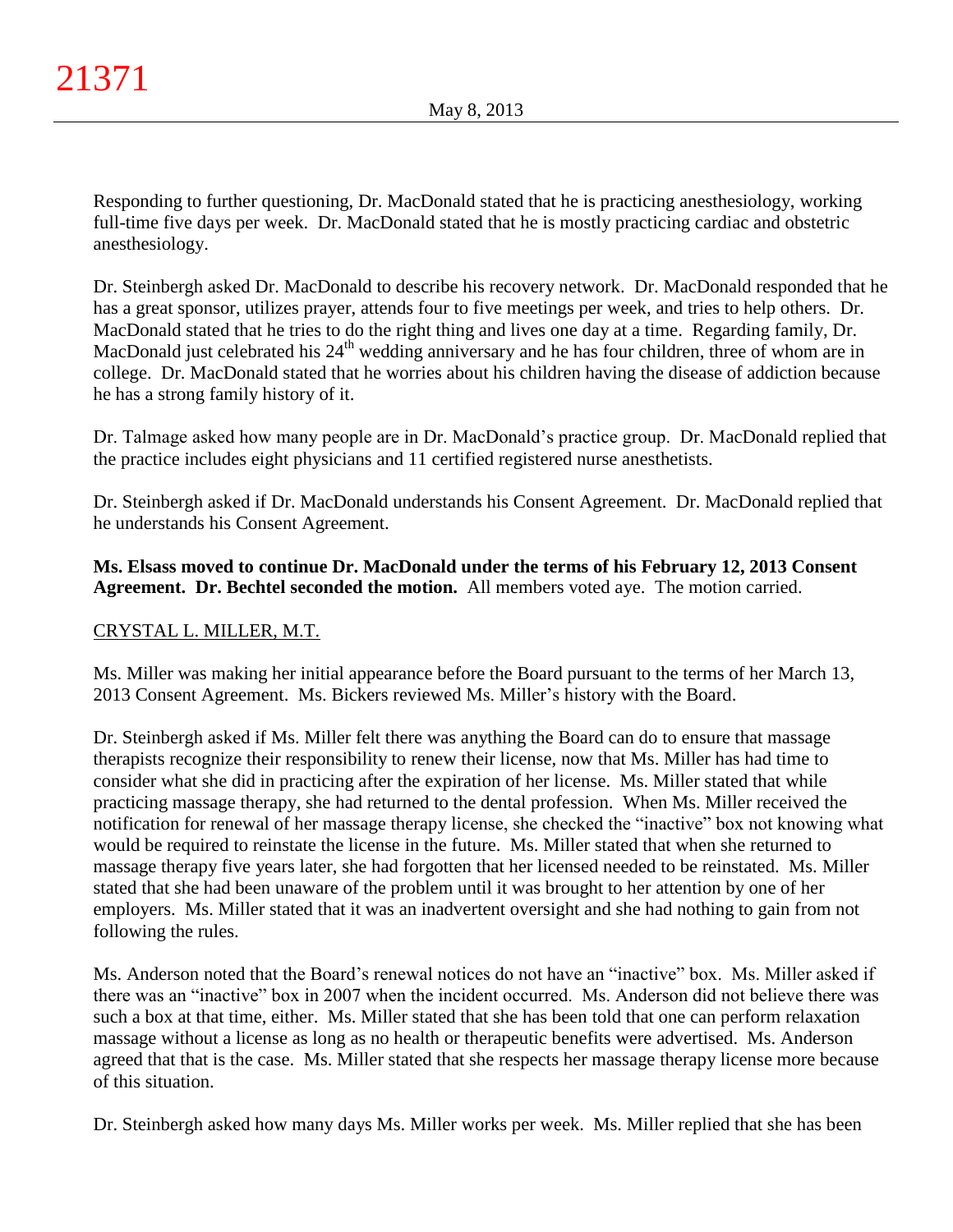Responding to further questioning, Dr. MacDonald stated that he is practicing anesthesiology, working full-time five days per week. Dr. MacDonald stated that he is mostly practicing cardiac and obstetric anesthesiology.

Dr. Steinbergh asked Dr. MacDonald to describe his recovery network. Dr. MacDonald responded that he has a great sponsor, utilizes prayer, attends four to five meetings per week, and tries to help others. Dr. MacDonald stated that he tries to do the right thing and lives one day at a time. Regarding family, Dr. MacDonald just celebrated his 24th wedding anniversary and he has four children, three of whom are in college. Dr. MacDonald stated that he worries about his children having the disease of addiction because he has a strong family history of it.

Dr. Talmage asked how many people are in Dr. MacDonald's practice group. Dr. MacDonald replied that the practice includes eight physicians and 11 certified registered nurse anesthetists.

Dr. Steinbergh asked if Dr. MacDonald understands his Consent Agreement. Dr. MacDonald replied that he understands his Consent Agreement.

**Ms. Elsass moved to continue Dr. MacDonald under the terms of his February 12, 2013 Consent Agreement. Dr. Bechtel seconded the motion.** All members voted aye. The motion carried.

<u>CRYSTAL L. MILLER, M.T.</u>

Ms. Miller was making her initial appearance before the Board pursuant to the terms of her March 13, 2013 Consent Agreement. Ms. Bickers reviewed Ms. Miller's history with the Board.

Dr. Steinbergh asked if Ms. Miller felt there was anything the Board can do to ensure that massage therapists recognize their responsibility to renew their license, now that Ms. Miller has had time to consider what she did in practicing after the expiration of her license. Ms. Miller stated that while practicing massage therapy, she had returned to the dental profession. When Ms. Miller received the notification for renewal of her massage therapy license, she checked the "inactive" box not knowing what would be required to reinstate the license in the future. Ms. Miller stated that when she returned to massage therapy five years later, she had forgotten that her licensed needed to be reinstated. Ms. Miller stated that she had been unaware of the problem until it was brought to her attention by one of her employers. Ms. Miller stated that it was an inadvertent oversight and she had nothing to gain from not following the rules.

Ms. Anderson noted that the Board's renewal notices do not have an "inactive" box. Ms. Miller asked if there was an "inactive" box in 2007 when the incident occurred. Ms. Anderson did not believe there was such a box at that time, either. Ms. Miller stated that she has been told that one can perform relaxation massage without a license as long as no health or therapeutic benefits were advertised. Ms. Anderson agreed that that is the case. Ms. Miller stated that she respects her massage therapy license more because of this situation.

Dr. Steinbergh asked how many days Ms. Miller works per week. Ms. Miller replied that she has been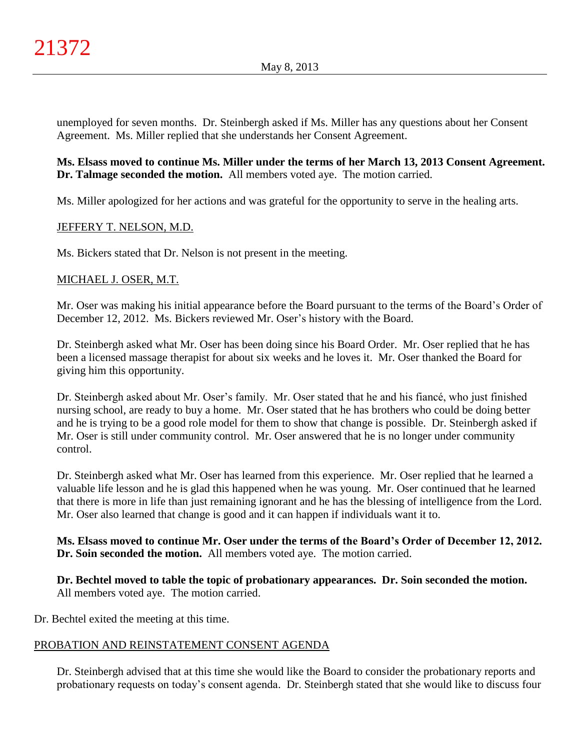unemployed for seven months. Dr. Steinbergh asked if Ms. Miller has any questions about her Consent Agreement. Ms. Miller replied that she understands her Consent Agreement.

**Ms. Elsass moved to continue Ms. Miller under the terms of her March 13, 2013 Consent Agreement. Dr. Talmage seconded the motion.** All members voted aye. The motion carried.

Ms. Miller apologized for her actions and was grateful for the opportunity to serve in the healing arts.

JEFFERY T. NELSON, M.D.

Ms. Bickers stated that Dr. Nelson is not present in the meeting.

MICHAEL J. OSER, M.T.

Mr. Oser was making his initial appearance before the Board pursuant to the terms of the Board's Order of December 12, 2012. Ms. Bickers reviewed Mr. Oser's history with the Board.

Dr. Steinbergh asked what Mr. Oser has been doing since his Board Order. Mr. Oser replied that he has been a licensed massage therapist for about six weeks and he loves it. Mr. Oser thanked the Board for giving him this opportunity.

Dr. Steinbergh asked about Mr. Oser's family. Mr. Oser stated that he and his fiancé, who just finished nursing school, are ready to buy a home. Mr. Oser stated that he has brothers who could be doing better and he is trying to be a good role model for them to show that change is possible. Dr. Steinbergh asked if Mr. Oser is still under community control. Mr. Oser answered that he is no longer under community control.

Dr. Steinbergh asked what Mr. Oser has learned from this experience. Mr. Oser replied that he learned a valuable life lesson and he is glad this happened when he was young. Mr. Oser continued that he learned that there is more in life than just remaining ignorant and he has the blessing of intelligence from the Lord. Mr. Oser also learned that change is good and it can happen if individuals want it to.

**Ms. Elsass moved to continue Mr. Oser under the terms of the Board's Order of December 12, 2012. Dr. Soin seconded the motion.** All members voted aye. The motion carried.

**Dr. Bechtel moved to table the topic of probationary appearances. Dr. Soin seconded the motion.** All members voted aye. The motion carried.

Dr. Bechtel exited the meeting at this time.

PROBATION AND REINSTATEMENT CONSENT AGENDA

Dr. Steinbergh advised that at this time she would like the Board to consider the probationary reports and probationary requests on today's consent agenda. Dr. Steinbergh stated that she would like to discuss four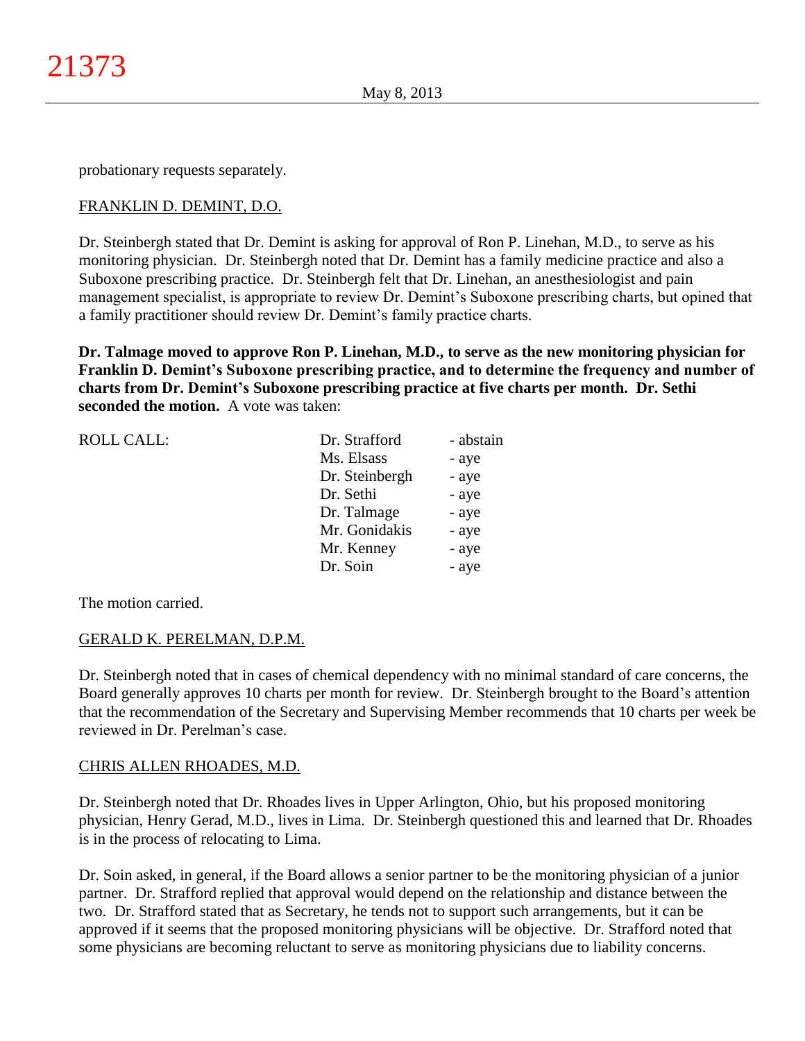probationary requests separately.

FRANKLIN D. DEMINT, D.O.

Dr. Steinbergh stated that Dr. Demint is asking for approval of Ron P. Linehan, M.D., to serve as his monitoring physician. Dr. Steinbergh noted that Dr. Demint has a family medicine practice and also a Suboxone prescribing practice. Dr. Steinbergh felt that Dr. Linehan, an anesthesiologist and pain management specialist, is appropriate to review Dr. Demint's Suboxone prescribing charts, but opined that a family practitioner should review Dr. Demint's family practice charts.

**Dr. Talmage moved to approve Ron P. Linehan, M.D., to serve as the new monitoring physician for Franklin D. Demint's Suboxone prescribing practice, and to determine the frequency and number of charts from Dr. Demint's Suboxone prescribing practice at five charts per month. Dr. Sethi seconded the motion.** A vote was taken:

| ROLL CALL: | | |
|---|---|---|
| | Dr. Strafford | - abstain |
| | Ms. Elsass | - aye |
| | Dr. Steinbergh | - aye |
| | Dr. Sethi | - aye |
| | Dr. Talmage | - aye |
| | Mr. Gonidakis | - aye |
| | Mr. Kenney | - aye |
| | Dr. Soin | - aye |

The motion carried.

GERALD K. PERELMAN, D.P.M.

Dr. Steinbergh noted that in cases of chemical dependency with no minimal standard of care concerns, the Board generally approves 10 charts per month for review. Dr. Steinbergh brought to the Board's attention that the recommendation of the Secretary and Supervising Member recommends that 10 charts per week be reviewed in Dr. Perelman's case.

CHRIS ALLEN RHOADES, M.D.

Dr. Steinbergh noted that Dr. Rhoades lives in Upper Arlington, Ohio, but his proposed monitoring physician, Henry Gerad, M.D., lives in Lima. Dr. Steinbergh questioned this and learned that Dr. Rhoades is in the process of relocating to Lima.

Dr. Soin asked, in general, if the Board allows a senior partner to be the monitoring physician of a junior partner. Dr. Strafford replied that approval would depend on the relationship and distance between the two. Dr. Strafford stated that as Secretary, he tends not to support such arrangements, but it can be approved if it seems that the proposed monitoring physicians will be objective. Dr. Strafford noted that some physicians are becoming reluctant to serve as monitoring physicians due to liability concerns.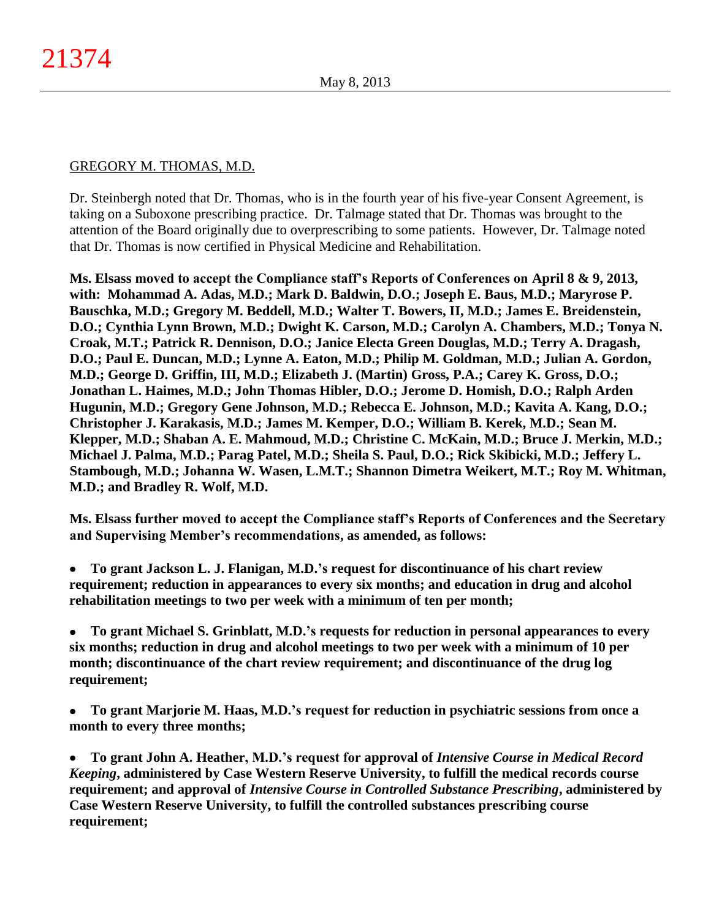GREGORY M. THOMAS, M.D.

Dr. Steinbergh noted that Dr. Thomas, who is in the fourth year of his five-year Consent Agreement, is taking on a Suboxone prescribing practice. Dr. Talmage stated that Dr. Thomas was brought to the attention of the Board originally due to overprescribing to some patients. However, Dr. Talmage noted that Dr. Thomas is now certified in Physical Medicine and Rehabilitation.

**Ms. Elsass moved to accept the Compliance staff's Reports of Conferences on April 8 & 9, 2013, with: Mohammad A. Adas, M.D.; Mark D. Baldwin, D.O.; Joseph E. Baus, M.D.; Maryrose P. Bauschka, M.D.; Gregory M. Beddell, M.D.; Walter T. Bowers, II, M.D.; James E. Breidenstein, D.O.; Cynthia Lynn Brown, M.D.; Dwight K. Carson, M.D.; Carolyn A. Chambers, M.D.; Tonya N. Croak, M.T.; Patrick R. Dennison, D.O.; Janice Electa Green Douglas, M.D.; Terry A. Dragash, D.O.; Paul E. Duncan, M.D.; Lynne A. Eaton, M.D.; Philip M. Goldman, M.D.; Julian A. Gordon, M.D.; George D. Griffin, III, M.D.; Elizabeth J. (Martin) Gross, P.A.; Carey K. Gross, D.O.; Jonathan L. Haimes, M.D.; John Thomas Hibler, D.O.; Jerome D. Homish, D.O.; Ralph Arden Hugunin, M.D.; Gregory Gene Johnson, M.D.; Rebecca E. Johnson, M.D.; Kavita A. Kang, D.O.; Christopher J. Karakasis, M.D.; James M. Kemper, D.O.; William B. Kerek, M.D.; Sean M. Klepper, M.D.; Shaban A. E. Mahmoud, M.D.; Christine C. McKain, M.D.; Bruce J. Merkin, M.D.; Michael J. Palma, M.D.; Parag Patel, M.D.; Sheila S. Paul, D.O.; Rick Skibicki, M.D.; Jeffery L. Stambough, M.D.; Johanna W. Wasen, L.M.T.; Shannon Dimetra Weikert, M.T.; Roy M. Whitman, M.D.; and Bradley R. Wolf, M.D.**

**Ms. Elsass further moved to accept the Compliance staff's Reports of Conferences and the Secretary and Supervising Member's recommendations, as amended, as follows:**

- **To grant Jackson L. J. Flanigan, M.D.'s request for discontinuance of his chart review requirement; reduction in appearances to every six months; and education in drug and alcohol rehabilitation meetings to two per week with a minimum of ten per month;**

- **To grant Michael S. Grinblatt, M.D.'s requests for reduction in personal appearances to every six months; reduction in drug and alcohol meetings to two per week with a minimum of 10 per month; discontinuance of the chart review requirement; and discontinuance of the drug log requirement;**

- **To grant Marjorie M. Haas, M.D.'s request for reduction in psychiatric sessions from once a month to every three months;**

- **To grant John A. Heather, M.D.'s request for approval of *Intensive Course in Medical Record Keeping*, administered by Case Western Reserve University, to fulfill the medical records course requirement; and approval of *Intensive Course in Controlled Substance Prescribing*, administered by Case Western Reserve University, to fulfill the controlled substances prescribing course requirement;**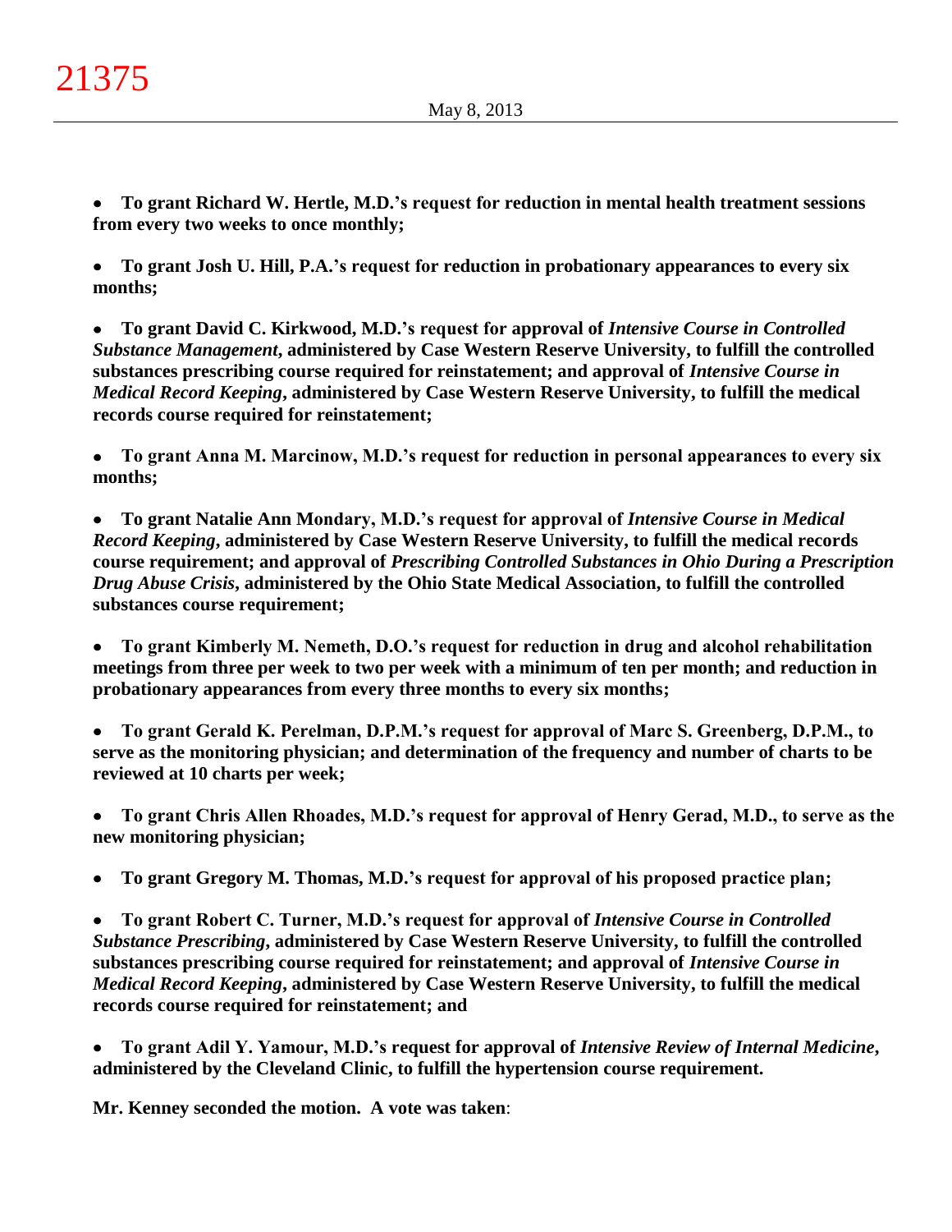- **To grant Richard W. Hertle, M.D.'s request for reduction in mental health treatment sessions from every two weeks to once monthly;**

- **To grant Josh U. Hill, P.A.'s request for reduction in probationary appearances to every six months;**

- **To grant David C. Kirkwood, M.D.'s request for approval of *Intensive Course in Controlled Substance Management*, administered by Case Western Reserve University, to fulfill the controlled substances prescribing course required for reinstatement; and approval of *Intensive Course in Medical Record Keeping*, administered by Case Western Reserve University, to fulfill the medical records course required for reinstatement;**

- **To grant Anna M. Marcinow, M.D.'s request for reduction in personal appearances to every six months;**

- **To grant Natalie Ann Mondary, M.D.'s request for approval of *Intensive Course in Medical Record Keeping*, administered by Case Western Reserve University, to fulfill the medical records course requirement; and approval of *Prescribing Controlled Substances in Ohio During a Prescription Drug Abuse Crisis*, administered by the Ohio State Medical Association, to fulfill the controlled substances course requirement;**

- **To grant Kimberly M. Nemeth, D.O.'s request for reduction in drug and alcohol rehabilitation meetings from three per week to two per week with a minimum of ten per month; and reduction in probationary appearances from every three months to every six months;**

- **To grant Gerald K. Perelman, D.P.M.'s request for approval of Marc S. Greenberg, D.P.M., to serve as the monitoring physician; and determination of the frequency and number of charts to be reviewed at 10 charts per week;**

- **To grant Chris Allen Rhoades, M.D.'s request for approval of Henry Gerad, M.D., to serve as the new monitoring physician;**

- **To grant Gregory M. Thomas, M.D.'s request for approval of his proposed practice plan;**

- **To grant Robert C. Turner, M.D.'s request for approval of *Intensive Course in Controlled Substance Prescribing*, administered by Case Western Reserve University, to fulfill the controlled substances prescribing course required for reinstatement; and approval of *Intensive Course in Medical Record Keeping*, administered by Case Western Reserve University, to fulfill the medical records course required for reinstatement; and**

- **To grant Adil Y. Yamour, M.D.'s request for approval of *Intensive Review of Internal Medicine*, administered by the Cleveland Clinic, to fulfill the hypertension course requirement.**

**Mr. Kenney seconded the motion. A vote was taken**: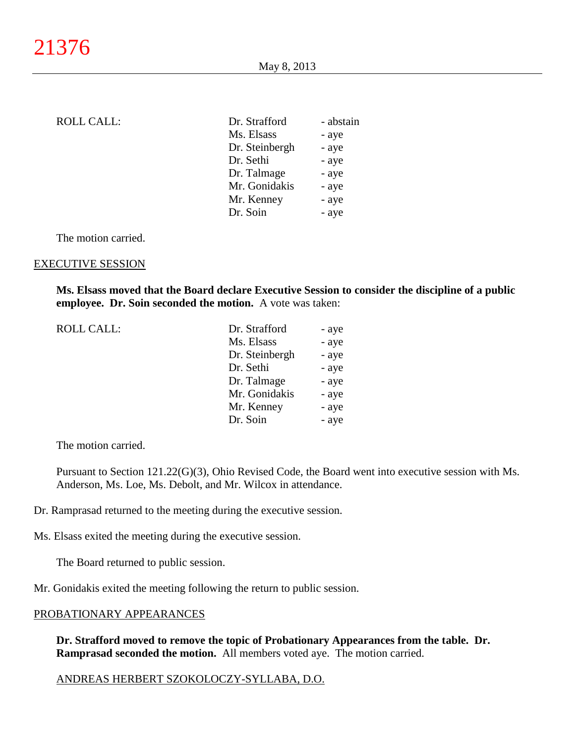ROLL CALL:

| | |
|---|---|
| Dr. Strafford | - abstain |
| Ms. Elsass | - aye |
| Dr. Steinbergh | - aye |
| Dr. Sethi | - aye |
| Dr. Talmage | - aye |
| Mr. Gonidakis | - aye |
| Mr. Kenney | - aye |
| Dr. Soin | - aye |

The motion carried.

EXECUTIVE SESSION

**Ms. Elsass moved that the Board declare Executive Session to consider the discipline of a public employee. Dr. Soin seconded the motion.** A vote was taken:

ROLL CALL:

| | |
|---|---|
| Dr. Strafford | - aye |
| Ms. Elsass | - aye |
| Dr. Steinbergh | - aye |
| Dr. Sethi | - aye |
| Dr. Talmage | - aye |
| Mr. Gonidakis | - aye |
| Mr. Kenney | - aye |
| Dr. Soin | - aye |

The motion carried.

Pursuant to Section 121.22(G)(3), Ohio Revised Code, the Board went into executive session with Ms. Anderson, Ms. Loe, Ms. Debolt, and Mr. Wilcox in attendance.

Dr. Ramprasad returned to the meeting during the executive session.

Ms. Elsass exited the meeting during the executive session.

The Board returned to public session.

Mr. Gonidakis exited the meeting following the return to public session.

PROBATIONARY APPEARANCES

**Dr. Strafford moved to remove the topic of Probationary Appearances from the table. Dr. Ramprasad seconded the motion.** All members voted aye. The motion carried.

ANDREAS HERBERT SZOKOLOCZY-SYLLABA, D.O.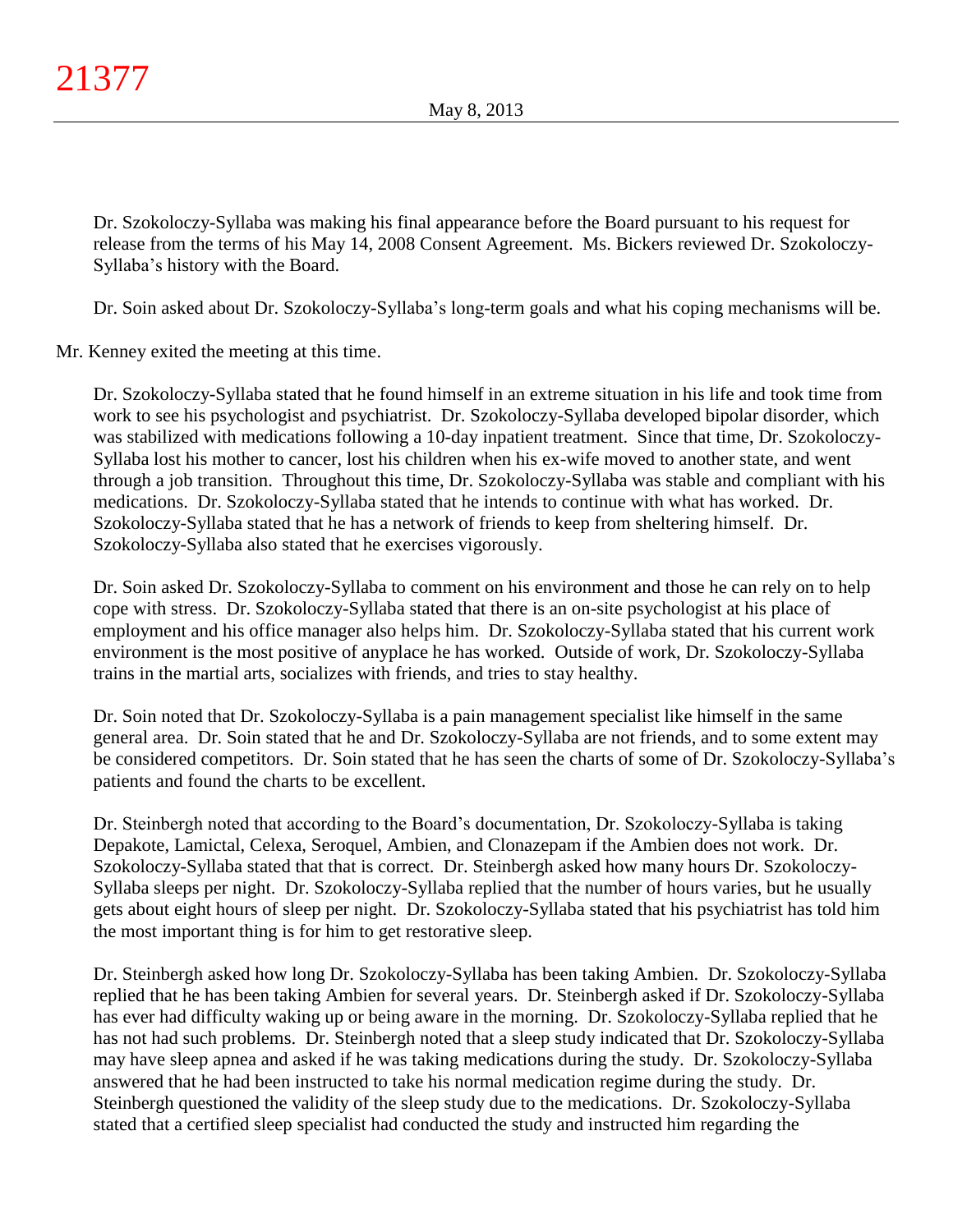Dr. Szokoloczy-Syllaba was making his final appearance before the Board pursuant to his request for release from the terms of his May 14, 2008 Consent Agreement. Ms. Bickers reviewed Dr. Szokoloczy-Syllaba's history with the Board.

Dr. Soin asked about Dr. Szokoloczy-Syllaba's long-term goals and what his coping mechanisms will be.

Mr. Kenney exited the meeting at this time.

Dr. Szokoloczy-Syllaba stated that he found himself in an extreme situation in his life and took time from work to see his psychologist and psychiatrist. Dr. Szokoloczy-Syllaba developed bipolar disorder, which was stabilized with medications following a 10-day inpatient treatment. Since that time, Dr. Szokoloczy-Syllaba lost his mother to cancer, lost his children when his ex-wife moved to another state, and went through a job transition. Throughout this time, Dr. Szokoloczy-Syllaba was stable and compliant with his medications. Dr. Szokoloczy-Syllaba stated that he intends to continue with what has worked. Dr. Szokoloczy-Syllaba stated that he has a network of friends to keep from sheltering himself. Dr. Szokoloczy-Syllaba also stated that he exercises vigorously.

Dr. Soin asked Dr. Szokoloczy-Syllaba to comment on his environment and those he can rely on to help cope with stress. Dr. Szokoloczy-Syllaba stated that there is an on-site psychologist at his place of employment and his office manager also helps him. Dr. Szokoloczy-Syllaba stated that his current work environment is the most positive of anyplace he has worked. Outside of work, Dr. Szokoloczy-Syllaba trains in the martial arts, socializes with friends, and tries to stay healthy.

Dr. Soin noted that Dr. Szokoloczy-Syllaba is a pain management specialist like himself in the same general area. Dr. Soin stated that he and Dr. Szokoloczy-Syllaba are not friends, and to some extent may be considered competitors. Dr. Soin stated that he has seen the charts of some of Dr. Szokoloczy-Syllaba's patients and found the charts to be excellent.

Dr. Steinbergh noted that according to the Board's documentation, Dr. Szokoloczy-Syllaba is taking Depakote, Lamictal, Celexa, Seroquel, Ambien, and Clonazepam if the Ambien does not work. Dr. Szokoloczy-Syllaba stated that that is correct. Dr. Steinbergh asked how many hours Dr. Szokoloczy-Syllaba sleeps per night. Dr. Szokoloczy-Syllaba replied that the number of hours varies, but he usually gets about eight hours of sleep per night. Dr. Szokoloczy-Syllaba stated that his psychiatrist has told him the most important thing is for him to get restorative sleep.

Dr. Steinbergh asked how long Dr. Szokoloczy-Syllaba has been taking Ambien. Dr. Szokoloczy-Syllaba replied that he has been taking Ambien for several years. Dr. Steinbergh asked if Dr. Szokoloczy-Syllaba has ever had difficulty waking up or being aware in the morning. Dr. Szokoloczy-Syllaba replied that he has not had such problems. Dr. Steinbergh noted that a sleep study indicated that Dr. Szokoloczy-Syllaba may have sleep apnea and asked if he was taking medications during the study. Dr. Szokoloczy-Syllaba answered that he had been instructed to take his normal medication regime during the study. Dr. Steinbergh questioned the validity of the sleep study due to the medications. Dr. Szokoloczy-Syllaba stated that a certified sleep specialist had conducted the study and instructed him regarding the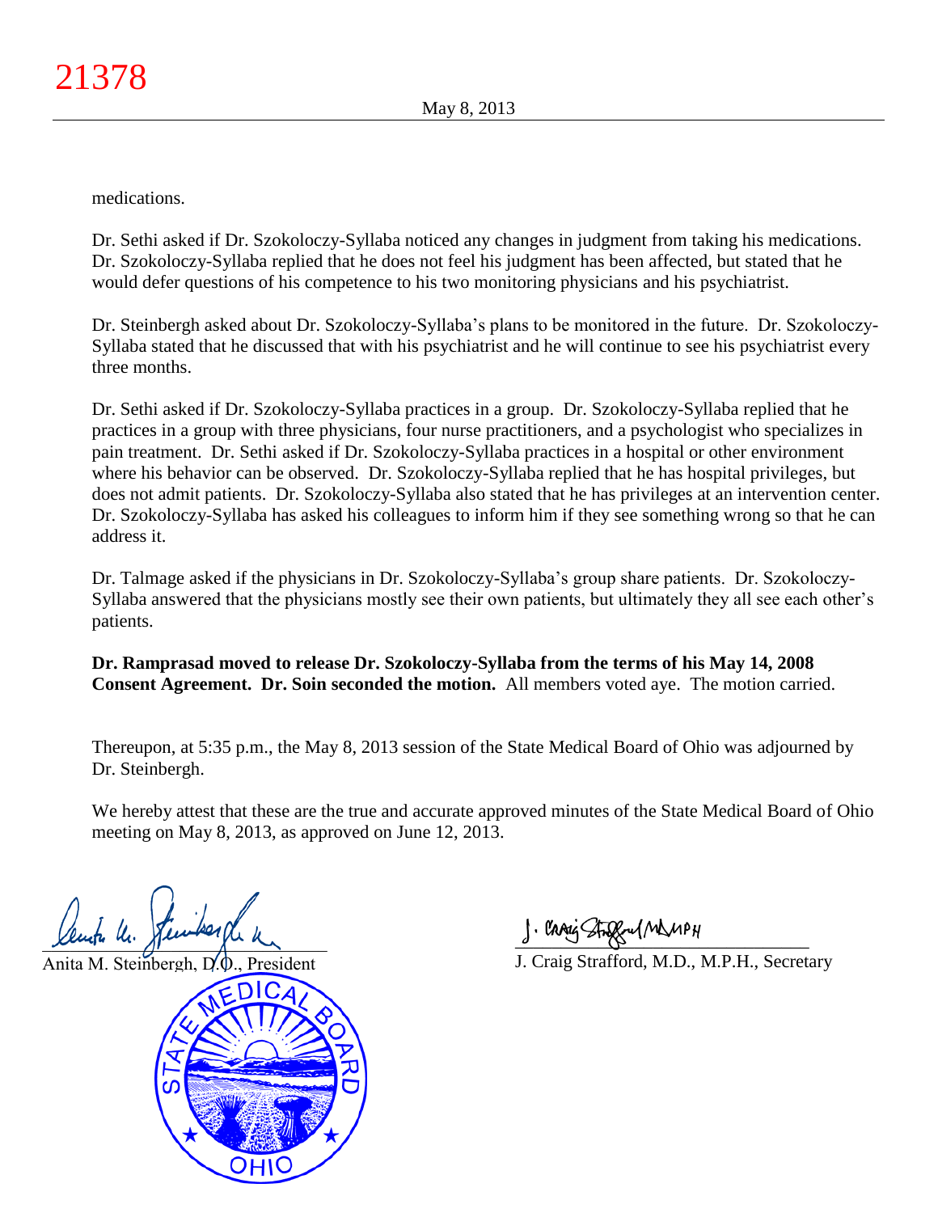medications.

Dr. Sethi asked if Dr. Szokoloczy-Syllaba noticed any changes in judgment from taking his medications. Dr. Szokoloczy-Syllaba replied that he does not feel his judgment has been affected, but stated that he would defer questions of his competence to his two monitoring physicians and his psychiatrist.

Dr. Steinbergh asked about Dr. Szokoloczy-Syllaba's plans to be monitored in the future. Dr. Szokoloczy-Syllaba stated that he discussed that with his psychiatrist and he will continue to see his psychiatrist every three months.

Dr. Sethi asked if Dr. Szokoloczy-Syllaba practices in a group. Dr. Szokoloczy-Syllaba replied that he practices in a group with three physicians, four nurse practitioners, and a psychologist who specializes in pain treatment. Dr. Sethi asked if Dr. Szokoloczy-Syllaba practices in a hospital or other environment where his behavior can be observed. Dr. Szokoloczy-Syllaba replied that he has hospital privileges, but does not admit patients. Dr. Szokoloczy-Syllaba also stated that he has privileges at an intervention center. Dr. Szokoloczy-Syllaba has asked his colleagues to inform him if they see something wrong so that he can address it.

Dr. Talmage asked if the physicians in Dr. Szokoloczy-Syllaba's group share patients. Dr. Szokoloczy-Syllaba answered that the physicians mostly see their own patients, but ultimately they all see each other's patients.

**Dr. Ramprasad moved to release Dr. Szokoloczy-Syllaba from the terms of his May 14, 2008 Consent Agreement. Dr. Soin seconded the motion.** All members voted aye. The motion carried.

Thereupon, at 5:35 p.m., the May 8, 2013 session of the State Medical Board of Ohio was adjourned by Dr. Steinbergh.

We hereby attest that these are the true and accurate approved minutes of the State Medical Board of Ohio meeting on May 8, 2013, as approved on June 12, 2013.

Anita M. Steinbergh, D.O., President

J. Craig Strafford, M.D., M.P.H., Secretary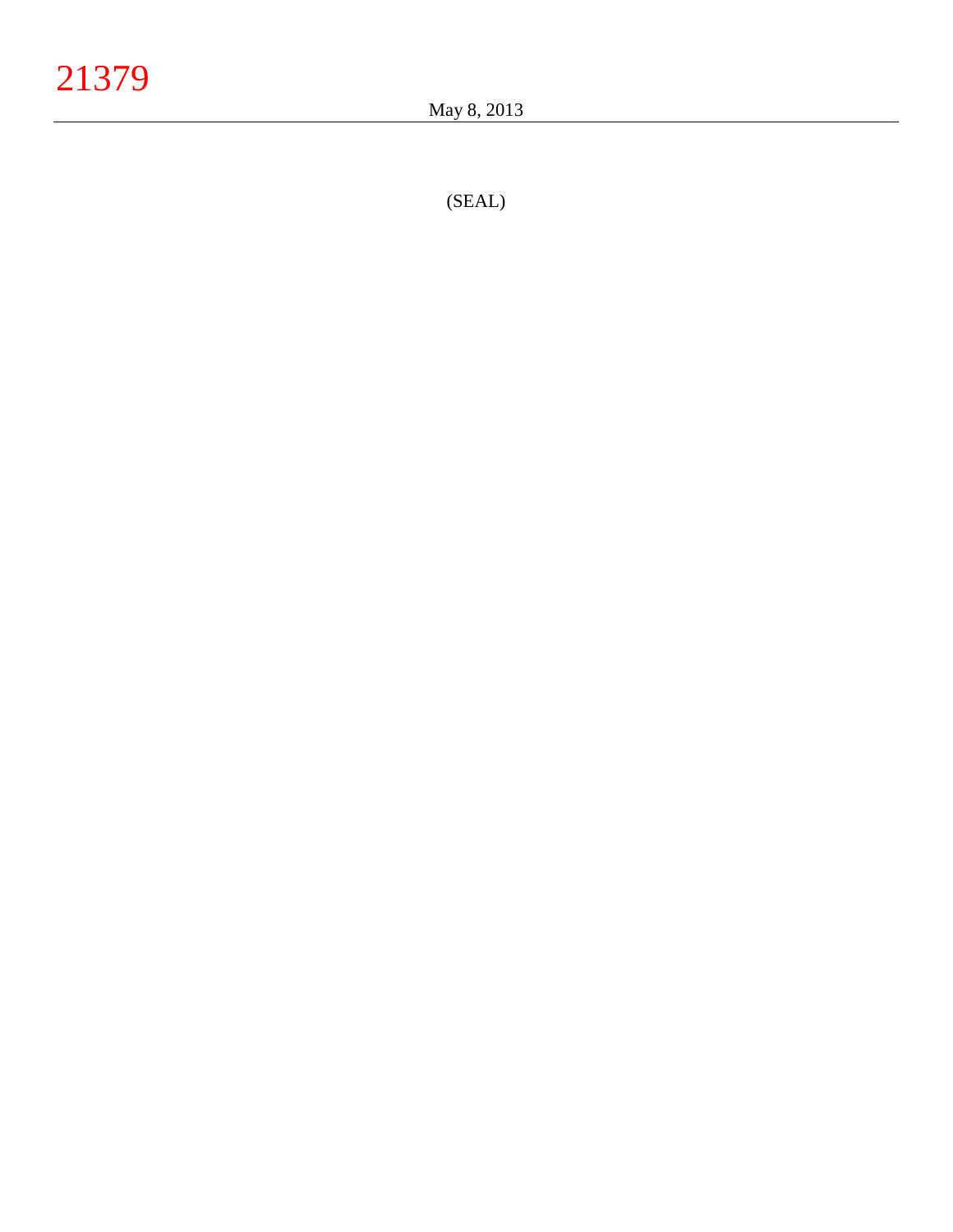(SEAL)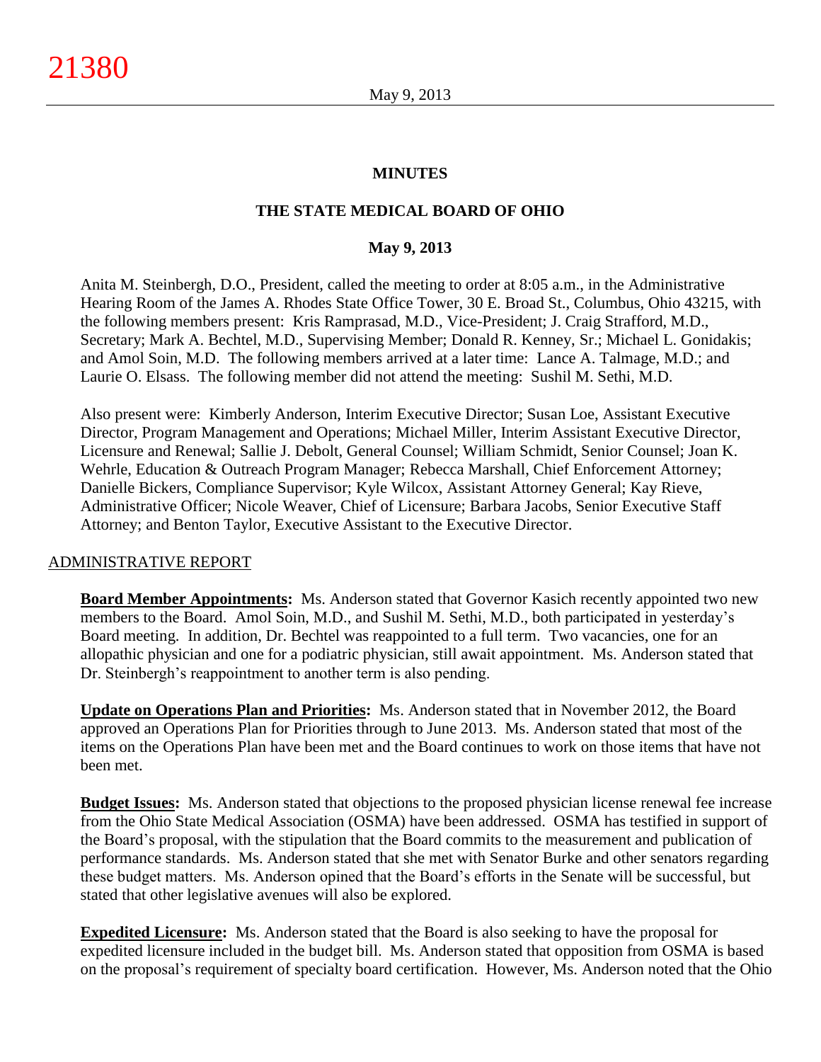# MINUTES

## THE STATE MEDICAL BOARD OF OHIO

### May 9, 2013

Anita M. Steinbergh, D.O., President, called the meeting to order at 8:05 a.m., in the Administrative Hearing Room of the James A. Rhodes State Office Tower, 30 E. Broad St., Columbus, Ohio 43215, with the following members present: Kris Ramprasad, M.D., Vice-President; J. Craig Strafford, M.D., Secretary; Mark A. Bechtel, M.D., Supervising Member; Donald R. Kenney, Sr.; Michael L. Gonidakis; and Amol Soin, M.D. The following members arrived at a later time: Lance A. Talmage, M.D.; and Laurie O. Elsass. The following member did not attend the meeting: Sushil M. Sethi, M.D.

Also present were: Kimberly Anderson, Interim Executive Director; Susan Loe, Assistant Executive Director, Program Management and Operations; Michael Miller, Interim Assistant Executive Director, Licensure and Renewal; Sallie J. Debolt, General Counsel; William Schmidt, Senior Counsel; Joan K. Wehrle, Education & Outreach Program Manager; Rebecca Marshall, Chief Enforcement Attorney; Danielle Bickers, Compliance Supervisor; Kyle Wilcox, Assistant Attorney General; Kay Rieve, Administrative Officer; Nicole Weaver, Chief of Licensure; Barbara Jacobs, Senior Executive Staff Attorney; and Benton Taylor, Executive Assistant to the Executive Director.

## ADMINISTRATIVE REPORT

**Board Member Appointments:** Ms. Anderson stated that Governor Kasich recently appointed two new members to the Board. Amol Soin, M.D., and Sushil M. Sethi, M.D., both participated in yesterday's Board meeting. In addition, Dr. Bechtel was reappointed to a full term. Two vacancies, one for an allopathic physician and one for a podiatric physician, still await appointment. Ms. Anderson stated that Dr. Steinbergh's reappointment to another term is also pending.

**Update on Operations Plan and Priorities:** Ms. Anderson stated that in November 2012, the Board approved an Operations Plan for Priorities through to June 2013. Ms. Anderson stated that most of the items on the Operations Plan have been met and the Board continues to work on those items that have not been met.

**Budget Issues:** Ms. Anderson stated that objections to the proposed physician license renewal fee increase from the Ohio State Medical Association (OSMA) have been addressed. OSMA has testified in support of the Board's proposal, with the stipulation that the Board commits to the measurement and publication of performance standards. Ms. Anderson stated that she met with Senator Burke and other senators regarding these budget matters. Ms. Anderson opined that the Board's efforts in the Senate will be successful, but stated that other legislative avenues will also be explored.

**Expedited Licensure:** Ms. Anderson stated that the Board is also seeking to have the proposal for expedited licensure included in the budget bill. Ms. Anderson stated that opposition from OSMA is based on the proposal's requirement of specialty board certification. However, Ms. Anderson noted that the Ohio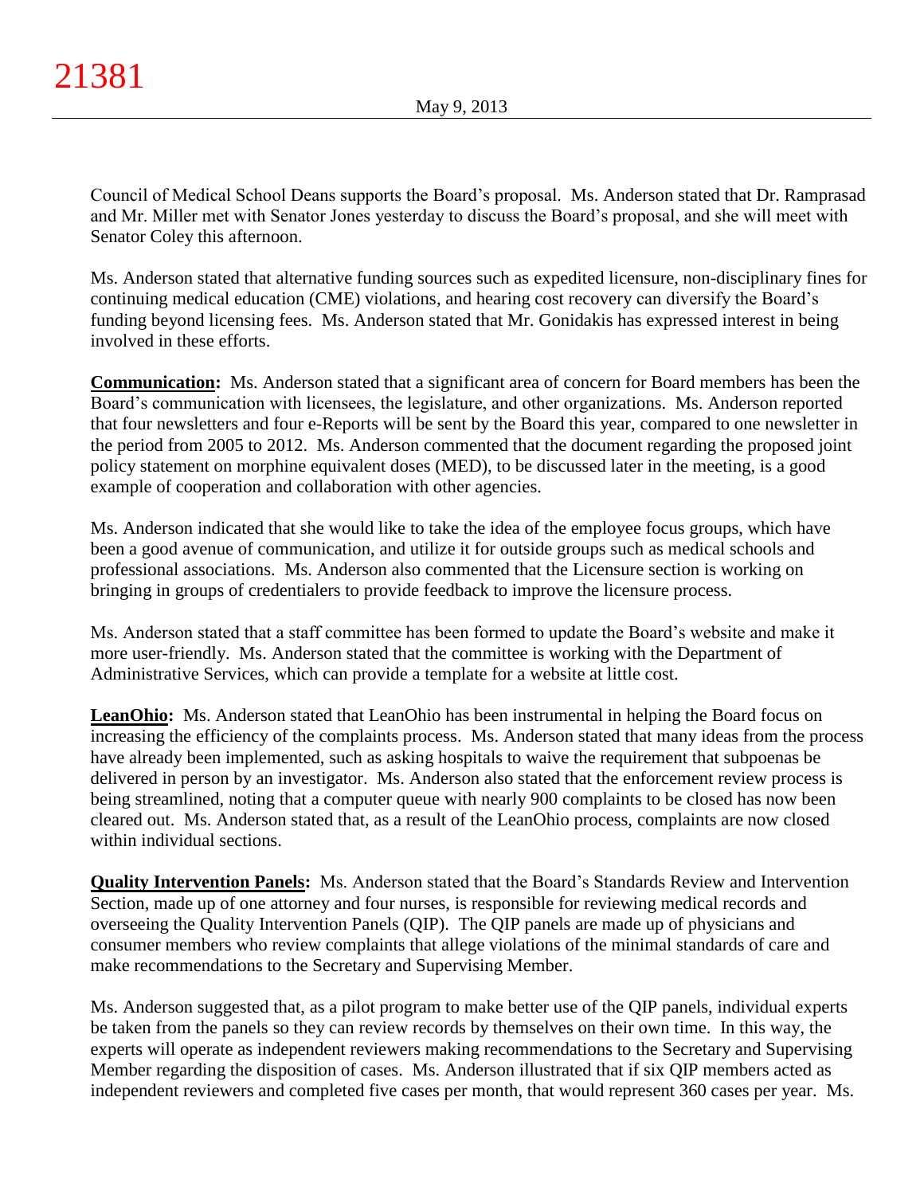Council of Medical School Deans supports the Board's proposal. Ms. Anderson stated that Dr. Ramprasad and Mr. Miller met with Senator Jones yesterday to discuss the Board's proposal, and she will meet with Senator Coley this afternoon.

Ms. Anderson stated that alternative funding sources such as expedited licensure, non-disciplinary fines for continuing medical education (CME) violations, and hearing cost recovery can diversify the Board's funding beyond licensing fees. Ms. Anderson stated that Mr. Gonidakis has expressed interest in being involved in these efforts.

**Communication:** Ms. Anderson stated that a significant area of concern for Board members has been the Board's communication with licensees, the legislature, and other organizations. Ms. Anderson reported that four newsletters and four e-Reports will be sent by the Board this year, compared to one newsletter in the period from 2005 to 2012. Ms. Anderson commented that the document regarding the proposed joint policy statement on morphine equivalent doses (MED), to be discussed later in the meeting, is a good example of cooperation and collaboration with other agencies.

Ms. Anderson indicated that she would like to take the idea of the employee focus groups, which have been a good avenue of communication, and utilize it for outside groups such as medical schools and professional associations. Ms. Anderson also commented that the Licensure section is working on bringing in groups of credentialers to provide feedback to improve the licensure process.

Ms. Anderson stated that a staff committee has been formed to update the Board's website and make it more user-friendly. Ms. Anderson stated that the committee is working with the Department of Administrative Services, which can provide a template for a website at little cost.

**LeanOhio:** Ms. Anderson stated that LeanOhio has been instrumental in helping the Board focus on increasing the efficiency of the complaints process. Ms. Anderson stated that many ideas from the process have already been implemented, such as asking hospitals to waive the requirement that subpoenas be delivered in person by an investigator. Ms. Anderson also stated that the enforcement review process is being streamlined, noting that a computer queue with nearly 900 complaints to be closed has now been cleared out. Ms. Anderson stated that, as a result of the LeanOhio process, complaints are now closed within individual sections.

**Quality Intervention Panels:** Ms. Anderson stated that the Board's Standards Review and Intervention Section, made up of one attorney and four nurses, is responsible for reviewing medical records and overseeing the Quality Intervention Panels (QIP). The QIP panels are made up of physicians and consumer members who review complaints that allege violations of the minimal standards of care and make recommendations to the Secretary and Supervising Member.

Ms. Anderson suggested that, as a pilot program to make better use of the QIP panels, individual experts be taken from the panels so they can review records by themselves on their own time. In this way, the experts will operate as independent reviewers making recommendations to the Secretary and Supervising Member regarding the disposition of cases. Ms. Anderson illustrated that if six QIP members acted as independent reviewers and completed five cases per month, that would represent 360 cases per year. Ms.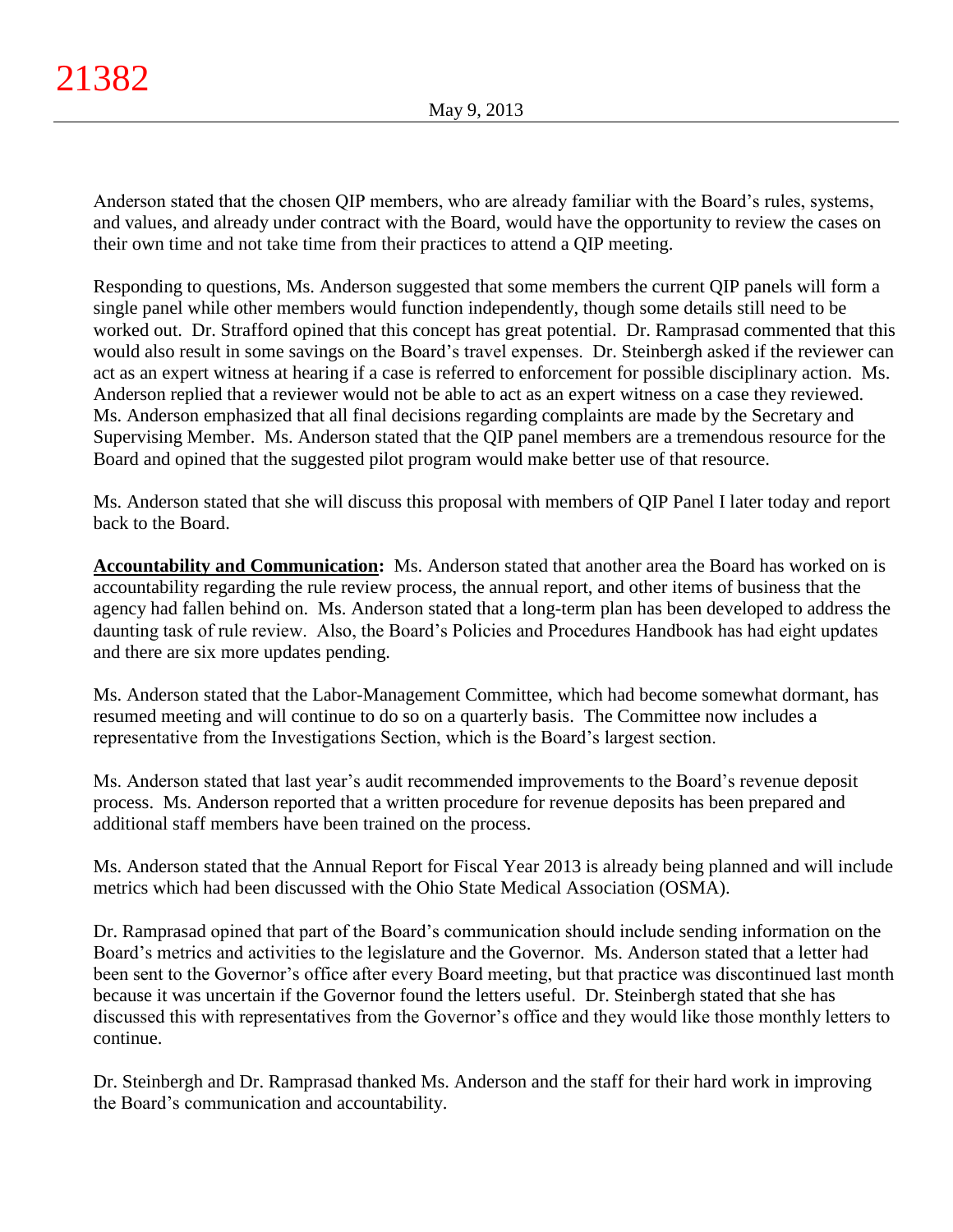Anderson stated that the chosen QIP members, who are already familiar with the Board's rules, systems, and values, and already under contract with the Board, would have the opportunity to review the cases on their own time and not take time from their practices to attend a QIP meeting.

Responding to questions, Ms. Anderson suggested that some members the current QIP panels will form a single panel while other members would function independently, though some details still need to be worked out. Dr. Strafford opined that this concept has great potential. Dr. Ramprasad commented that this would also result in some savings on the Board's travel expenses. Dr. Steinbergh asked if the reviewer can act as an expert witness at hearing if a case is referred to enforcement for possible disciplinary action. Ms. Anderson replied that a reviewer would not be able to act as an expert witness on a case they reviewed. Ms. Anderson emphasized that all final decisions regarding complaints are made by the Secretary and Supervising Member. Ms. Anderson stated that the QIP panel members are a tremendous resource for the Board and opined that the suggested pilot program would make better use of that resource.

Ms. Anderson stated that she will discuss this proposal with members of QIP Panel I later today and report back to the Board.

**Accountability and Communication:** Ms. Anderson stated that another area the Board has worked on is accountability regarding the rule review process, the annual report, and other items of business that the agency had fallen behind on. Ms. Anderson stated that a long-term plan has been developed to address the daunting task of rule review. Also, the Board's Policies and Procedures Handbook has had eight updates and there are six more updates pending.

Ms. Anderson stated that the Labor-Management Committee, which had become somewhat dormant, has resumed meeting and will continue to do so on a quarterly basis. The Committee now includes a representative from the Investigations Section, which is the Board's largest section.

Ms. Anderson stated that last year's audit recommended improvements to the Board's revenue deposit process. Ms. Anderson reported that a written procedure for revenue deposits has been prepared and additional staff members have been trained on the process.

Ms. Anderson stated that the Annual Report for Fiscal Year 2013 is already being planned and will include metrics which had been discussed with the Ohio State Medical Association (OSMA).

Dr. Ramprasad opined that part of the Board's communication should include sending information on the Board's metrics and activities to the legislature and the Governor. Ms. Anderson stated that a letter had been sent to the Governor's office after every Board meeting, but that practice was discontinued last month because it was uncertain if the Governor found the letters useful. Dr. Steinbergh stated that she has discussed this with representatives from the Governor's office and they would like those monthly letters to continue.

Dr. Steinbergh and Dr. Ramprasad thanked Ms. Anderson and the staff for their hard work in improving the Board's communication and accountability.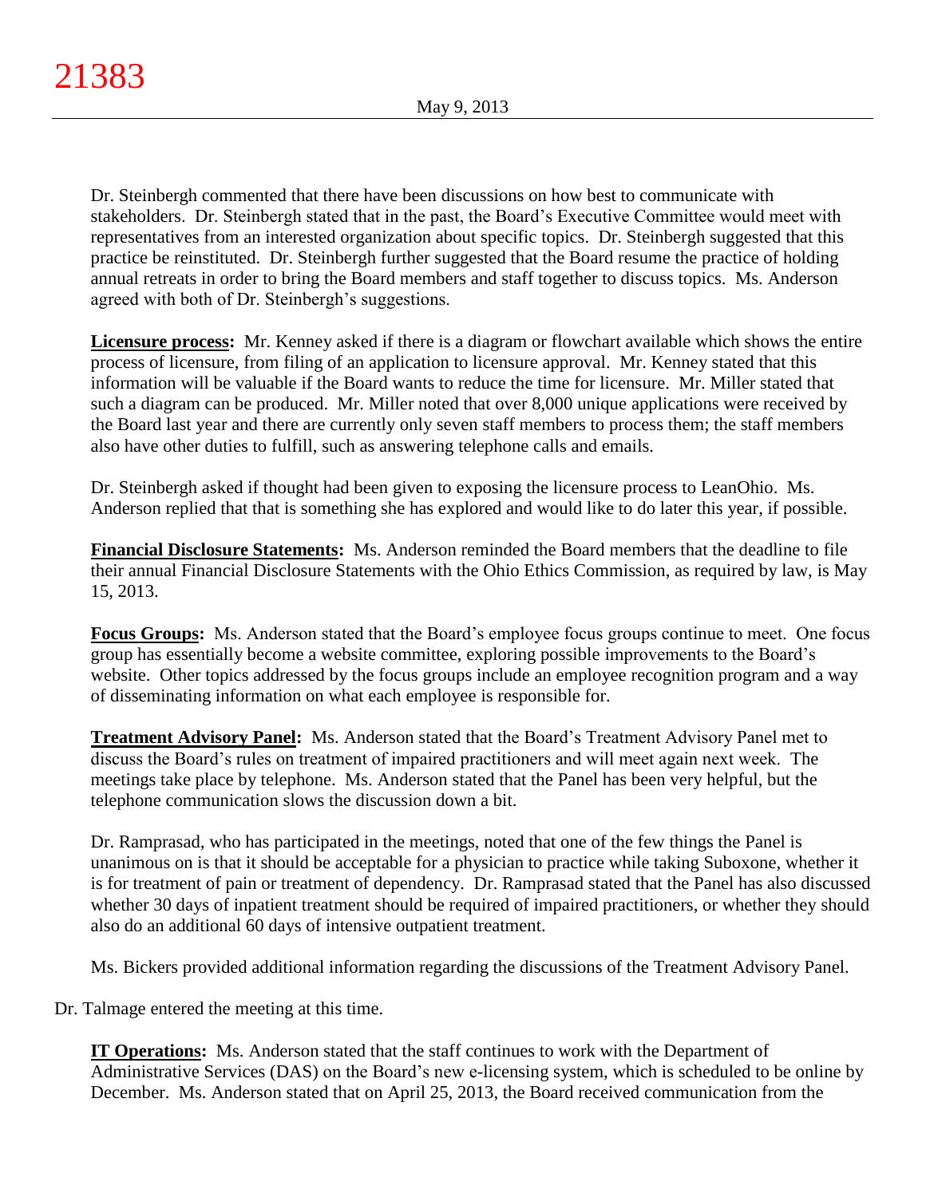Dr. Steinbergh commented that there have been discussions on how best to communicate with stakeholders. Dr. Steinbergh stated that in the past, the Board's Executive Committee would meet with representatives from an interested organization about specific topics. Dr. Steinbergh suggested that this practice be reinstituted. Dr. Steinbergh further suggested that the Board resume the practice of holding annual retreats in order to bring the Board members and staff together to discuss topics. Ms. Anderson agreed with both of Dr. Steinbergh's suggestions.

**Licensure process:** Mr. Kenney asked if there is a diagram or flowchart available which shows the entire process of licensure, from filing of an application to licensure approval. Mr. Kenney stated that this information will be valuable if the Board wants to reduce the time for licensure. Mr. Miller stated that such a diagram can be produced. Mr. Miller noted that over 8,000 unique applications were received by the Board last year and there are currently only seven staff members to process them; the staff members also have other duties to fulfill, such as answering telephone calls and emails.

Dr. Steinbergh asked if thought had been given to exposing the licensure process to LeanOhio. Ms. Anderson replied that that is something she has explored and would like to do later this year, if possible.

**Financial Disclosure Statements:** Ms. Anderson reminded the Board members that the deadline to file their annual Financial Disclosure Statements with the Ohio Ethics Commission, as required by law, is May 15, 2013.

**Focus Groups:** Ms. Anderson stated that the Board's employee focus groups continue to meet. One focus group has essentially become a website committee, exploring possible improvements to the Board's website. Other topics addressed by the focus groups include an employee recognition program and a way of disseminating information on what each employee is responsible for.

**Treatment Advisory Panel:** Ms. Anderson stated that the Board's Treatment Advisory Panel met to discuss the Board's rules on treatment of impaired practitioners and will meet again next week. The meetings take place by telephone. Ms. Anderson stated that the Panel has been very helpful, but the telephone communication slows the discussion down a bit.

Dr. Ramprasad, who has participated in the meetings, noted that one of the few things the Panel is unanimous on is that it should be acceptable for a physician to practice while taking Suboxone, whether it is for treatment of pain or treatment of dependency. Dr. Ramprasad stated that the Panel has also discussed whether 30 days of inpatient treatment should be required of impaired practitioners, or whether they should also do an additional 60 days of intensive outpatient treatment.

Ms. Bickers provided additional information regarding the discussions of the Treatment Advisory Panel.

Dr. Talmage entered the meeting at this time.

**IT Operations:** Ms. Anderson stated that the staff continues to work with the Department of Administrative Services (DAS) on the Board's new e-licensing system, which is scheduled to be online by December. Ms. Anderson stated that on April 25, 2013, the Board received communication from the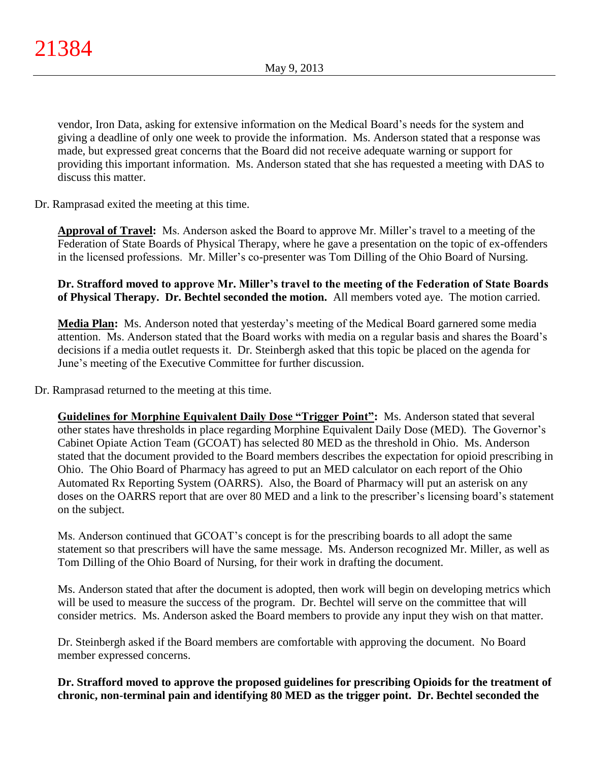vendor, Iron Data, asking for extensive information on the Medical Board's needs for the system and giving a deadline of only one week to provide the information. Ms. Anderson stated that a response was made, but expressed great concerns that the Board did not receive adequate warning or support for providing this important information. Ms. Anderson stated that she has requested a meeting with DAS to discuss this matter.

Dr. Ramprasad exited the meeting at this time.

**Approval of Travel:** Ms. Anderson asked the Board to approve Mr. Miller's travel to a meeting of the Federation of State Boards of Physical Therapy, where he gave a presentation on the topic of ex-offenders in the licensed professions. Mr. Miller's co-presenter was Tom Dilling of the Ohio Board of Nursing.

**Dr. Strafford moved to approve Mr. Miller's travel to the meeting of the Federation of State Boards of Physical Therapy. Dr. Bechtel seconded the motion.** All members voted aye. The motion carried.

**Media Plan:** Ms. Anderson noted that yesterday's meeting of the Medical Board garnered some media attention. Ms. Anderson stated that the Board works with media on a regular basis and shares the Board's decisions if a media outlet requests it. Dr. Steinbergh asked that this topic be placed on the agenda for June's meeting of the Executive Committee for further discussion.

Dr. Ramprasad returned to the meeting at this time.

**Guidelines for Morphine Equivalent Daily Dose "Trigger Point":** Ms. Anderson stated that several other states have thresholds in place regarding Morphine Equivalent Daily Dose (MED). The Governor's Cabinet Opiate Action Team (GCOAT) has selected 80 MED as the threshold in Ohio. Ms. Anderson stated that the document provided to the Board members describes the expectation for opioid prescribing in Ohio. The Ohio Board of Pharmacy has agreed to put an MED calculator on each report of the Ohio Automated Rx Reporting System (OARRS). Also, the Board of Pharmacy will put an asterisk on any doses on the OARRS report that are over 80 MED and a link to the prescriber's licensing board's statement on the subject.

Ms. Anderson continued that GCOAT's concept is for the prescribing boards to all adopt the same statement so that prescribers will have the same message. Ms. Anderson recognized Mr. Miller, as well as Tom Dilling of the Ohio Board of Nursing, for their work in drafting the document.

Ms. Anderson stated that after the document is adopted, then work will begin on developing metrics which will be used to measure the success of the program. Dr. Bechtel will serve on the committee that will consider metrics. Ms. Anderson asked the Board members to provide any input they wish on that matter.

Dr. Steinbergh asked if the Board members are comfortable with approving the document. No Board member expressed concerns.

**Dr. Strafford moved to approve the proposed guidelines for prescribing Opioids for the treatment of chronic, non-terminal pain and identifying 80 MED as the trigger point. Dr. Bechtel seconded the**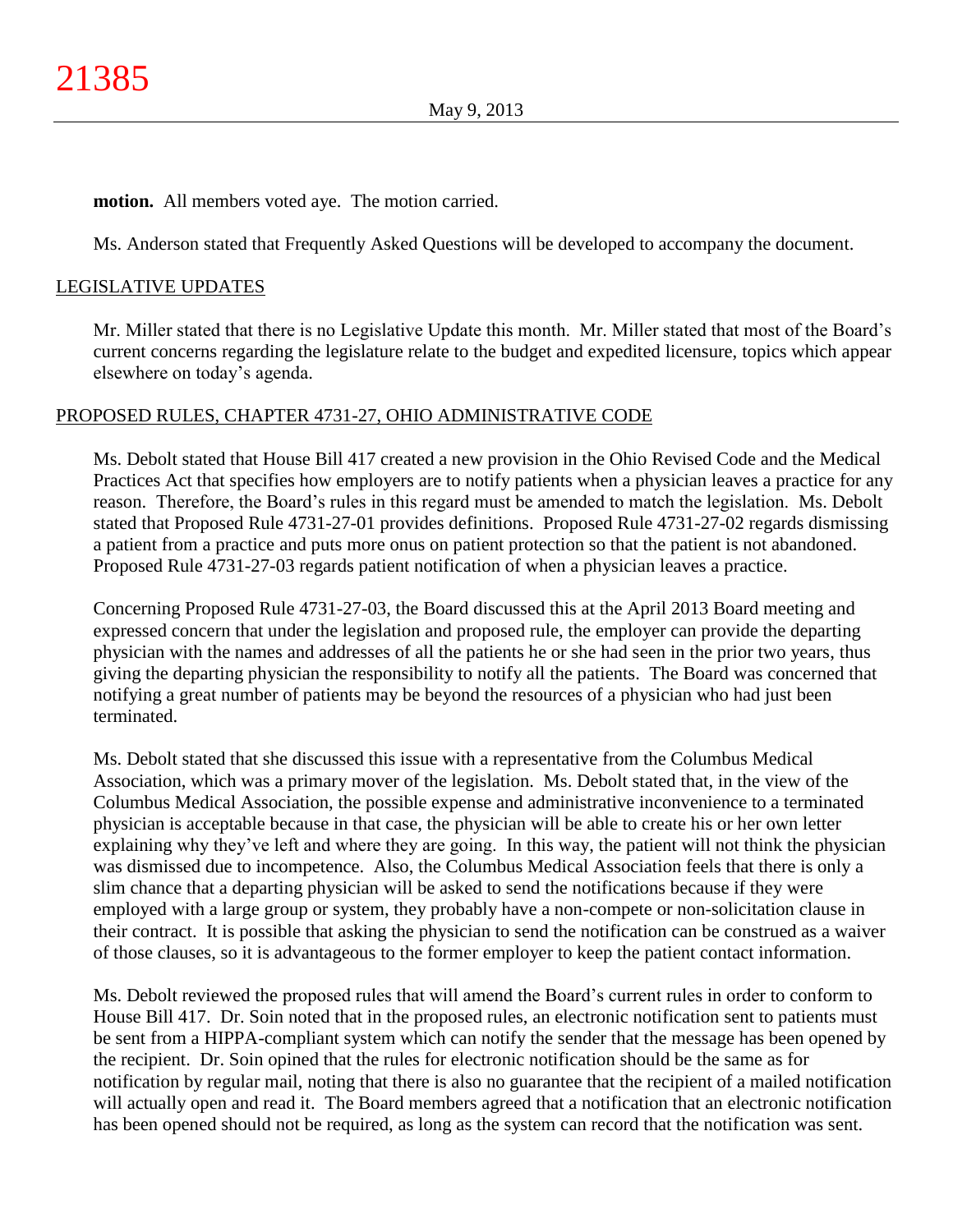**motion.** All members voted aye. The motion carried.

Ms. Anderson stated that Frequently Asked Questions will be developed to accompany the document.

## LEGISLATIVE UPDATES

Mr. Miller stated that there is no Legislative Update this month. Mr. Miller stated that most of the Board's current concerns regarding the legislature relate to the budget and expedited licensure, topics which appear elsewhere on today's agenda.

## PROPOSED RULES, CHAPTER 4731-27, OHIO ADMINISTRATIVE CODE

Ms. Debolt stated that House Bill 417 created a new provision in the Ohio Revised Code and the Medical Practices Act that specifies how employers are to notify patients when a physician leaves a practice for any reason. Therefore, the Board's rules in this regard must be amended to match the legislation. Ms. Debolt stated that Proposed Rule 4731-27-01 provides definitions. Proposed Rule 4731-27-02 regards dismissing a patient from a practice and puts more onus on patient protection so that the patient is not abandoned. Proposed Rule 4731-27-03 regards patient notification of when a physician leaves a practice.

Concerning Proposed Rule 4731-27-03, the Board discussed this at the April 2013 Board meeting and expressed concern that under the legislation and proposed rule, the employer can provide the departing physician with the names and addresses of all the patients he or she had seen in the prior two years, thus giving the departing physician the responsibility to notify all the patients. The Board was concerned that notifying a great number of patients may be beyond the resources of a physician who had just been terminated.

Ms. Debolt stated that she discussed this issue with a representative from the Columbus Medical Association, which was a primary mover of the legislation. Ms. Debolt stated that, in the view of the Columbus Medical Association, the possible expense and administrative inconvenience to a terminated physician is acceptable because in that case, the physician will be able to create his or her own letter explaining why they've left and where they are going. In this way, the patient will not think the physician was dismissed due to incompetence. Also, the Columbus Medical Association feels that there is only a slim chance that a departing physician will be asked to send the notifications because if they were employed with a large group or system, they probably have a non-compete or non-solicitation clause in their contract. It is possible that asking the physician to send the notification can be construed as a waiver of those clauses, so it is advantageous to the former employer to keep the patient contact information.

Ms. Debolt reviewed the proposed rules that will amend the Board's current rules in order to conform to House Bill 417. Dr. Soin noted that in the proposed rules, an electronic notification sent to patients must be sent from a HIPPA-compliant system which can notify the sender that the message has been opened by the recipient. Dr. Soin opined that the rules for electronic notification should be the same as for notification by regular mail, noting that there is also no guarantee that the recipient of a mailed notification will actually open and read it. The Board members agreed that a notification that an electronic notification has been opened should not be required, as long as the system can record that the notification was sent.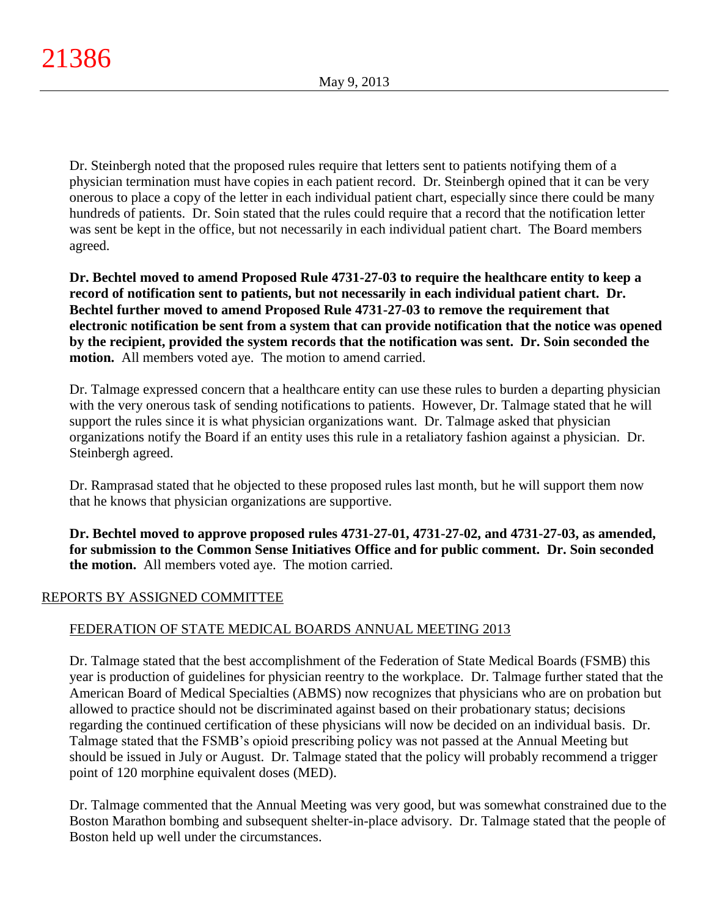Dr. Steinbergh noted that the proposed rules require that letters sent to patients notifying them of a physician termination must have copies in each patient record. Dr. Steinbergh opined that it can be very onerous to place a copy of the letter in each individual patient chart, especially since there could be many hundreds of patients. Dr. Soin stated that the rules could require that a record that the notification letter was sent be kept in the office, but not necessarily in each individual patient chart. The Board members agreed.

**Dr. Bechtel moved to amend Proposed Rule 4731-27-03 to require the healthcare entity to keep a record of notification sent to patients, but not necessarily in each individual patient chart. Dr. Bechtel further moved to amend Proposed Rule 4731-27-03 to remove the requirement that electronic notification be sent from a system that can provide notification that the notice was opened by the recipient, provided the system records that the notification was sent. Dr. Soin seconded the motion.** All members voted aye. The motion to amend carried.

Dr. Talmage expressed concern that a healthcare entity can use these rules to burden a departing physician with the very onerous task of sending notifications to patients. However, Dr. Talmage stated that he will support the rules since it is what physician organizations want. Dr. Talmage asked that physician organizations notify the Board if an entity uses this rule in a retaliatory fashion against a physician. Dr. Steinbergh agreed.

Dr. Ramprasad stated that he objected to these proposed rules last month, but he will support them now that he knows that physician organizations are supportive.

**Dr. Bechtel moved to approve proposed rules 4731-27-01, 4731-27-02, and 4731-27-03, as amended, for submission to the Common Sense Initiatives Office and for public comment. Dr. Soin seconded the motion.** All members voted aye. The motion carried.

## REPORTS BY ASSIGNED COMMITTEE

### FEDERATION OF STATE MEDICAL BOARDS ANNUAL MEETING 2013

Dr. Talmage stated that the best accomplishment of the Federation of State Medical Boards (FSMB) this year is production of guidelines for physician reentry to the workplace. Dr. Talmage further stated that the American Board of Medical Specialties (ABMS) now recognizes that physicians who are on probation but allowed to practice should not be discriminated against based on their probationary status; decisions regarding the continued certification of these physicians will now be decided on an individual basis. Dr. Talmage stated that the FSMB's opioid prescribing policy was not passed at the Annual Meeting but should be issued in July or August. Dr. Talmage stated that the policy will probably recommend a trigger point of 120 morphine equivalent doses (MED).

Dr. Talmage commented that the Annual Meeting was very good, but was somewhat constrained due to the Boston Marathon bombing and subsequent shelter-in-place advisory. Dr. Talmage stated that the people of Boston held up well under the circumstances.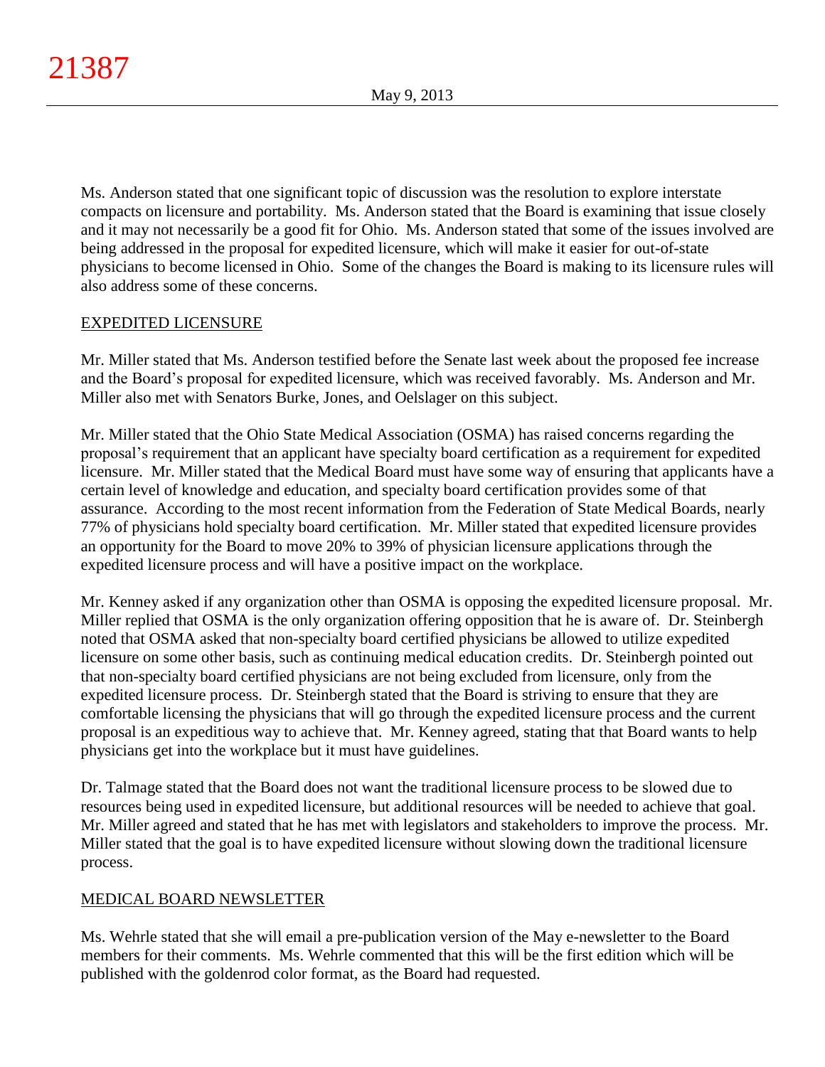Ms. Anderson stated that one significant topic of discussion was the resolution to explore interstate compacts on licensure and portability. Ms. Anderson stated that the Board is examining that issue closely and it may not necessarily be a good fit for Ohio. Ms. Anderson stated that some of the issues involved are being addressed in the proposal for expedited licensure, which will make it easier for out-of-state physicians to become licensed in Ohio. Some of the changes the Board is making to its licensure rules will also address some of these concerns.

## EXPEDITED LICENSURE

Mr. Miller stated that Ms. Anderson testified before the Senate last week about the proposed fee increase and the Board's proposal for expedited licensure, which was received favorably. Ms. Anderson and Mr. Miller also met with Senators Burke, Jones, and Oelslager on this subject.

Mr. Miller stated that the Ohio State Medical Association (OSMA) has raised concerns regarding the proposal's requirement that an applicant have specialty board certification as a requirement for expedited licensure. Mr. Miller stated that the Medical Board must have some way of ensuring that applicants have a certain level of knowledge and education, and specialty board certification provides some of that assurance. According to the most recent information from the Federation of State Medical Boards, nearly 77% of physicians hold specialty board certification. Mr. Miller stated that expedited licensure provides an opportunity for the Board to move 20% to 39% of physician licensure applications through the expedited licensure process and will have a positive impact on the workplace.

Mr. Kenney asked if any organization other than OSMA is opposing the expedited licensure proposal. Mr. Miller replied that OSMA is the only organization offering opposition that he is aware of. Dr. Steinbergh noted that OSMA asked that non-specialty board certified physicians be allowed to utilize expedited licensure on some other basis, such as continuing medical education credits. Dr. Steinbergh pointed out that non-specialty board certified physicians are not being excluded from licensure, only from the expedited licensure process. Dr. Steinbergh stated that the Board is striving to ensure that they are comfortable licensing the physicians that will go through the expedited licensure process and the current proposal is an expeditious way to achieve that. Mr. Kenney agreed, stating that that Board wants to help physicians get into the workplace but it must have guidelines.

Dr. Talmage stated that the Board does not want the traditional licensure process to be slowed due to resources being used in expedited licensure, but additional resources will be needed to achieve that goal. Mr. Miller agreed and stated that he has met with legislators and stakeholders to improve the process. Mr. Miller stated that the goal is to have expedited licensure without slowing down the traditional licensure process.

## MEDICAL BOARD NEWSLETTER

Ms. Wehrle stated that she will email a pre-publication version of the May e-newsletter to the Board members for their comments. Ms. Wehrle commented that this will be the first edition which will be published with the goldenrod color format, as the Board had requested.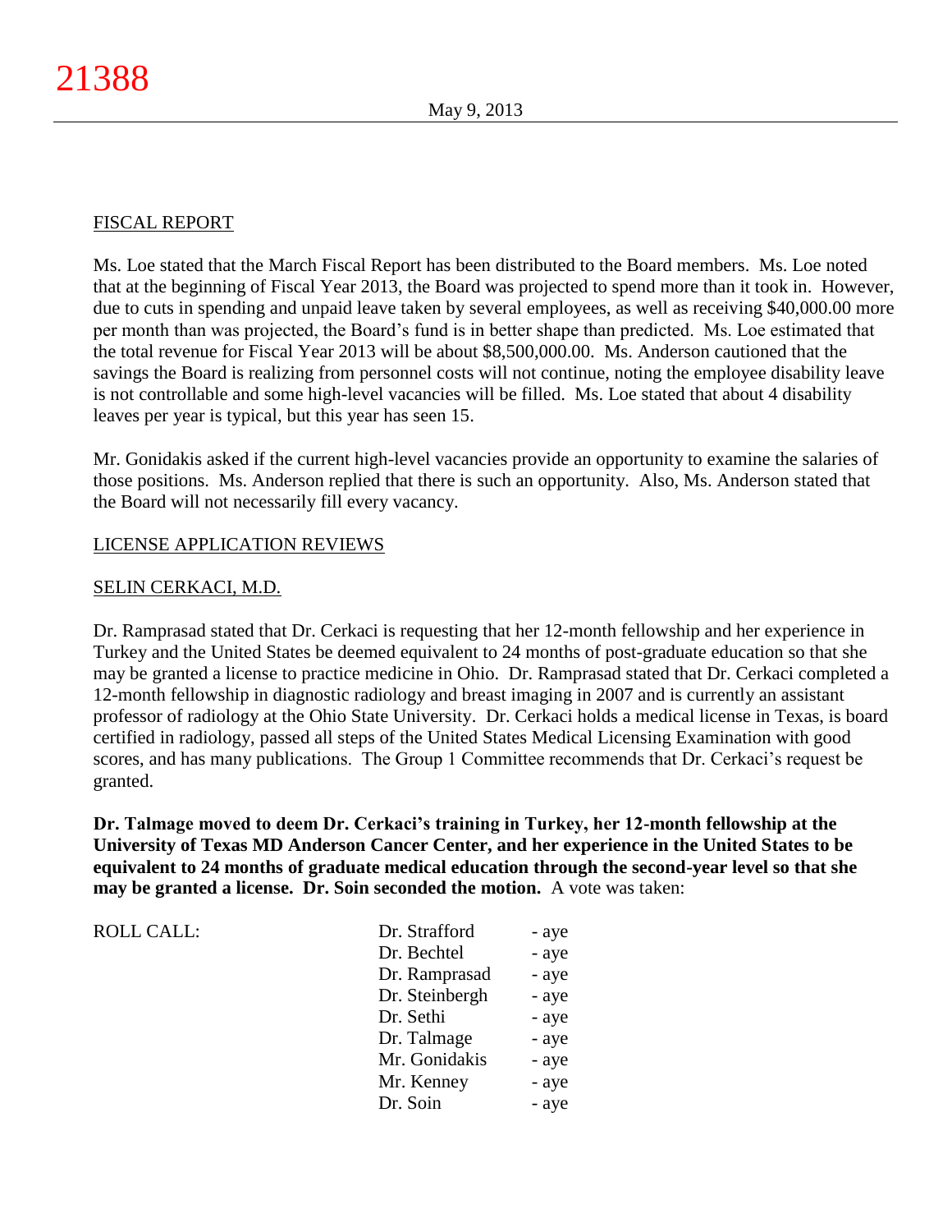## FISCAL REPORT

Ms. Loe stated that the March Fiscal Report has been distributed to the Board members. Ms. Loe noted that at the beginning of Fiscal Year 2013, the Board was projected to spend more than it took in. However, due to cuts in spending and unpaid leave taken by several employees, as well as receiving $40,000.00 more per month than was projected, the Board's fund is in better shape than predicted. Ms. Loe estimated that the total revenue for Fiscal Year 2013 will be about $8,500,000.00. Ms. Anderson cautioned that the savings the Board is realizing from personnel costs will not continue, noting the employee disability leave is not controllable and some high-level vacancies will be filled. Ms. Loe stated that about 4 disability leaves per year is typical, but this year has seen 15.

Mr. Gonidakis asked if the current high-level vacancies provide an opportunity to examine the salaries of those positions. Ms. Anderson replied that there is such an opportunity. Also, Ms. Anderson stated that the Board will not necessarily fill every vacancy.

## LICENSE APPLICATION REVIEWS

### SELIN CERKACI, M.D.

Dr. Ramprasad stated that Dr. Cerkaci is requesting that her 12-month fellowship and her experience in Turkey and the United States be deemed equivalent to 24 months of post-graduate education so that she may be granted a license to practice medicine in Ohio. Dr. Ramprasad stated that Dr. Cerkaci completed a 12-month fellowship in diagnostic radiology and breast imaging in 2007 and is currently an assistant professor of radiology at the Ohio State University. Dr. Cerkaci holds a medical license in Texas, is board certified in radiology, passed all steps of the United States Medical Licensing Examination with good scores, and has many publications. The Group 1 Committee recommends that Dr. Cerkaci's request be granted.

**Dr. Talmage moved to deem Dr. Cerkaci's training in Turkey, her 12-month fellowship at the University of Texas MD Anderson Cancer Center, and her experience in the United States to be equivalent to 24 months of graduate medical education through the second-year level so that she may be granted a license. Dr. Soin seconded the motion.** A vote was taken:

| ROLL CALL: | | |
|---|---|---|
| | Dr. Strafford | - aye |
| | Dr. Bechtel | - aye |
| | Dr. Ramprasad | - aye |
| | Dr. Steinbergh | - aye |
| | Dr. Sethi | - aye |
| | Dr. Talmage | - aye |
| | Mr. Gonidakis | - aye |
| | Mr. Kenney | - aye |
| | Dr. Soin | - aye |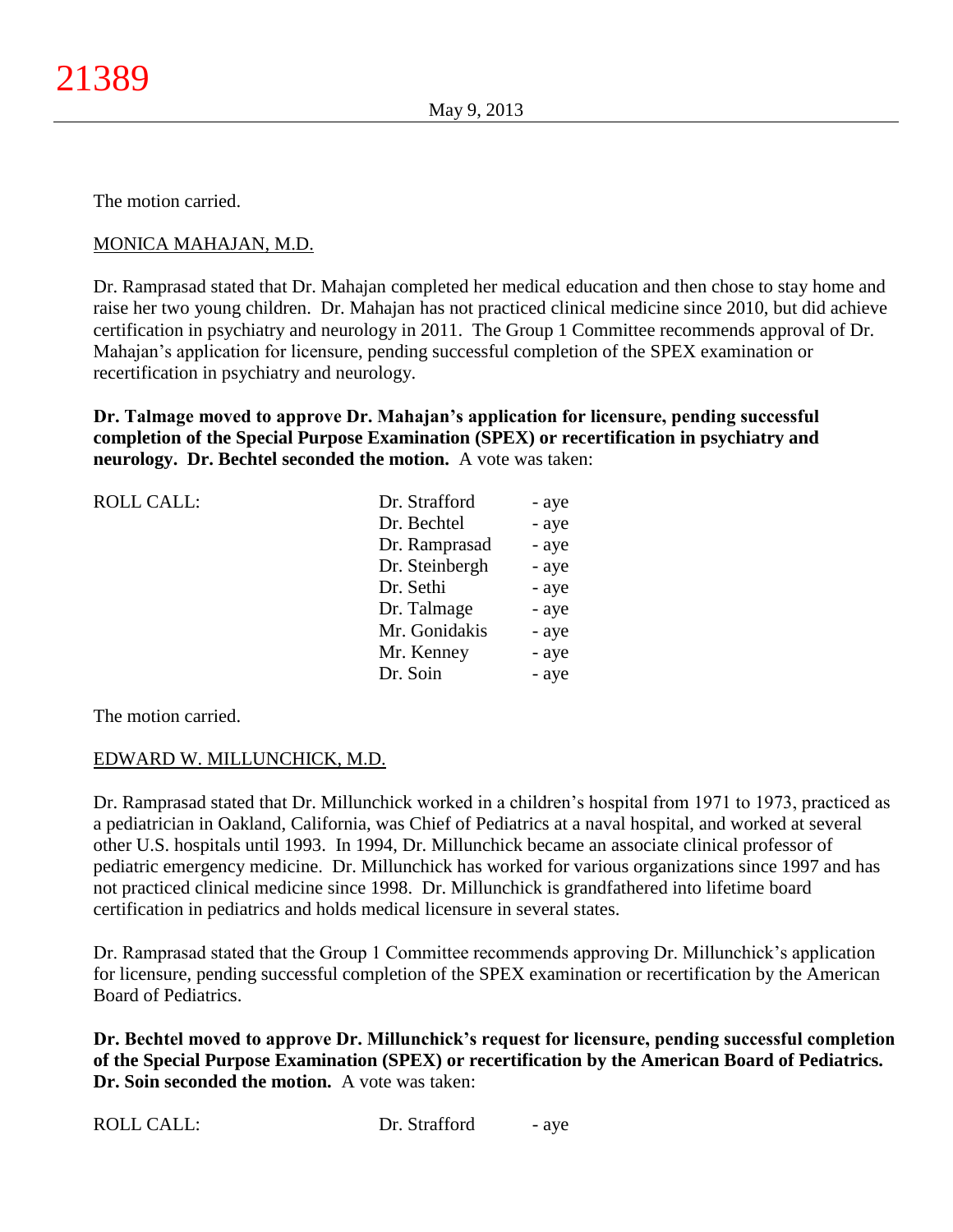The motion carried.

MONICA MAHAJAN, M.D.

Dr. Ramprasad stated that Dr. Mahajan completed her medical education and then chose to stay home and raise her two young children. Dr. Mahajan has not practiced clinical medicine since 2010, but did achieve certification in psychiatry and neurology in 2011. The Group 1 Committee recommends approval of Dr. Mahajan's application for licensure, pending successful completion of the SPEX examination or recertification in psychiatry and neurology.

**Dr. Talmage moved to approve Dr. Mahajan's application for licensure, pending successful completion of the Special Purpose Examination (SPEX) or recertification in psychiatry and neurology. Dr. Bechtel seconded the motion.** A vote was taken:

| ROLL CALL: | | |
|---|---|---|
| | Dr. Strafford | - aye |
| | Dr. Bechtel | - aye |
| | Dr. Ramprasad | - aye |
| | Dr. Steinbergh | - aye |
| | Dr. Sethi | - aye |
| | Dr. Talmage | - aye |
| | Mr. Gonidakis | - aye |
| | Mr. Kenney | - aye |
| | Dr. Soin | - aye |

The motion carried.

EDWARD W. MILLUNCHICK, M.D.

Dr. Ramprasad stated that Dr. Millunchick worked in a children's hospital from 1971 to 1973, practiced as a pediatrician in Oakland, California, was Chief of Pediatrics at a naval hospital, and worked at several other U.S. hospitals until 1993. In 1994, Dr. Millunchick became an associate clinical professor of pediatric emergency medicine. Dr. Millunchick has worked for various organizations since 1997 and has not practiced clinical medicine since 1998. Dr. Millunchick is grandfathered into lifetime board certification in pediatrics and holds medical licensure in several states.

Dr. Ramprasad stated that the Group 1 Committee recommends approving Dr. Millunchick's application for licensure, pending successful completion of the SPEX examination or recertification by the American Board of Pediatrics.

**Dr. Bechtel moved to approve Dr. Millunchick's request for licensure, pending successful completion of the Special Purpose Examination (SPEX) or recertification by the American Board of Pediatrics. Dr. Soin seconded the motion.** A vote was taken:

| ROLL CALL: | | |
|---|---|---|
| | Dr. Strafford | - aye |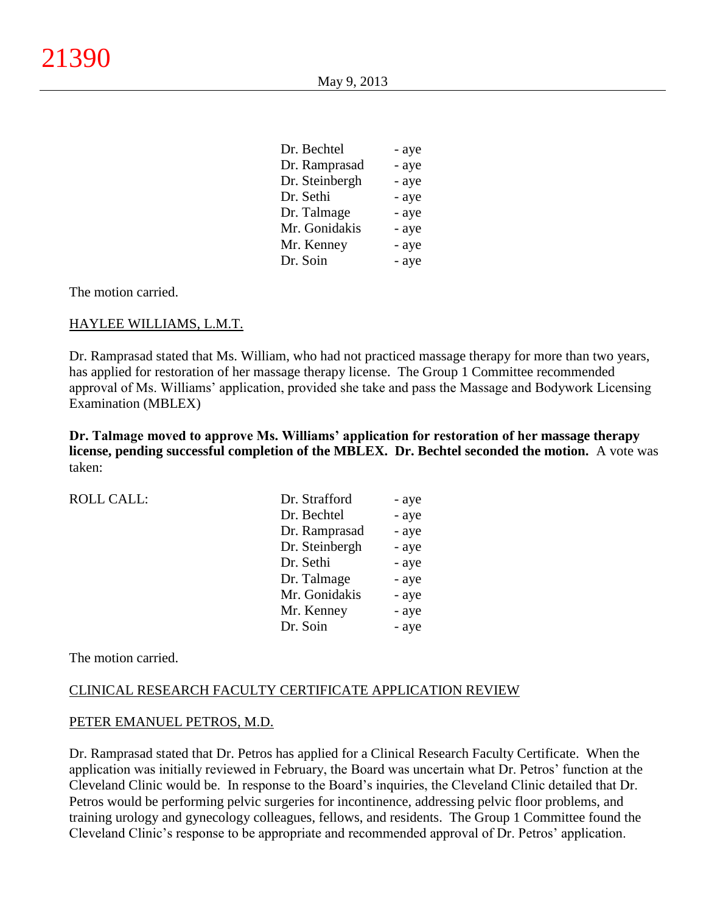| | |
|---|---|
| Dr. Bechtel | - aye |
| Dr. Ramprasad | - aye |
| Dr. Steinbergh | - aye |
| Dr. Sethi | - aye |
| Dr. Talmage | - aye |
| Mr. Gonidakis | - aye |
| Mr. Kenney | - aye |
| Dr. Soin | - aye |

The motion carried.

HAYLEE WILLIAMS, L.M.T.

Dr. Ramprasad stated that Ms. William, who had not practiced massage therapy for more than two years, has applied for restoration of her massage therapy license. The Group 1 Committee recommended approval of Ms. Williams' application, provided she take and pass the Massage and Bodywork Licensing Examination (MBLEX)

**Dr. Talmage moved to approve Ms. Williams' application for restoration of her massage therapy license, pending successful completion of the MBLEX. Dr. Bechtel seconded the motion.** A vote was taken:

| ROLL CALL: | | |
|---|---|---|
| | Dr. Strafford | - aye |
| | Dr. Bechtel | - aye |
| | Dr. Ramprasad | - aye |
| | Dr. Steinbergh | - aye |
| | Dr. Sethi | - aye |
| | Dr. Talmage | - aye |
| | Mr. Gonidakis | - aye |
| | Mr. Kenney | - aye |
| | Dr. Soin | - aye |

The motion carried.

CLINICAL RESEARCH FACULTY CERTIFICATE APPLICATION REVIEW

PETER EMANUEL PETROS, M.D.

Dr. Ramprasad stated that Dr. Petros has applied for a Clinical Research Faculty Certificate. When the application was initially reviewed in February, the Board was uncertain what Dr. Petros' function at the Cleveland Clinic would be. In response to the Board's inquiries, the Cleveland Clinic detailed that Dr. Petros would be performing pelvic surgeries for incontinence, addressing pelvic floor problems, and training urology and gynecology colleagues, fellows, and residents. The Group 1 Committee found the Cleveland Clinic's response to be appropriate and recommended approval of Dr. Petros' application.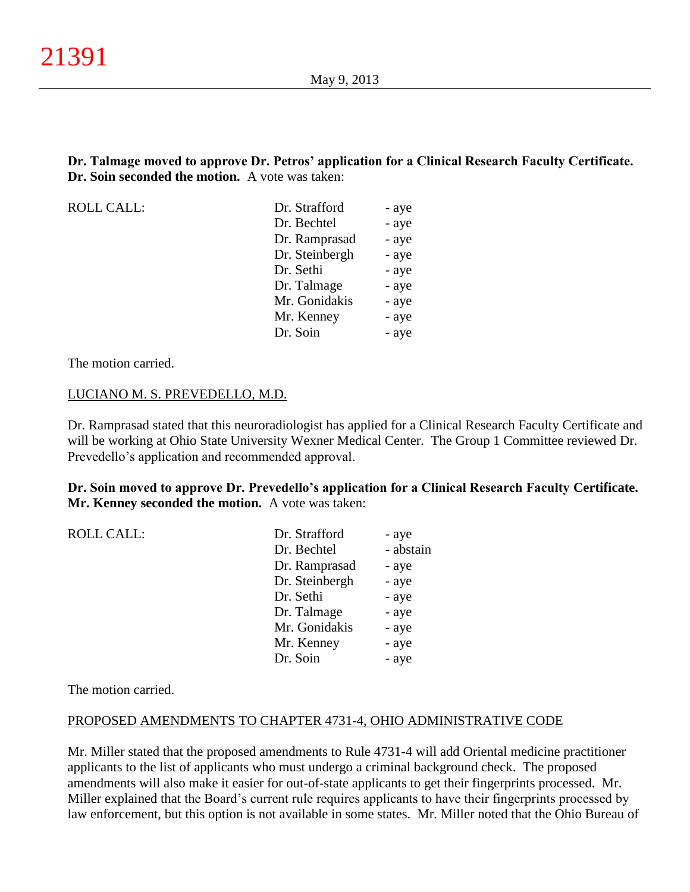**Dr. Talmage moved to approve Dr. Petros' application for a Clinical Research Faculty Certificate. Dr. Soin seconded the motion.** A vote was taken:

| ROLL CALL: | Dr. Strafford | - aye |
|---|---|---|
| | Dr. Bechtel | - aye |
| | Dr. Ramprasad | - aye |
| | Dr. Steinbergh | - aye |
| | Dr. Sethi | - aye |
| | Dr. Talmage | - aye |
| | Mr. Gonidakis | - aye |
| | Mr. Kenney | - aye |
| | Dr. Soin | - aye |

The motion carried.

LUCIANO M. S. PREVEDELLO, M.D.

Dr. Ramprasad stated that this neuroradiologist has applied for a Clinical Research Faculty Certificate and will be working at Ohio State University Wexner Medical Center. The Group 1 Committee reviewed Dr. Prevedello's application and recommended approval.

**Dr. Soin moved to approve Dr. Prevedello's application for a Clinical Research Faculty Certificate. Mr. Kenney seconded the motion.** A vote was taken:

| ROLL CALL: | Dr. Strafford | - aye |
|---|---|---|
| | Dr. Bechtel | - abstain |
| | Dr. Ramprasad | - aye |
| | Dr. Steinbergh | - aye |
| | Dr. Sethi | - aye |
| | Dr. Talmage | - aye |
| | Mr. Gonidakis | - aye |
| | Mr. Kenney | - aye |
| | Dr. Soin | - aye |

The motion carried.

PROPOSED AMENDMENTS TO CHAPTER 4731-4, OHIO ADMINISTRATIVE CODE

Mr. Miller stated that the proposed amendments to Rule 4731-4 will add Oriental medicine practitioner applicants to the list of applicants who must undergo a criminal background check. The proposed amendments will also make it easier for out-of-state applicants to get their fingerprints processed. Mr. Miller explained that the Board's current rule requires applicants to have their fingerprints processed by law enforcement, but this option is not available in some states. Mr. Miller noted that the Ohio Bureau of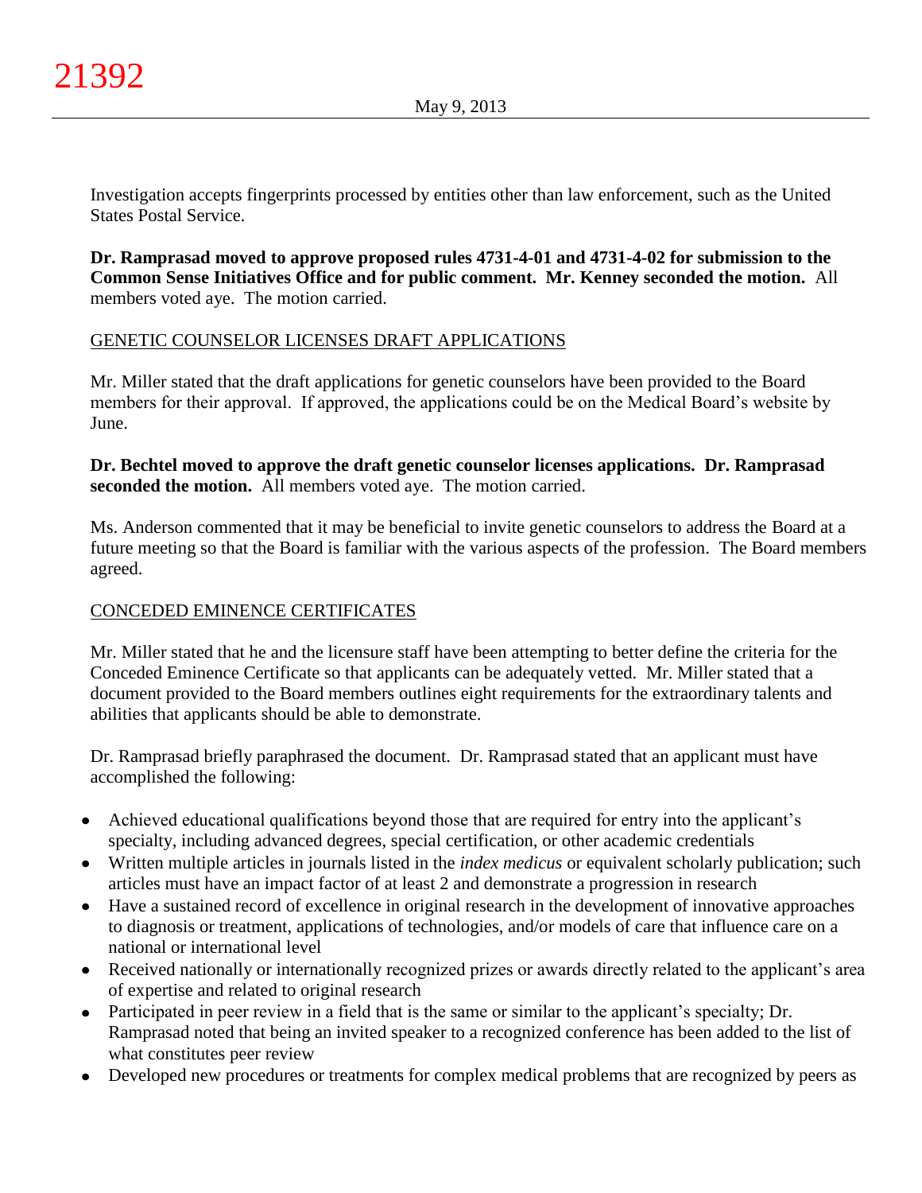Investigation accepts fingerprints processed by entities other than law enforcement, such as the United States Postal Service.

**Dr. Ramprasad moved to approve proposed rules 4731-4-01 and 4731-4-02 for submission to the Common Sense Initiatives Office and for public comment. Mr. Kenney seconded the motion.** All members voted aye. The motion carried.

GENETIC COUNSELOR LICENSES DRAFT APPLICATIONS

Mr. Miller stated that the draft applications for genetic counselors have been provided to the Board members for their approval. If approved, the applications could be on the Medical Board's website by June.

**Dr. Bechtel moved to approve the draft genetic counselor licenses applications. Dr. Ramprasad seconded the motion.** All members voted aye. The motion carried.

Ms. Anderson commented that it may be beneficial to invite genetic counselors to address the Board at a future meeting so that the Board is familiar with the various aspects of the profession. The Board members agreed.

CONCEDED EMINENCE CERTIFICATES

Mr. Miller stated that he and the licensure staff have been attempting to better define the criteria for the Conceded Eminence Certificate so that applicants can be adequately vetted. Mr. Miller stated that a document provided to the Board members outlines eight requirements for the extraordinary talents and abilities that applicants should be able to demonstrate.

Dr. Ramprasad briefly paraphrased the document. Dr. Ramprasad stated that an applicant must have accomplished the following:

- Achieved educational qualifications beyond those that are required for entry into the applicant's specialty, including advanced degrees, special certification, or other academic credentials
- Written multiple articles in journals listed in the *index medicus* or equivalent scholarly publication; such articles must have an impact factor of at least 2 and demonstrate a progression in research
- Have a sustained record of excellence in original research in the development of innovative approaches to diagnosis or treatment, applications of technologies, and/or models of care that influence care on a national or international level
- Received nationally or internationally recognized prizes or awards directly related to the applicant's area of expertise and related to original research
- Participated in peer review in a field that is the same or similar to the applicant's specialty; Dr. Ramprasad noted that being an invited speaker to a recognized conference has been added to the list of what constitutes peer review
- Developed new procedures or treatments for complex medical problems that are recognized by peers as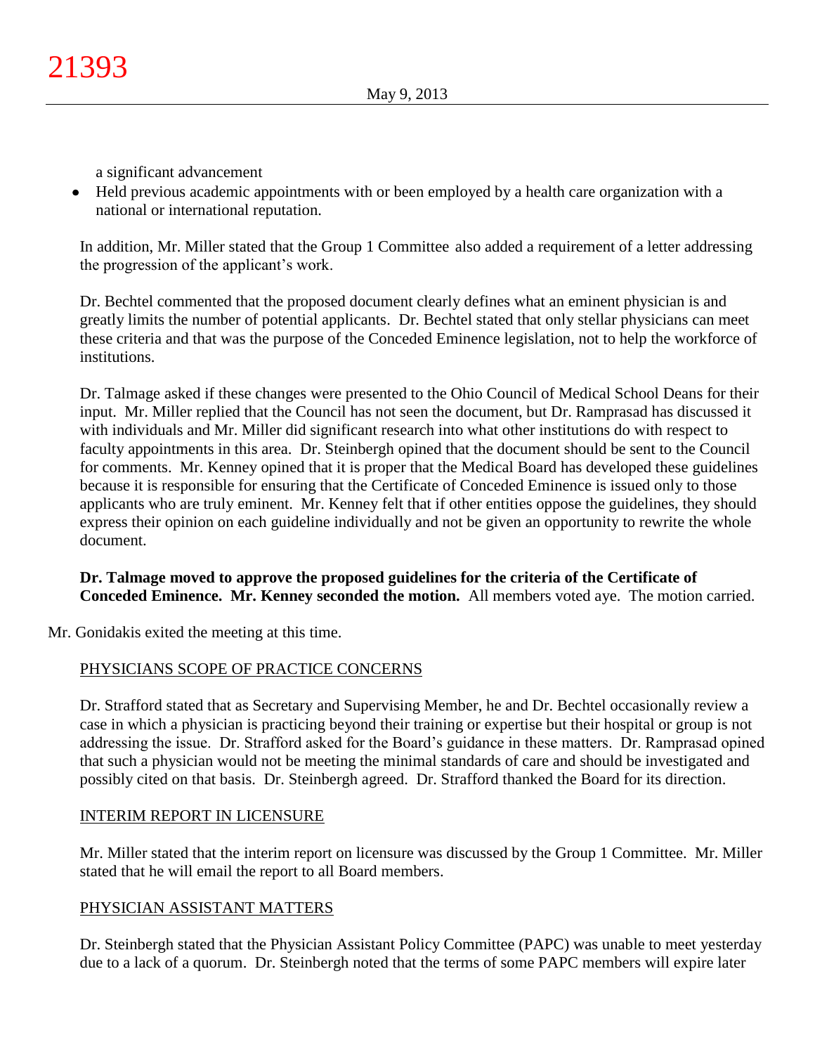a significant advancement

- Held previous academic appointments with or been employed by a health care organization with a national or international reputation.

In addition, Mr. Miller stated that the Group 1 Committee also added a requirement of a letter addressing the progression of the applicant's work.

Dr. Bechtel commented that the proposed document clearly defines what an eminent physician is and greatly limits the number of potential applicants. Dr. Bechtel stated that only stellar physicians can meet these criteria and that was the purpose of the Conceded Eminence legislation, not to help the workforce of institutions.

Dr. Talmage asked if these changes were presented to the Ohio Council of Medical School Deans for their input. Mr. Miller replied that the Council has not seen the document, but Dr. Ramprasad has discussed it with individuals and Mr. Miller did significant research into what other institutions do with respect to faculty appointments in this area. Dr. Steinbergh opined that the document should be sent to the Council for comments. Mr. Kenney opined that it is proper that the Medical Board has developed these guidelines because it is responsible for ensuring that the Certificate of Conceded Eminence is issued only to those applicants who are truly eminent. Mr. Kenney felt that if other entities oppose the guidelines, they should express their opinion on each guideline individually and not be given an opportunity to rewrite the whole document.

**Dr. Talmage moved to approve the proposed guidelines for the criteria of the Certificate of Conceded Eminence. Mr. Kenney seconded the motion.** All members voted aye. The motion carried.

Mr. Gonidakis exited the meeting at this time.

## PHYSICIANS SCOPE OF PRACTICE CONCERNS

Dr. Strafford stated that as Secretary and Supervising Member, he and Dr. Bechtel occasionally review a case in which a physician is practicing beyond their training or expertise but their hospital or group is not addressing the issue. Dr. Strafford asked for the Board's guidance in these matters. Dr. Ramprasad opined that such a physician would not be meeting the minimal standards of care and should be investigated and possibly cited on that basis. Dr. Steinbergh agreed. Dr. Strafford thanked the Board for its direction.

## INTERIM REPORT IN LICENSURE

Mr. Miller stated that the interim report on licensure was discussed by the Group 1 Committee. Mr. Miller stated that he will email the report to all Board members.

## PHYSICIAN ASSISTANT MATTERS

Dr. Steinbergh stated that the Physician Assistant Policy Committee (PAPC) was unable to meet yesterday due to a lack of a quorum. Dr. Steinbergh noted that the terms of some PAPC members will expire later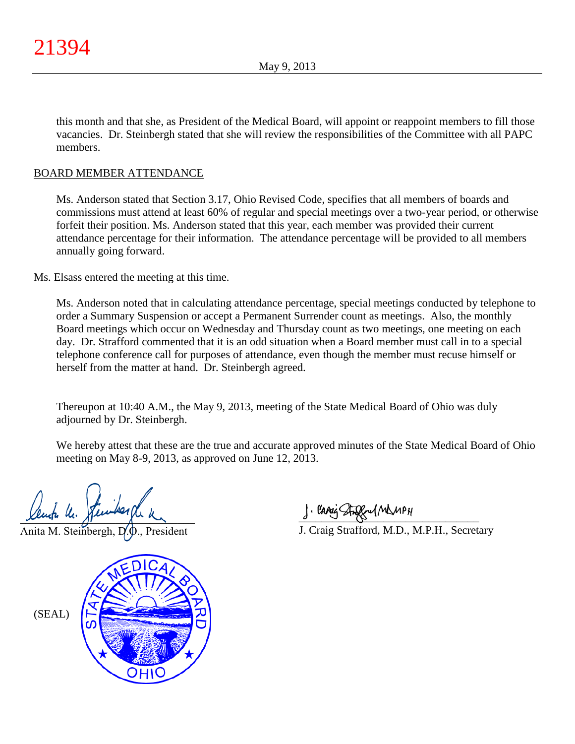this month and that she, as President of the Medical Board, will appoint or reappoint members to fill those vacancies. Dr. Steinbergh stated that she will review the responsibilities of the Committee with all PAPC members.

## BOARD MEMBER ATTENDANCE

Ms. Anderson stated that Section 3.17, Ohio Revised Code, specifies that all members of boards and commissions must attend at least 60% of regular and special meetings over a two-year period, or otherwise forfeit their position. Ms. Anderson stated that this year, each member was provided their current attendance percentage for their information. The attendance percentage will be provided to all members annually going forward.

Ms. Elsass entered the meeting at this time.

Ms. Anderson noted that in calculating attendance percentage, special meetings conducted by telephone to order a Summary Suspension or accept a Permanent Surrender count as meetings. Also, the monthly Board meetings which occur on Wednesday and Thursday count as two meetings, one meeting on each day. Dr. Strafford commented that it is an odd situation when a Board member must call in to a special telephone conference call for purposes of attendance, even though the member must recuse himself or herself from the matter at hand. Dr. Steinbergh agreed.

Thereupon at 10:40 A.M., the May 9, 2013, meeting of the State Medical Board of Ohio was duly adjourned by Dr. Steinbergh.

We hereby attest that these are the true and accurate approved minutes of the State Medical Board of Ohio meeting on May 8-9, 2013, as approved on June 12, 2013.

Anita M. Steinbergh, D.O., President

J. Craig Strafford, M.D., M.P.H., Secretary

(SEAL)